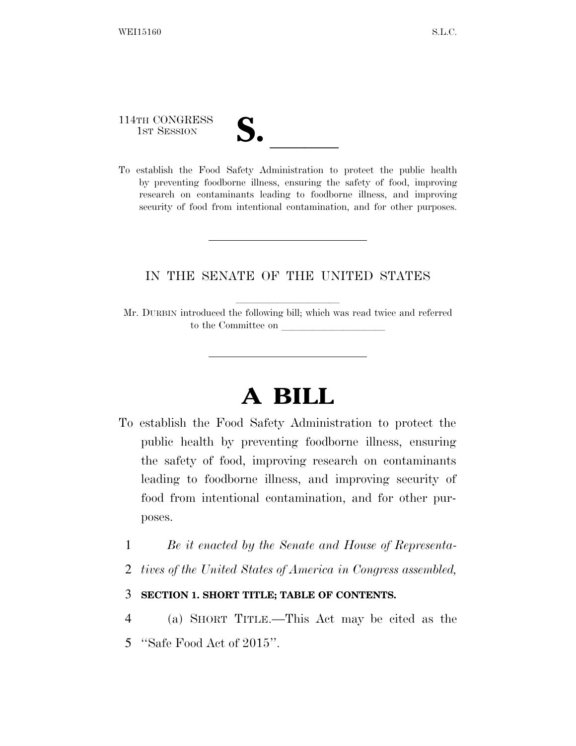114TH CONGRESS
1ST SESSION

# S. ______

To establish the Food Safety Administration to protect the public health by preventing foodborne illness, ensuring the safety of food, improving research on contaminants leading to foodborne illness, and improving security of food from intentional contamination, and for other purposes.

---

IN THE SENATE OF THE UNITED STATES

Mr. DURBIN introduced the following bill; which was read twice and referred to the Committee on ____________________

---

# A BILL

To establish the Food Safety Administration to protect the public health by preventing foodborne illness, ensuring the safety of food, improving research on contaminants leading to foodborne illness, and improving security of food from intentional contamination, and for other purposes.

1 *Be it enacted by the Senate and House of Representa-*
2 *tives of the United States of America in Congress assembled,*

3 **SECTION 1. SHORT TITLE; TABLE OF CONTENTS.**

4 (a) SHORT TITLE.—This Act may be cited as the
5 "Safe Food Act of 2015".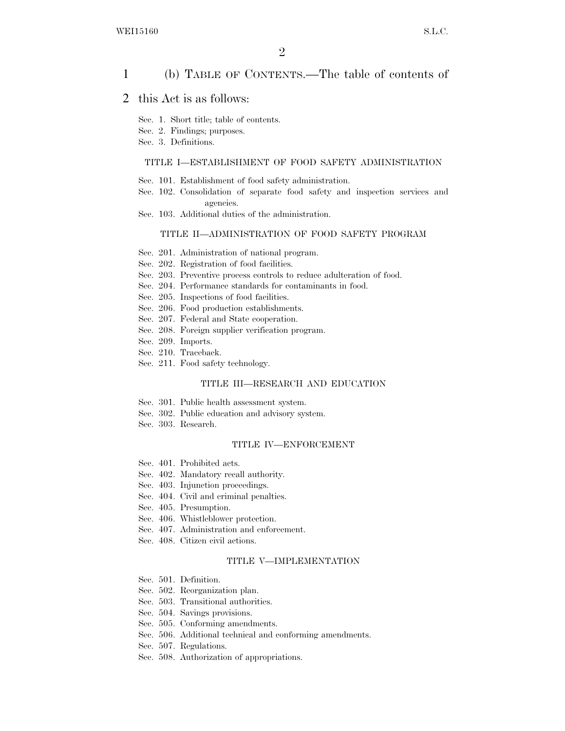(b) TABLE OF CONTENTS.—The table of contents of this Act is as follows:

Sec. 1. Short title; table of contents.
Sec. 2. Findings; purposes.
Sec. 3. Definitions.

TITLE I—ESTABLISHMENT OF FOOD SAFETY ADMINISTRATION

Sec. 101. Establishment of food safety administration.
Sec. 102. Consolidation of separate food safety and inspection services and agencies.
Sec. 103. Additional duties of the administration.

TITLE II—ADMINISTRATION OF FOOD SAFETY PROGRAM

Sec. 201. Administration of national program.
Sec. 202. Registration of food facilities.
Sec. 203. Preventive process controls to reduce adulteration of food.
Sec. 204. Performance standards for contaminants in food.
Sec. 205. Inspections of food facilities.
Sec. 206. Food production establishments.
Sec. 207. Federal and State cooperation.
Sec. 208. Foreign supplier verification program.
Sec. 209. Imports.
Sec. 210. Traceback.
Sec. 211. Food safety technology.

TITLE III—RESEARCH AND EDUCATION

Sec. 301. Public health assessment system.
Sec. 302. Public education and advisory system.
Sec. 303. Research.

TITLE IV—ENFORCEMENT

Sec. 401. Prohibited acts.
Sec. 402. Mandatory recall authority.
Sec. 403. Injunction proceedings.
Sec. 404. Civil and criminal penalties.
Sec. 405. Presumption.
Sec. 406. Whistleblower protection.
Sec. 407. Administration and enforcement.
Sec. 408. Citizen civil actions.

TITLE V—IMPLEMENTATION

Sec. 501. Definition.
Sec. 502. Reorganization plan.
Sec. 503. Transitional authorities.
Sec. 504. Savings provisions.
Sec. 505. Conforming amendments.
Sec. 506. Additional technical and conforming amendments.
Sec. 507. Regulations.
Sec. 508. Authorization of appropriations.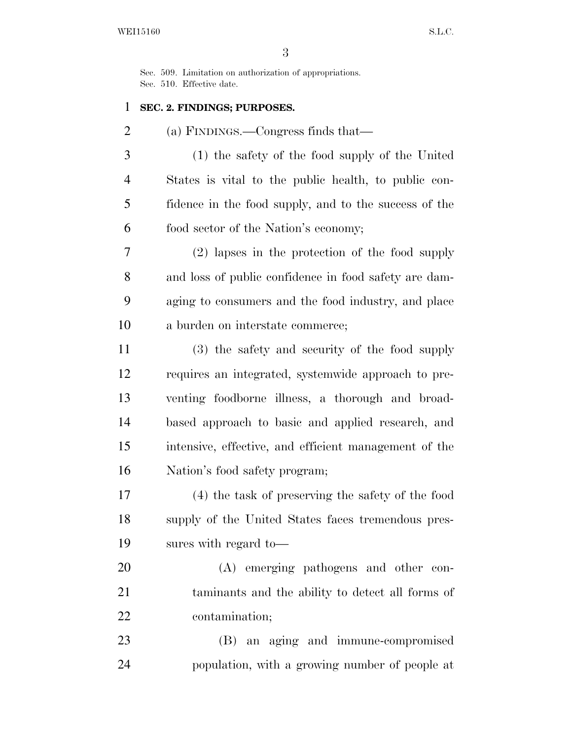Sec. 509. Limitation on authorization of appropriations.
Sec. 510. Effective date.

**SEC. 2. FINDINGS; PURPOSES.**

(a) FINDINGS.—Congress finds that—

(1) the safety of the food supply of the United States is vital to the public health, to public confidence in the food supply, and to the success of the food sector of the Nation's economy;

(2) lapses in the protection of the food supply and loss of public confidence in food safety are damaging to consumers and the food industry, and place a burden on interstate commerce;

(3) the safety and security of the food supply requires an integrated, systemwide approach to preventing foodborne illness, a thorough and broad-based approach to basic and applied research, and intensive, effective, and efficient management of the Nation's food safety program;

(4) the task of preserving the safety of the food supply of the United States faces tremendous pressures with regard to—

(A) emerging pathogens and other contaminants and the ability to detect all forms of contamination;

(B) an aging and immune-compromised population, with a growing number of people at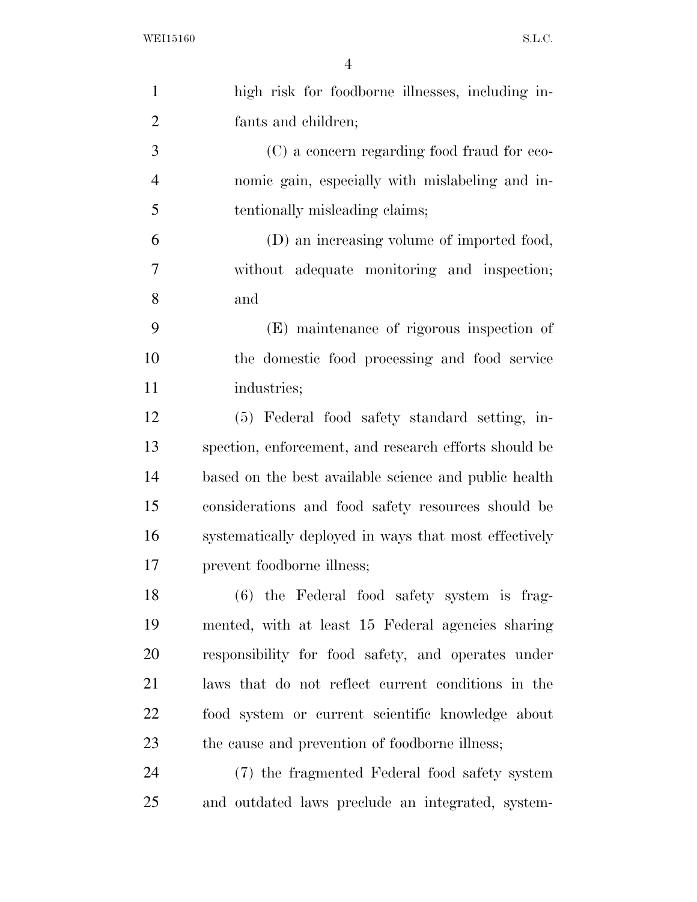high risk for foodborne illnesses, including infants and children;

(C) a concern regarding food fraud for economic gain, especially with mislabeling and intentionally misleading claims;

(D) an increasing volume of imported food, without adequate monitoring and inspection; and

(E) maintenance of rigorous inspection of the domestic food processing and food service industries;

(5) Federal food safety standard setting, inspection, enforcement, and research efforts should be based on the best available science and public health considerations and food safety resources should be systematically deployed in ways that most effectively prevent foodborne illness;

(6) the Federal food safety system is fragmented, with at least 15 Federal agencies sharing responsibility for food safety, and operates under laws that do not reflect current conditions in the food system or current scientific knowledge about the cause and prevention of foodborne illness;

(7) the fragmented Federal food safety system and outdated laws preclude an integrated, system-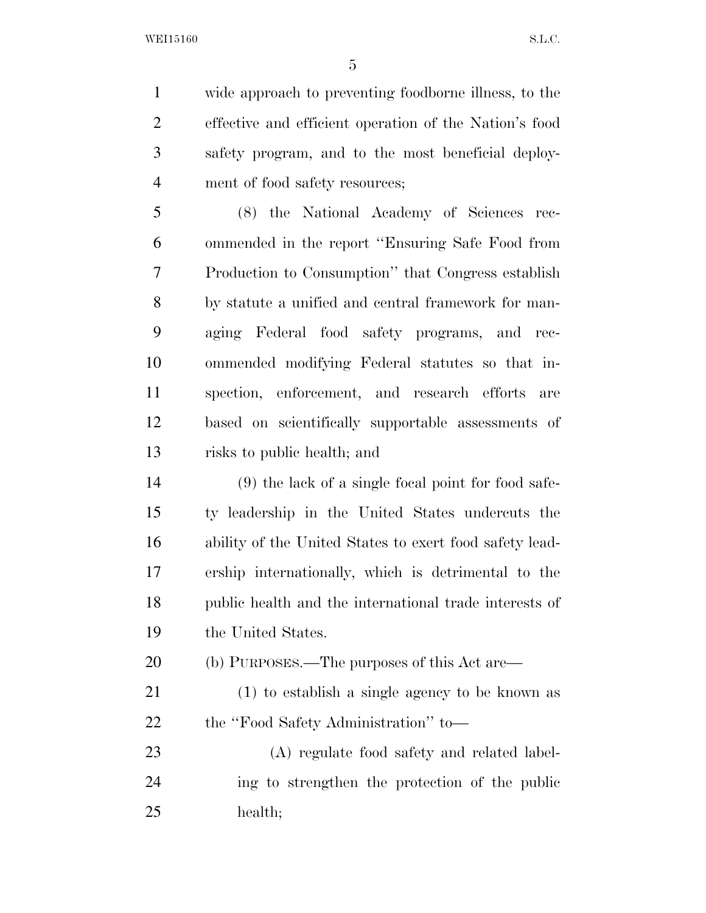wide approach to preventing foodborne illness, to the effective and efficient operation of the Nation's food safety program, and to the most beneficial deployment of food safety resources;

(8) the National Academy of Sciences recommended in the report "Ensuring Safe Food from Production to Consumption" that Congress establish by statute a unified and central framework for managing Federal food safety programs, and recommended modifying Federal statutes so that inspection, enforcement, and research efforts are based on scientifically supportable assessments of risks to public health; and

(9) the lack of a single focal point for food safety leadership in the United States undercuts the ability of the United States to exert food safety leadership internationally, which is detrimental to the public health and the international trade interests of the United States.

(b) PURPOSES.—The purposes of this Act are—

(1) to establish a single agency to be known as the "Food Safety Administration" to—

(A) regulate food safety and related labeling to strengthen the protection of the public health;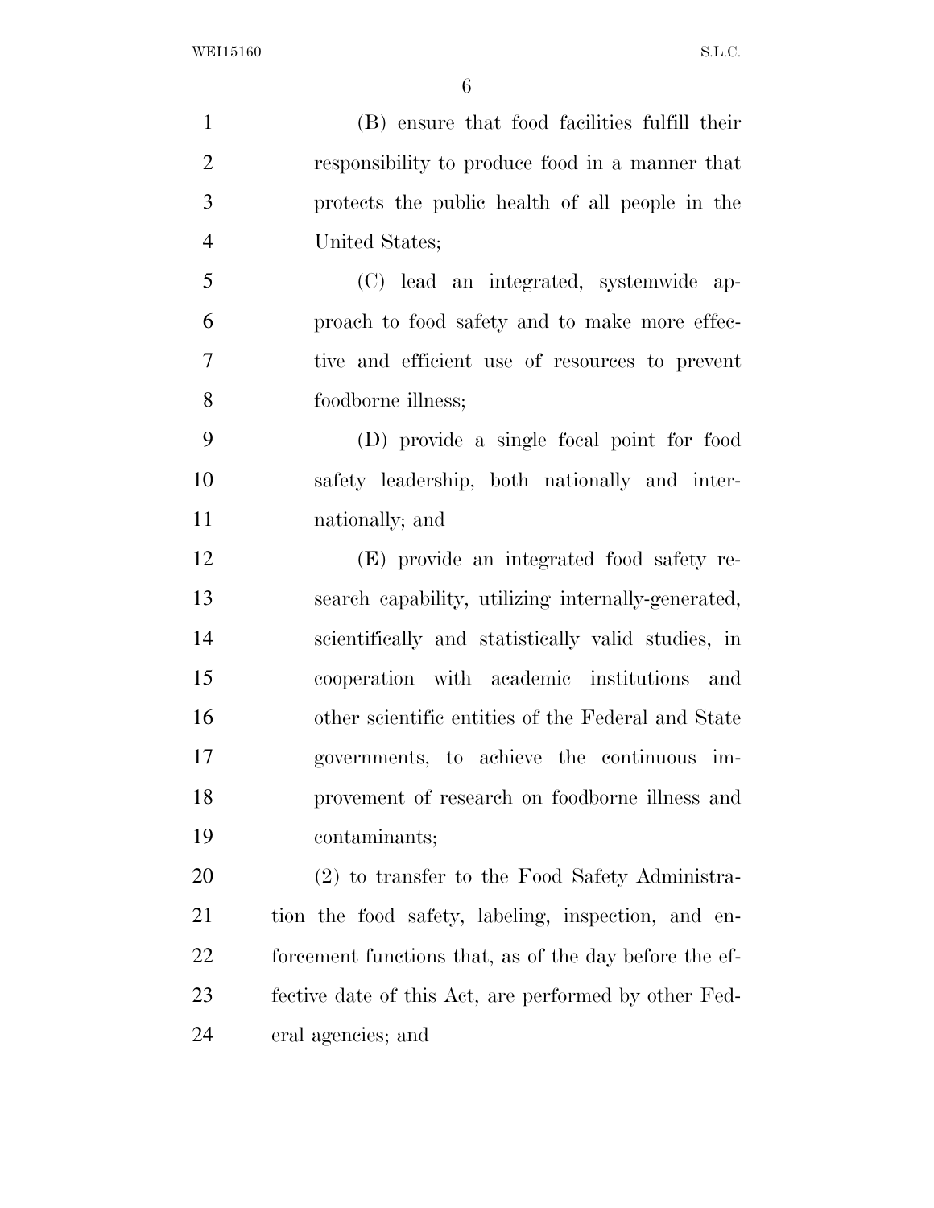(B) ensure that food facilities fulfill their responsibility to produce food in a manner that protects the public health of all people in the United States;

(C) lead an integrated, systemwide approach to food safety and to make more effective and efficient use of resources to prevent foodborne illness;

(D) provide a single focal point for food safety leadership, both nationally and internationally; and

(E) provide an integrated food safety research capability, utilizing internally-generated, scientifically and statistically valid studies, in cooperation with academic institutions and other scientific entities of the Federal and State governments, to achieve the continuous improvement of research on foodborne illness and contaminants;

(2) to transfer to the Food Safety Administration the food safety, labeling, inspection, and enforcement functions that, as of the day before the effective date of this Act, are performed by other Federal agencies; and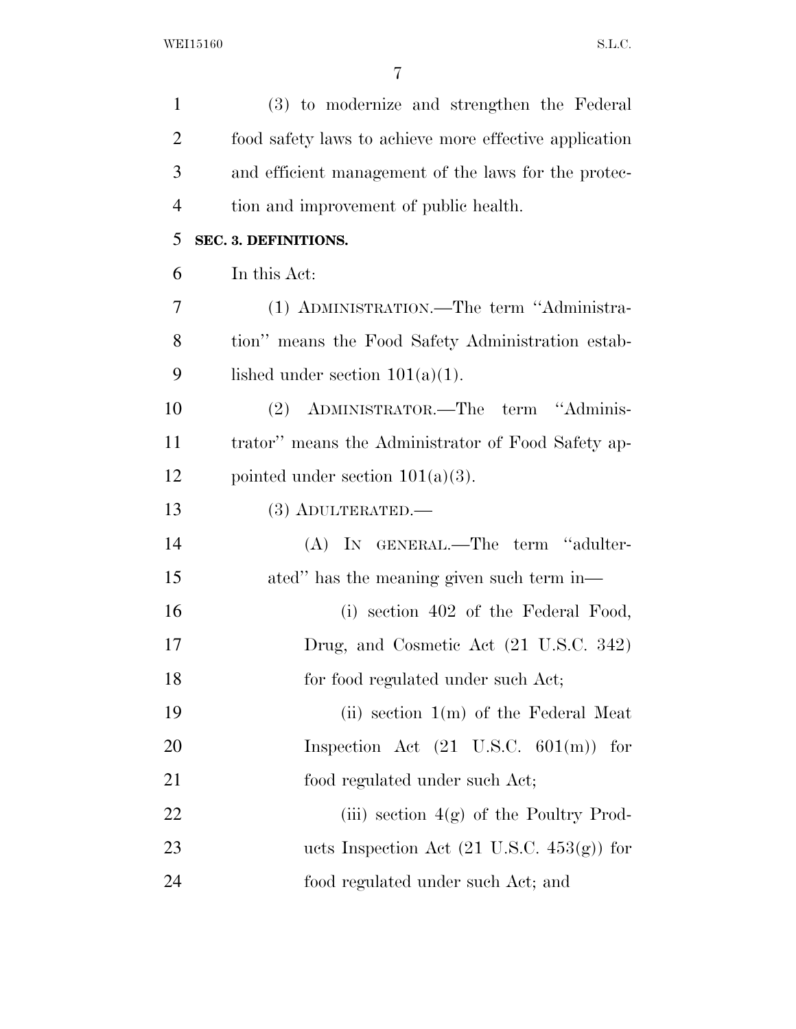(3) to modernize and strengthen the Federal food safety laws to achieve more effective application and efficient management of the laws for the protection and improvement of public health.

## SEC. 3. DEFINITIONS.

In this Act:

(1) ADMINISTRATION.—The term ''Administration'' means the Food Safety Administration established under section 101(a)(1).

(2) ADMINISTRATOR.—The term ''Administrator'' means the Administrator of Food Safety appointed under section 101(a)(3).

(3) ADULTERATED.—

(A) IN GENERAL.—The term ''adulterated'' has the meaning given such term in—

(i) section 402 of the Federal Food, Drug, and Cosmetic Act (21 U.S.C. 342) for food regulated under such Act;

(ii) section 1(m) of the Federal Meat Inspection Act (21 U.S.C. 601(m)) for food regulated under such Act;

(iii) section 4(g) of the Poultry Products Inspection Act (21 U.S.C. 453(g)) for food regulated under such Act; and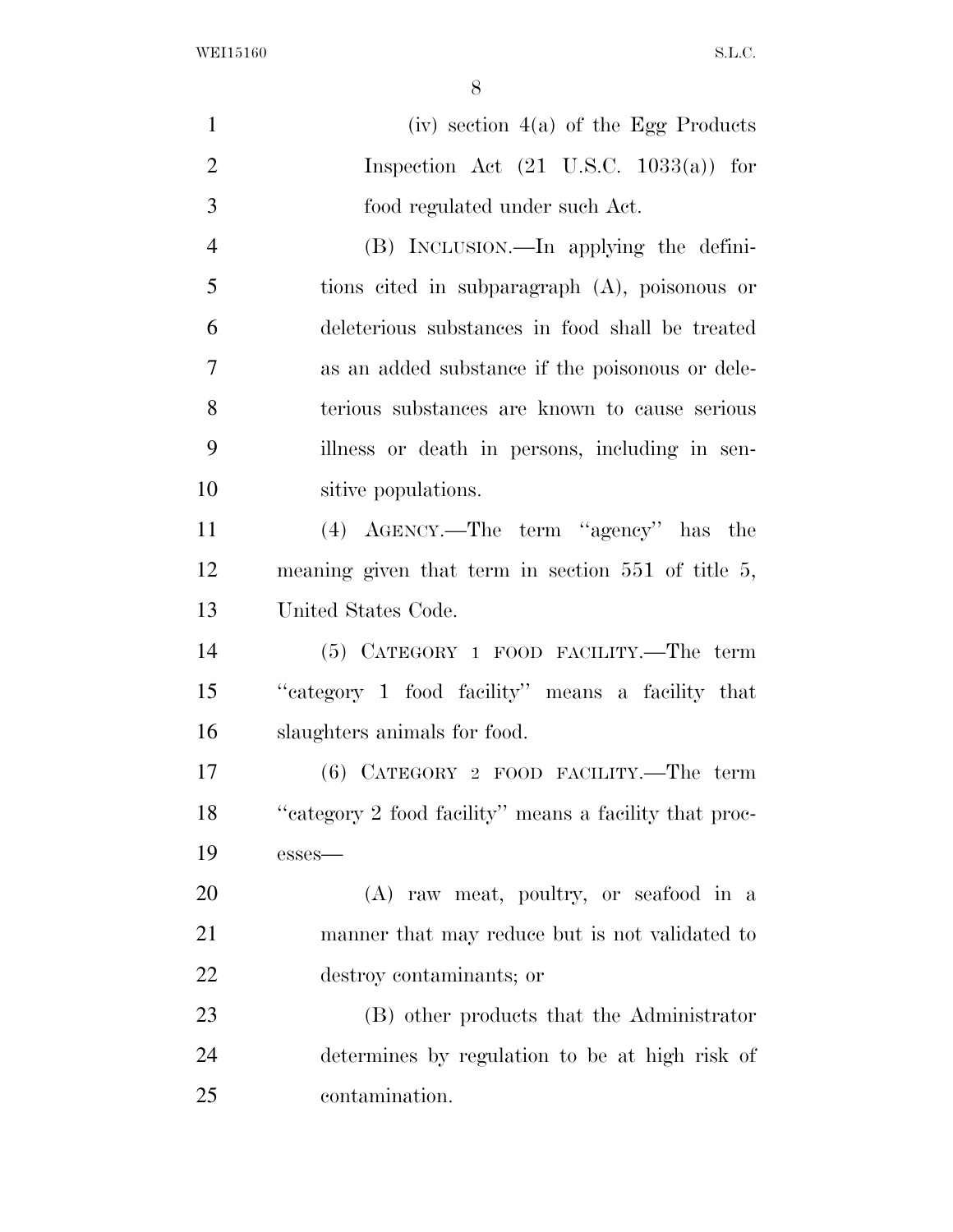(iv) section 4(a) of the Egg Products Inspection Act (21 U.S.C. 1033(a)) for food regulated under such Act.

(B) INCLUSION.—In applying the definitions cited in subparagraph (A), poisonous or deleterious substances in food shall be treated as an added substance if the poisonous or deleterious substances are known to cause serious illness or death in persons, including in sensitive populations.

(4) AGENCY.—The term ''agency'' has the meaning given that term in section 551 of title 5, United States Code.

(5) CATEGORY 1 FOOD FACILITY.—The term ''category 1 food facility'' means a facility that slaughters animals for food.

(6) CATEGORY 2 FOOD FACILITY.—The term ''category 2 food facility'' means a facility that processes—

(A) raw meat, poultry, or seafood in a manner that may reduce but is not validated to destroy contaminants; or

(B) other products that the Administrator determines by regulation to be at high risk of contamination.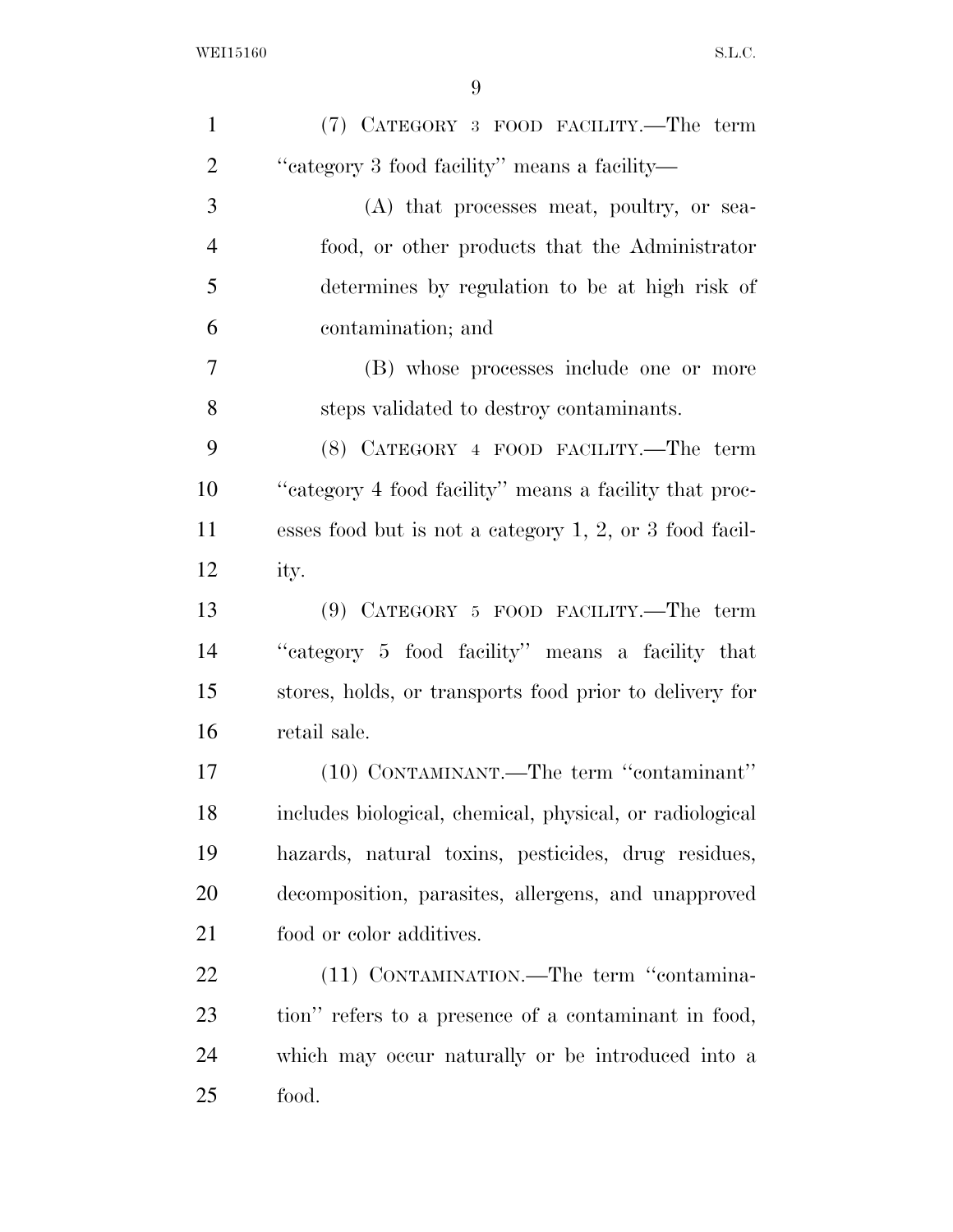(7) CATEGORY 3 FOOD FACILITY.—The term "category 3 food facility" means a facility—

(A) that processes meat, poultry, or seafood, or other products that the Administrator determines by regulation to be at high risk of contamination; and

(B) whose processes include one or more steps validated to destroy contaminants.

(8) CATEGORY 4 FOOD FACILITY.—The term "category 4 food facility" means a facility that processes food but is not a category 1, 2, or 3 food facility.

(9) CATEGORY 5 FOOD FACILITY.—The term "category 5 food facility" means a facility that stores, holds, or transports food prior to delivery for retail sale.

(10) CONTAMINANT.—The term "contaminant" includes biological, chemical, physical, or radiological hazards, natural toxins, pesticides, drug residues, decomposition, parasites, allergens, and unapproved food or color additives.

(11) CONTAMINATION.—The term "contamination" refers to a presence of a contaminant in food, which may occur naturally or be introduced into a food.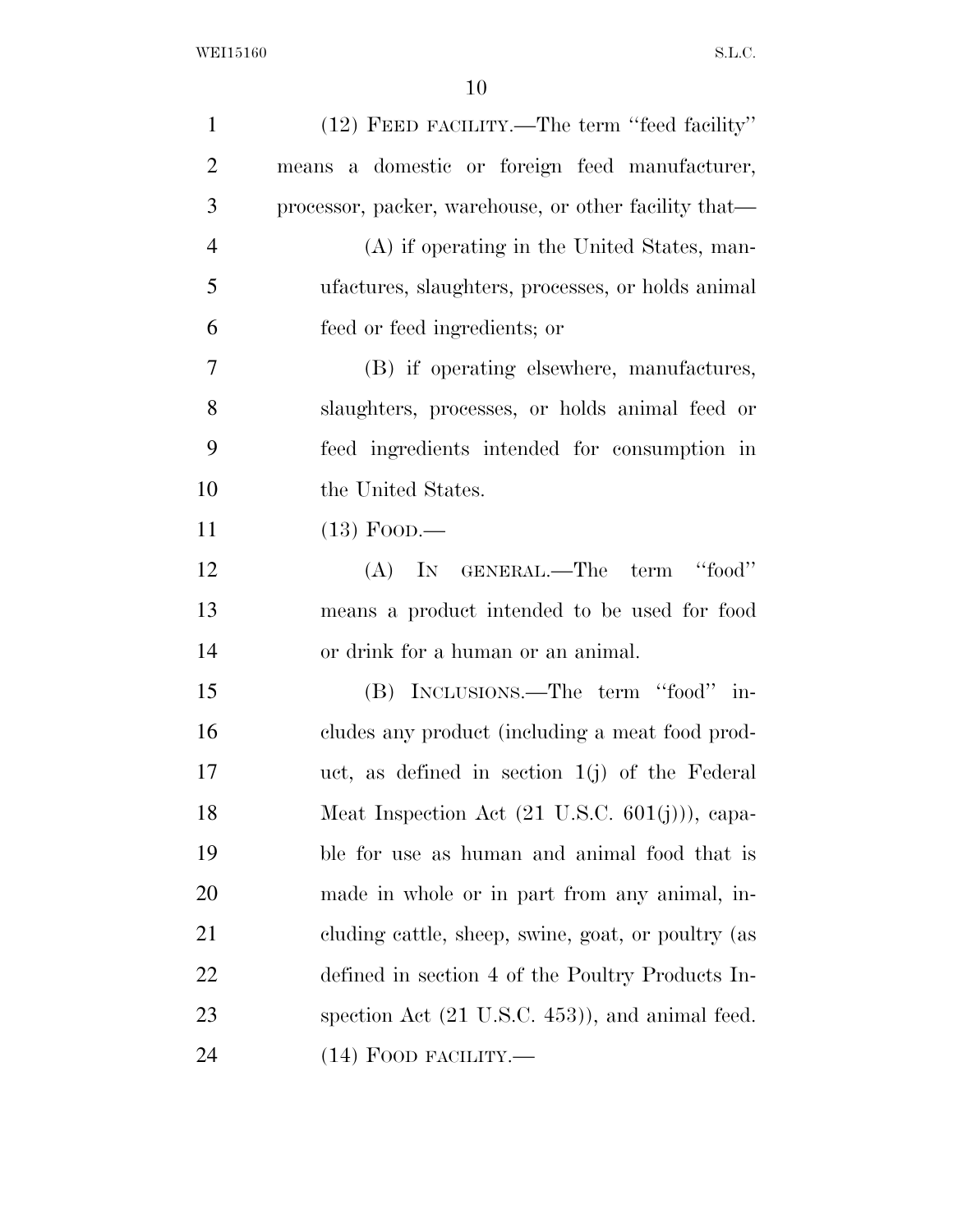(12) FEED FACILITY.—The term "feed facility" means a domestic or foreign feed manufacturer, processor, packer, warehouse, or other facility that—

(A) if operating in the United States, manufactures, slaughters, processes, or holds animal feed or feed ingredients; or

(B) if operating elsewhere, manufactures, slaughters, processes, or holds animal feed or feed ingredients intended for consumption in the United States.

(13) FOOD.—

(A) IN GENERAL.—The term "food" means a product intended to be used for food or drink for a human or an animal.

(B) INCLUSIONS.—The term "food" includes any product (including a meat food product, as defined in section 1(j) of the Federal Meat Inspection Act (21 U.S.C. 601(j))), capable for use as human and animal food that is made in whole or in part from any animal, including cattle, sheep, swine, goat, or poultry (as defined in section 4 of the Poultry Products Inspection Act (21 U.S.C. 453)), and animal feed.

(14) FOOD FACILITY.—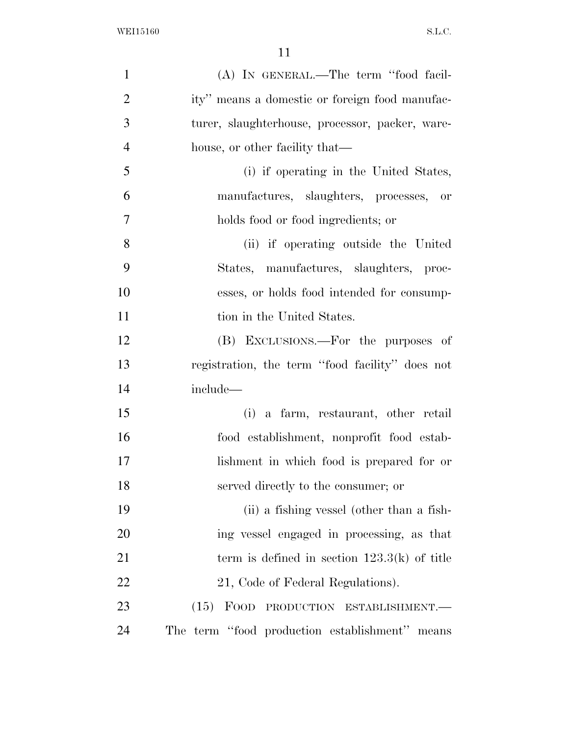(A) IN GENERAL.—The term ''food facility'' means a domestic or foreign food manufacturer, slaughterhouse, processor, packer, warehouse, or other facility that—

(i) if operating in the United States, manufactures, slaughters, processes, or holds food or food ingredients; or

(ii) if operating outside the United States, manufactures, slaughters, processes, or holds food intended for consumption in the United States.

(B) EXCLUSIONS.—For the purposes of registration, the term ''food facility'' does not include—

(i) a farm, restaurant, other retail food establishment, nonprofit food establishment in which food is prepared for or served directly to the consumer; or

(ii) a fishing vessel (other than a fishing vessel engaged in processing, as that term is defined in section 123.3(k) of title 21, Code of Federal Regulations).

(15) FOOD PRODUCTION ESTABLISHMENT.—The term ''food production establishment'' means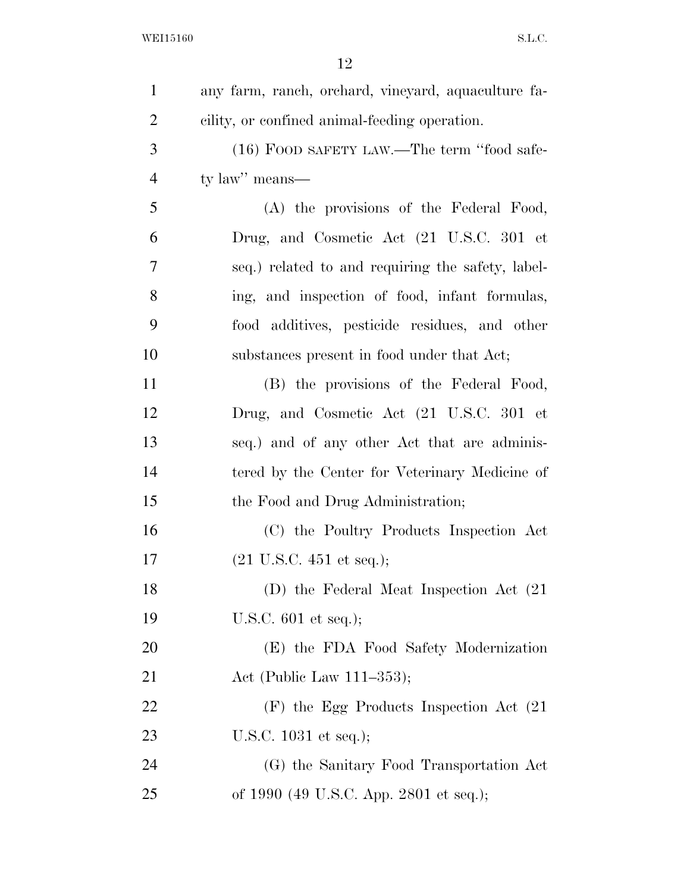any farm, ranch, orchard, vineyard, aquaculture facility, or confined animal-feeding operation.

(16) FOOD SAFETY LAW.—The term ''food safety law'' means—

(A) the provisions of the Federal Food, Drug, and Cosmetic Act (21 U.S.C. 301 et seq.) related to and requiring the safety, labeling, and inspection of food, infant formulas, food additives, pesticide residues, and other substances present in food under that Act;

(B) the provisions of the Federal Food, Drug, and Cosmetic Act (21 U.S.C. 301 et seq.) and of any other Act that are administered by the Center for Veterinary Medicine of the Food and Drug Administration;

(C) the Poultry Products Inspection Act (21 U.S.C. 451 et seq.);

(D) the Federal Meat Inspection Act (21 U.S.C. 601 et seq.);

(E) the FDA Food Safety Modernization Act (Public Law 111–353);

(F) the Egg Products Inspection Act (21 U.S.C. 1031 et seq.);

(G) the Sanitary Food Transportation Act of 1990 (49 U.S.C. App. 2801 et seq.);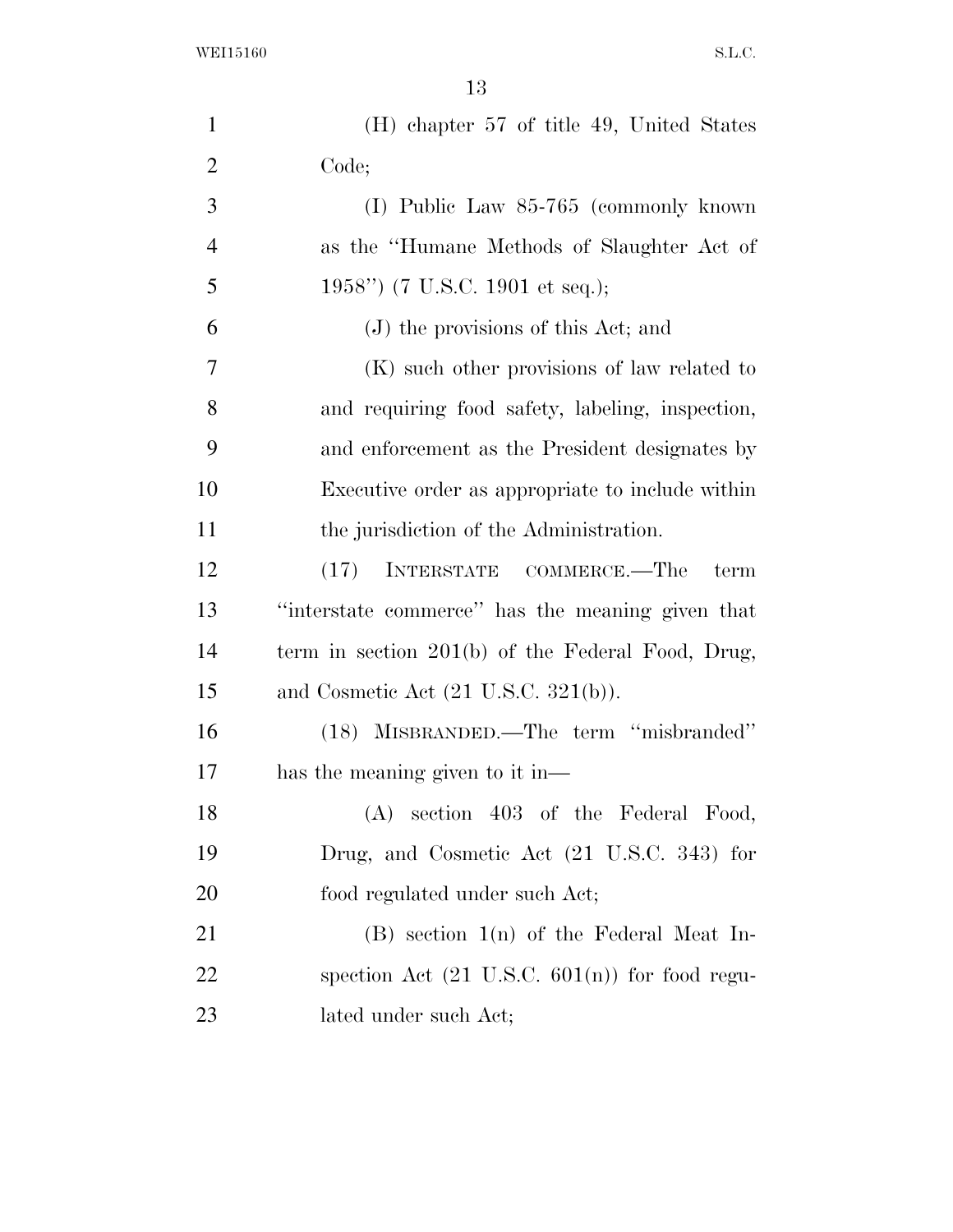(H) chapter 57 of title 49, United States Code;

(I) Public Law 85-765 (commonly known as the "Humane Methods of Slaughter Act of 1958") (7 U.S.C. 1901 et seq.);

(J) the provisions of this Act; and

(K) such other provisions of law related to and requiring food safety, labeling, inspection, and enforcement as the President designates by Executive order as appropriate to include within the jurisdiction of the Administration.

(17) INTERSTATE COMMERCE.—The term "interstate commerce" has the meaning given that term in section 201(b) of the Federal Food, Drug, and Cosmetic Act (21 U.S.C. 321(b)).

(18) MISBRANDED.—The term "misbranded" has the meaning given to it in—

(A) section 403 of the Federal Food, Drug, and Cosmetic Act (21 U.S.C. 343) for food regulated under such Act;

(B) section 1(n) of the Federal Meat Inspection Act (21 U.S.C. 601(n)) for food regulated under such Act;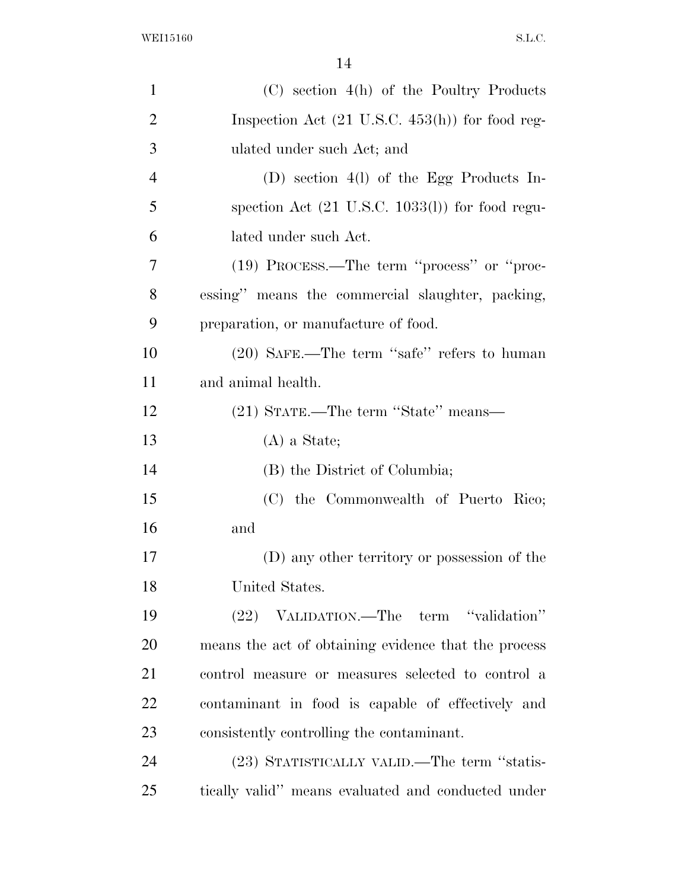(C) section 4(h) of the Poultry Products Inspection Act (21 U.S.C. 453(h)) for food regulated under such Act; and

(D) section 4(l) of the Egg Products Inspection Act (21 U.S.C. 1033(l)) for food regulated under such Act.

(19) PROCESS.—The term ''process'' or ''processing'' means the commercial slaughter, packing, preparation, or manufacture of food.

(20) SAFE.—The term ''safe'' refers to human and animal health.

(21) STATE.—The term ''State'' means—

(A) a State;

(B) the District of Columbia;

(C) the Commonwealth of Puerto Rico; and

(D) any other territory or possession of the United States.

(22) VALIDATION.—The term ''validation'' means the act of obtaining evidence that the process control measure or measures selected to control a contaminant in food is capable of effectively and consistently controlling the contaminant.

(23) STATISTICALLY VALID.—The term ''statistically valid'' means evaluated and conducted under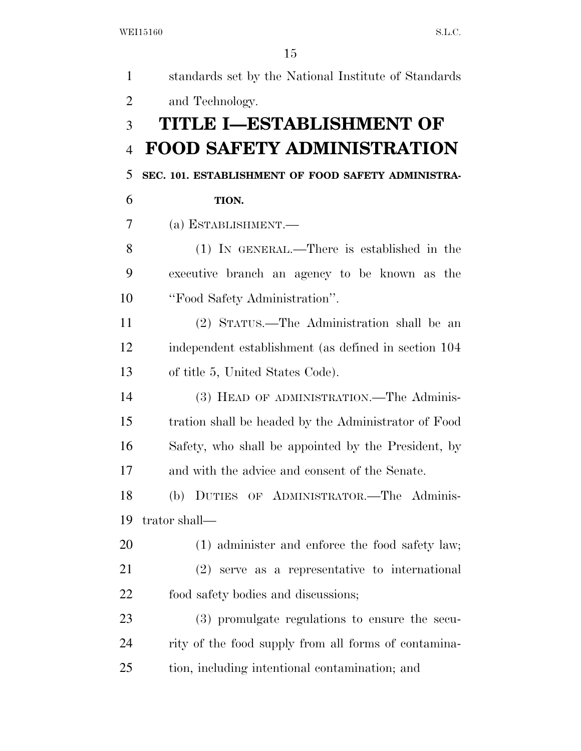standards set by the National Institute of Standards and Technology.

# TITLE I—ESTABLISHMENT OF FOOD SAFETY ADMINISTRATION

## SEC. 101. ESTABLISHMENT OF FOOD SAFETY ADMINISTRATION.

(a) ESTABLISHMENT.—

(1) IN GENERAL.—There is established in the executive branch an agency to be known as the "Food Safety Administration".

(2) STATUS.—The Administration shall be an independent establishment (as defined in section 104 of title 5, United States Code).

(3) HEAD OF ADMINISTRATION.—The Administration shall be headed by the Administrator of Food Safety, who shall be appointed by the President, by and with the advice and consent of the Senate.

(b) DUTIES OF ADMINISTRATOR.—The Administrator shall—

(1) administer and enforce the food safety law;

(2) serve as a representative to international food safety bodies and discussions;

(3) promulgate regulations to ensure the security of the food supply from all forms of contamination, including intentional contamination; and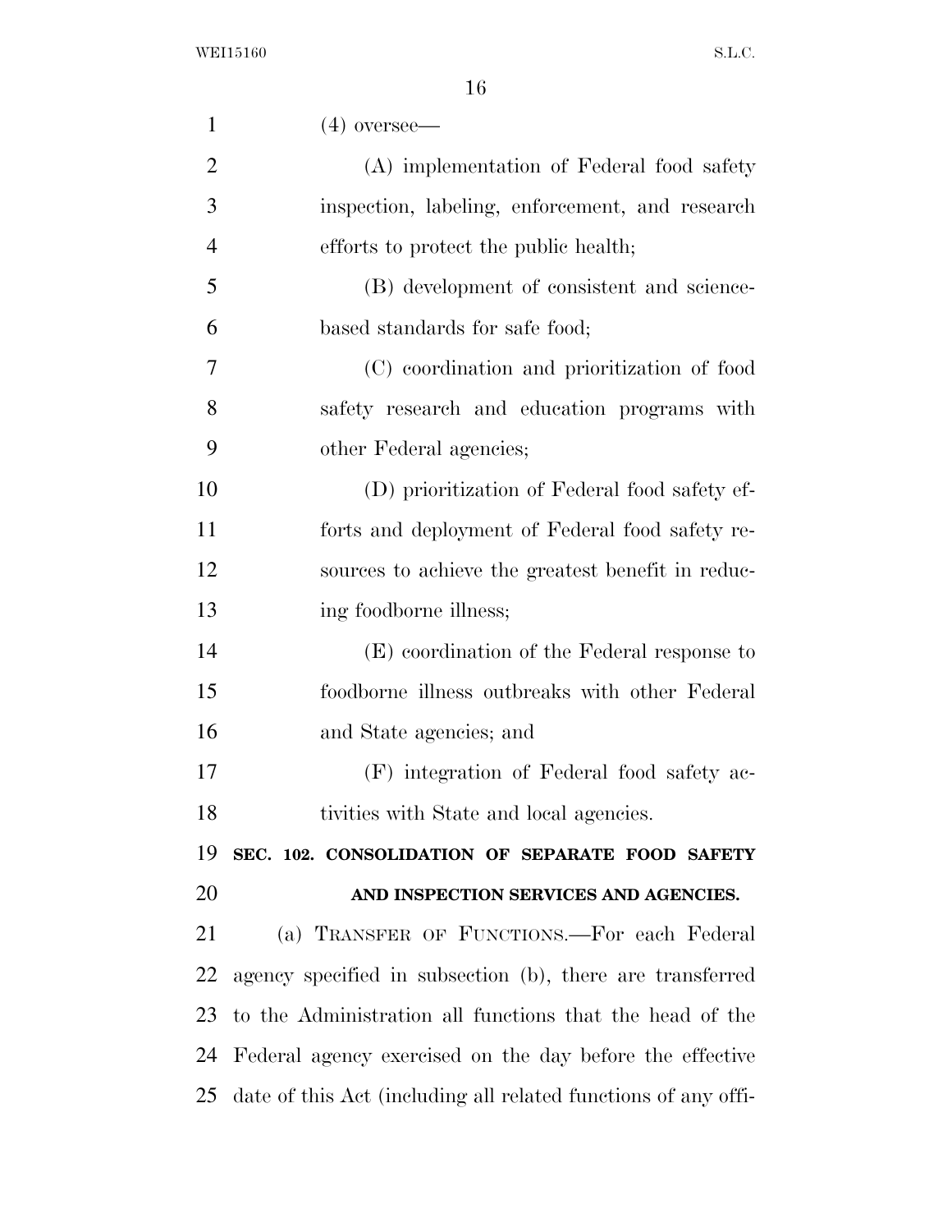(4) oversee—

(A) implementation of Federal food safety inspection, labeling, enforcement, and research efforts to protect the public health;

(B) development of consistent and science-based standards for safe food;

(C) coordination and prioritization of food safety research and education programs with other Federal agencies;

(D) prioritization of Federal food safety efforts and deployment of Federal food safety resources to achieve the greatest benefit in reducing foodborne illness;

(E) coordination of the Federal response to foodborne illness outbreaks with other Federal and State agencies; and

(F) integration of Federal food safety activities with State and local agencies.

**SEC. 102. CONSOLIDATION OF SEPARATE FOOD SAFETY AND INSPECTION SERVICES AND AGENCIES.**

(a) TRANSFER OF FUNCTIONS.—For each Federal agency specified in subsection (b), there are transferred to the Administration all functions that the head of the Federal agency exercised on the day before the effective date of this Act (including all related functions of any offi-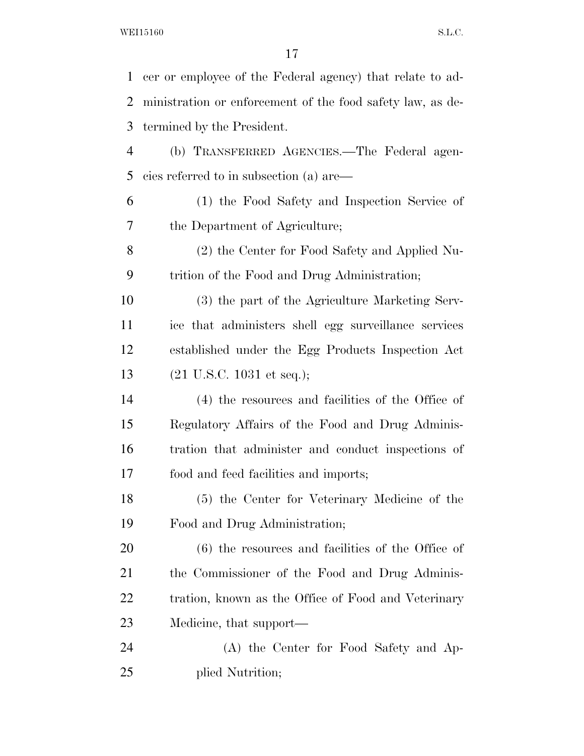cer or employee of the Federal agency) that relate to administration or enforcement of the food safety law, as determined by the President.

(b) TRANSFERRED AGENCIES.—The Federal agencies referred to in subsection (a) are—

(1) the Food Safety and Inspection Service of the Department of Agriculture;

(2) the Center for Food Safety and Applied Nutrition of the Food and Drug Administration;

(3) the part of the Agriculture Marketing Service that administers shell egg surveillance services established under the Egg Products Inspection Act (21 U.S.C. 1031 et seq.);

(4) the resources and facilities of the Office of Regulatory Affairs of the Food and Drug Administration that administer and conduct inspections of food and feed facilities and imports;

(5) the Center for Veterinary Medicine of the Food and Drug Administration;

(6) the resources and facilities of the Office of the Commissioner of the Food and Drug Administration, known as the Office of Food and Veterinary Medicine, that support—

(A) the Center for Food Safety and Applied Nutrition;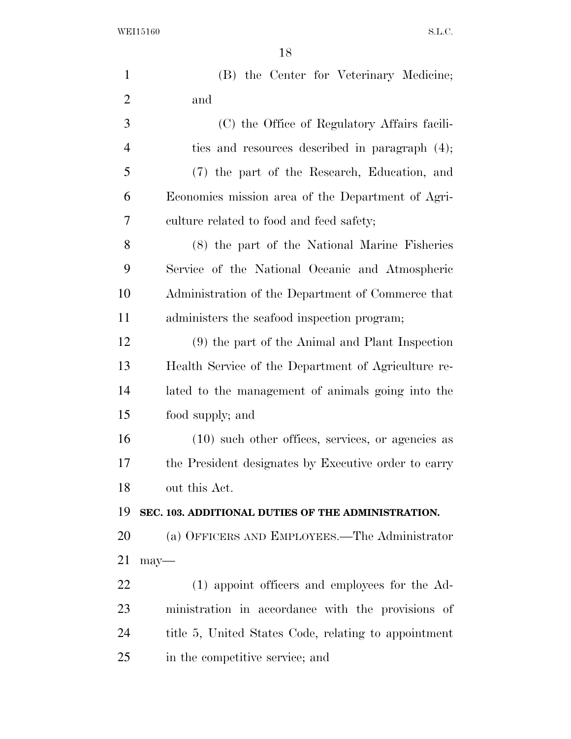(B) the Center for Veterinary Medicine; and

(C) the Office of Regulatory Affairs facilities and resources described in paragraph (4);

(7) the part of the Research, Education, and Economics mission area of the Department of Agriculture related to food and feed safety;

(8) the part of the National Marine Fisheries Service of the National Oceanic and Atmospheric Administration of the Department of Commerce that administers the seafood inspection program;

(9) the part of the Animal and Plant Inspection Health Service of the Department of Agriculture related to the management of animals going into the food supply; and

(10) such other offices, services, or agencies as the President designates by Executive order to carry out this Act.

**SEC. 103. ADDITIONAL DUTIES OF THE ADMINISTRATION.**

(a) OFFICERS AND EMPLOYEES.—The Administrator may—

(1) appoint officers and employees for the Administration in accordance with the provisions of title 5, United States Code, relating to appointment in the competitive service; and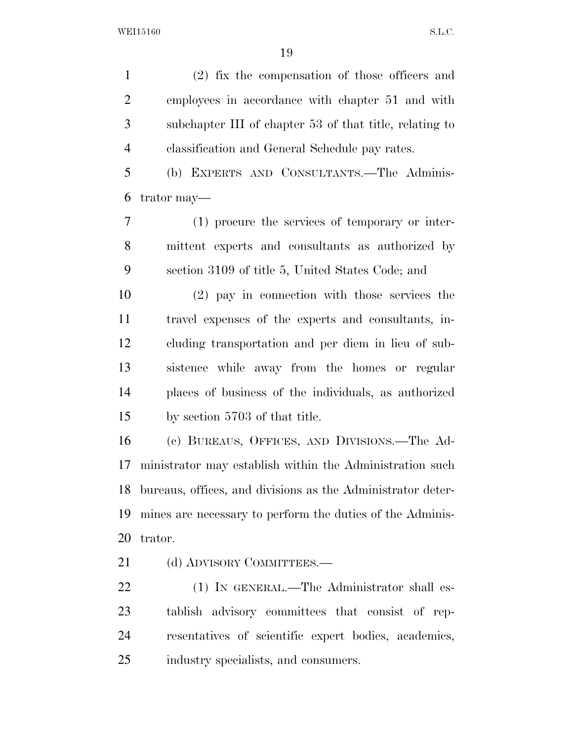(2) fix the compensation of those officers and employees in accordance with chapter 51 and with subchapter III of chapter 53 of that title, relating to classification and General Schedule pay rates.

(b) EXPERTS AND CONSULTANTS.—The Administrator may—

(1) procure the services of temporary or intermittent experts and consultants as authorized by section 3109 of title 5, United States Code; and

(2) pay in connection with those services the travel expenses of the experts and consultants, including transportation and per diem in lieu of subsistence while away from the homes or regular places of business of the individuals, as authorized by section 5703 of that title.

(c) BUREAUS, OFFICES, AND DIVISIONS.—The Administrator may establish within the Administration such bureaus, offices, and divisions as the Administrator determines are necessary to perform the duties of the Administrator.

(d) ADVISORY COMMITTEES.—

(1) IN GENERAL.—The Administrator shall establish advisory committees that consist of representatives of scientific expert bodies, academics, industry specialists, and consumers.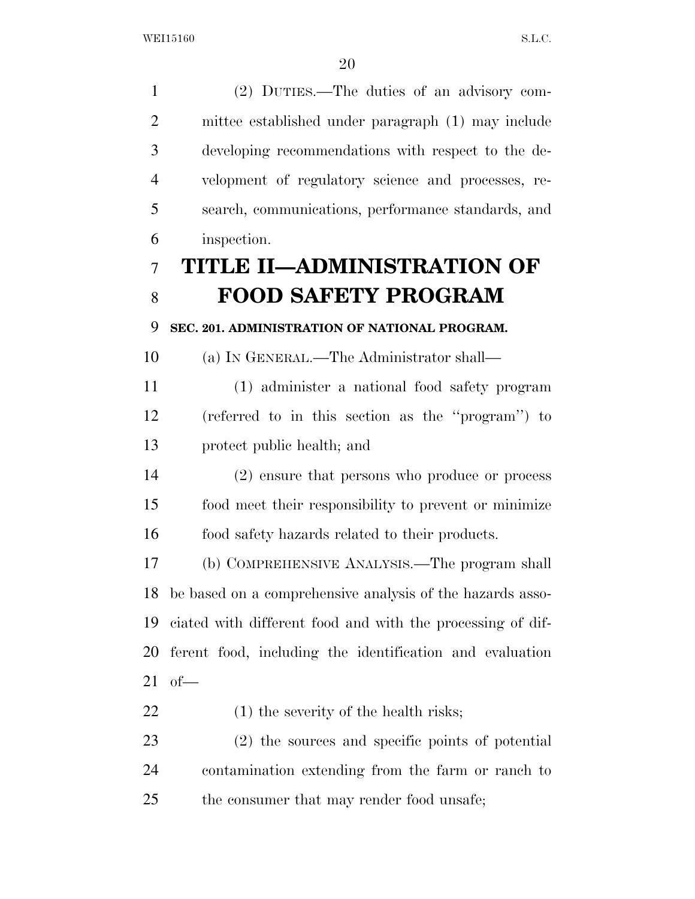(2) DUTIES.—The duties of an advisory committee established under paragraph (1) may include developing recommendations with respect to the development of regulatory science and processes, research, communications, performance standards, and inspection.

# TITLE II—ADMINISTRATION OF FOOD SAFETY PROGRAM

### SEC. 201. ADMINISTRATION OF NATIONAL PROGRAM.

(a) IN GENERAL.—The Administrator shall—

(1) administer a national food safety program (referred to in this section as the ''program'') to protect public health; and

(2) ensure that persons who produce or process food meet their responsibility to prevent or minimize food safety hazards related to their products.

(b) COMPREHENSIVE ANALYSIS.—The program shall be based on a comprehensive analysis of the hazards associated with different food and with the processing of different food, including the identification and evaluation of—

(1) the severity of the health risks;

(2) the sources and specific points of potential contamination extending from the farm or ranch to the consumer that may render food unsafe;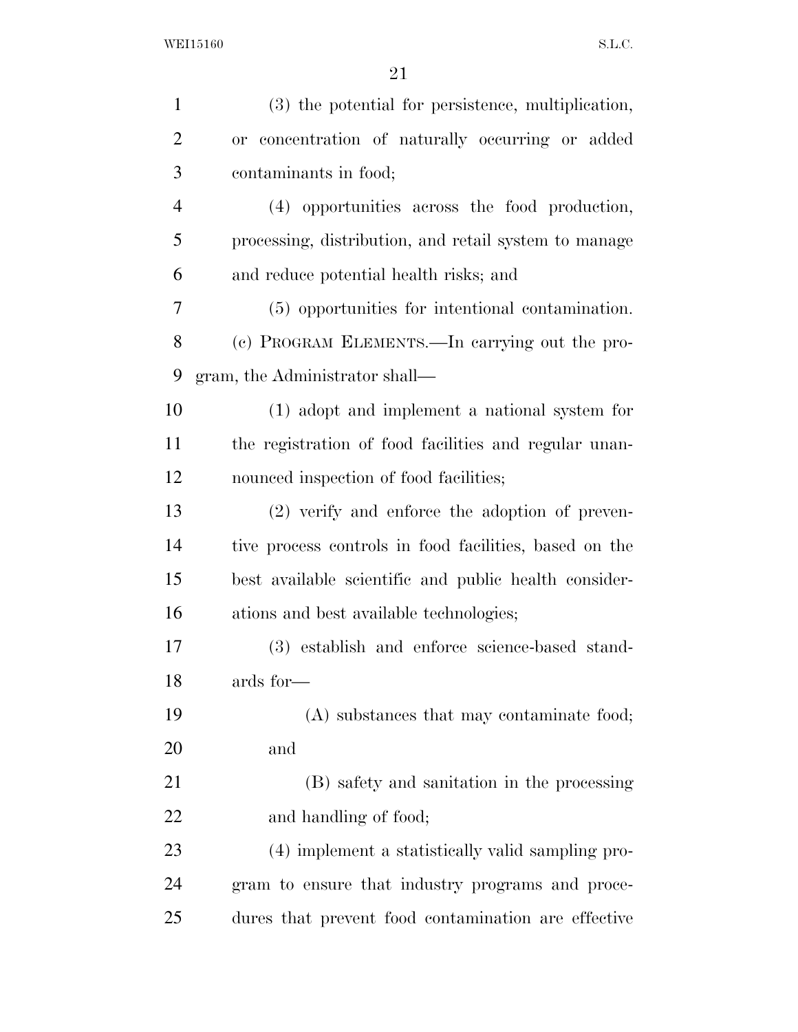(3) the potential for persistence, multiplication, or concentration of naturally occurring or added contaminants in food;

(4) opportunities across the food production, processing, distribution, and retail system to manage and reduce potential health risks; and

(5) opportunities for intentional contamination.

(c) PROGRAM ELEMENTS.—In carrying out the program, the Administrator shall—

(1) adopt and implement a national system for the registration of food facilities and regular unannounced inspection of food facilities;

(2) verify and enforce the adoption of preventive process controls in food facilities, based on the best available scientific and public health considerations and best available technologies;

(3) establish and enforce science-based standards for—

(A) substances that may contaminate food; and

(B) safety and sanitation in the processing and handling of food;

(4) implement a statistically valid sampling program to ensure that industry programs and procedures that prevent food contamination are effective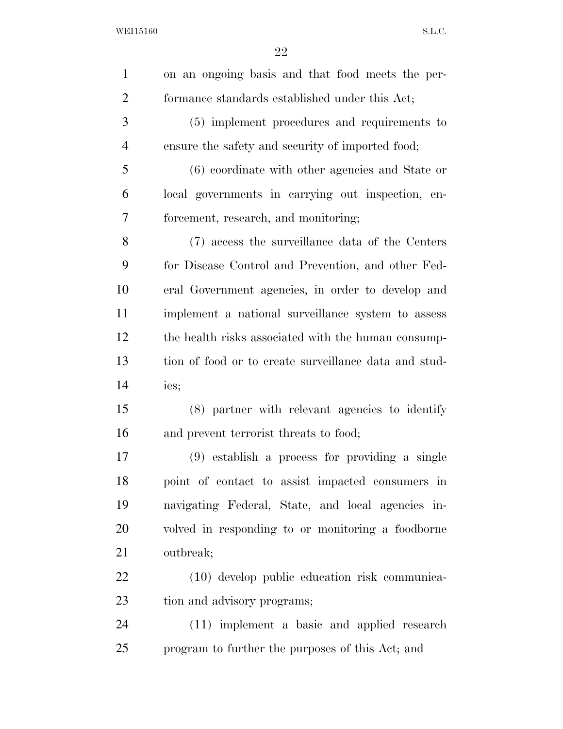on an ongoing basis and that food meets the performance standards established under this Act;

(5) implement procedures and requirements to ensure the safety and security of imported food;

(6) coordinate with other agencies and State or local governments in carrying out inspection, enforcement, research, and monitoring;

(7) access the surveillance data of the Centers for Disease Control and Prevention, and other Federal Government agencies, in order to develop and implement a national surveillance system to assess the health risks associated with the human consumption of food or to create surveillance data and studies;

(8) partner with relevant agencies to identify and prevent terrorist threats to food;

(9) establish a process for providing a single point of contact to assist impacted consumers in navigating Federal, State, and local agencies involved in responding to or monitoring a foodborne outbreak;

(10) develop public education risk communication and advisory programs;

(11) implement a basic and applied research program to further the purposes of this Act; and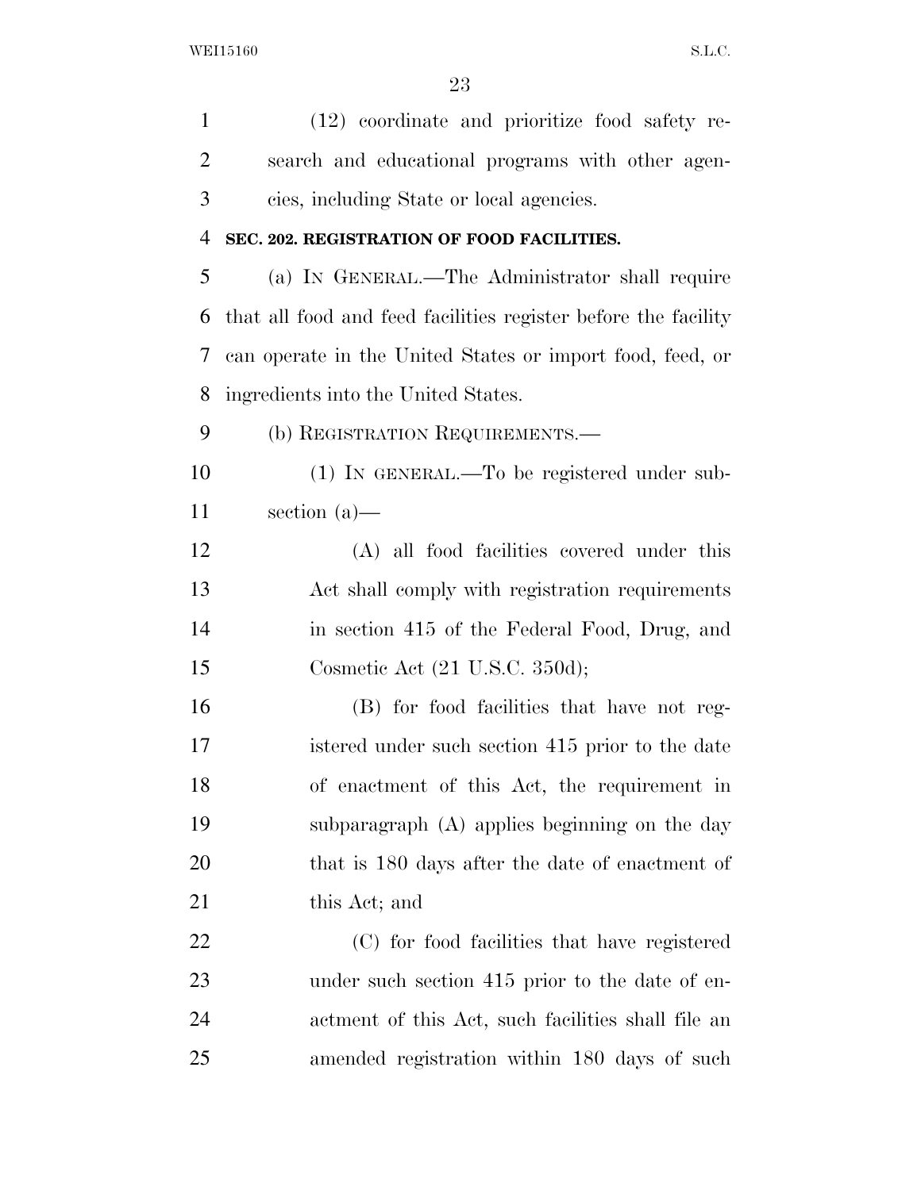(12) coordinate and prioritize food safety research and educational programs with other agencies, including State or local agencies.

**SEC. 202. REGISTRATION OF FOOD FACILITIES.**

(a) IN GENERAL.—The Administrator shall require that all food and feed facilities register before the facility can operate in the United States or import food, feed, or ingredients into the United States.

(b) REGISTRATION REQUIREMENTS.—

(1) IN GENERAL.—To be registered under subsection (a)—

(A) all food facilities covered under this Act shall comply with registration requirements in section 415 of the Federal Food, Drug, and Cosmetic Act (21 U.S.C. 350d);

(B) for food facilities that have not registered under such section 415 prior to the date of enactment of this Act, the requirement in subparagraph (A) applies beginning on the day that is 180 days after the date of enactment of this Act; and

(C) for food facilities that have registered under such section 415 prior to the date of enactment of this Act, such facilities shall file an amended registration within 180 days of such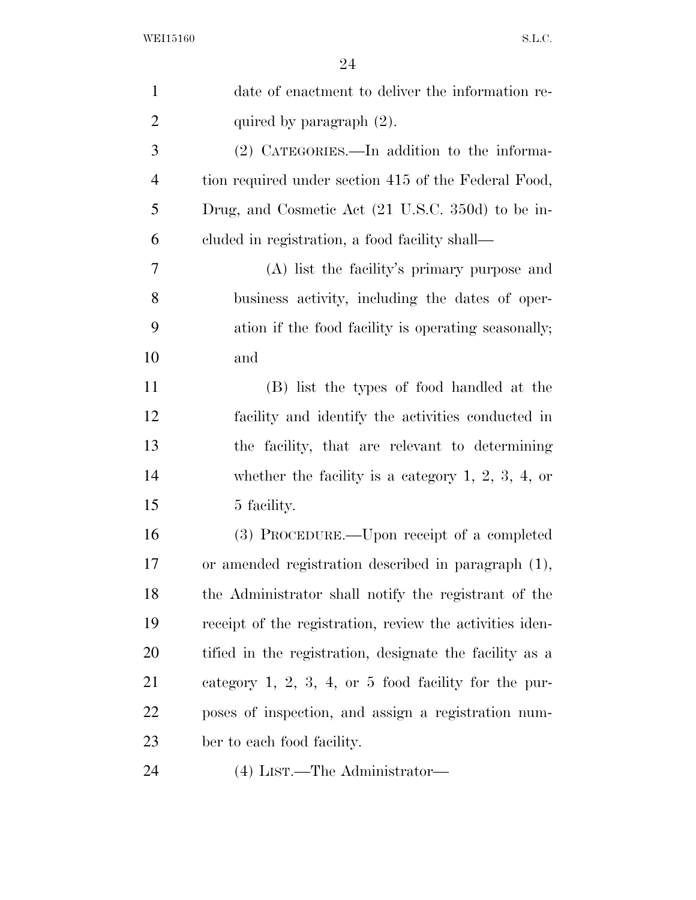date of enactment to deliver the information required by paragraph (2).

(2) CATEGORIES.—In addition to the information required under section 415 of the Federal Food, Drug, and Cosmetic Act (21 U.S.C. 350d) to be included in registration, a food facility shall—

(A) list the facility's primary purpose and business activity, including the dates of operation if the food facility is operating seasonally; and

(B) list the types of food handled at the facility and identify the activities conducted in the facility, that are relevant to determining whether the facility is a category 1, 2, 3, 4, or 5 facility.

(3) PROCEDURE.—Upon receipt of a completed or amended registration described in paragraph (1), the Administrator shall notify the registrant of the receipt of the registration, review the activities identified in the registration, designate the facility as a category 1, 2, 3, 4, or 5 food facility for the purposes of inspection, and assign a registration number to each food facility.

(4) LIST.—The Administrator—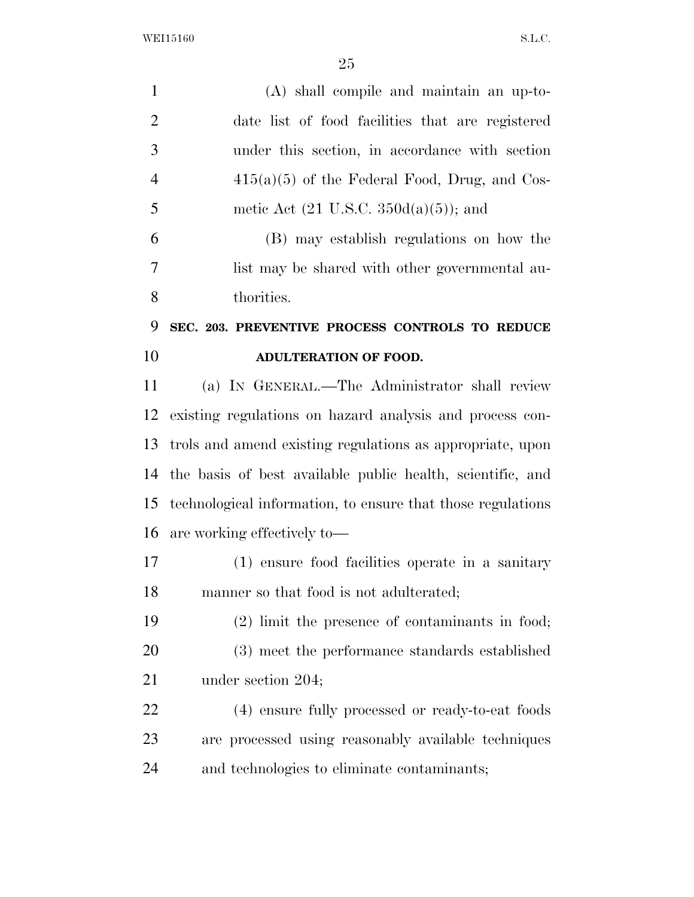(A) shall compile and maintain an up-to-date list of food facilities that are registered under this section, in accordance with section 415(a)(5) of the Federal Food, Drug, and Cosmetic Act (21 U.S.C. 350d(a)(5)); and

(B) may establish regulations on how the list may be shared with other governmental authorities.

## SEC. 203. PREVENTIVE PROCESS CONTROLS TO REDUCE ADULTERATION OF FOOD.

(a) IN GENERAL.—The Administrator shall review existing regulations on hazard analysis and process controls and amend existing regulations as appropriate, upon the basis of best available public health, scientific, and technological information, to ensure that those regulations are working effectively to—

(1) ensure food facilities operate in a sanitary manner so that food is not adulterated;

(2) limit the presence of contaminants in food;

(3) meet the performance standards established under section 204;

(4) ensure fully processed or ready-to-eat foods are processed using reasonably available techniques and technologies to eliminate contaminants;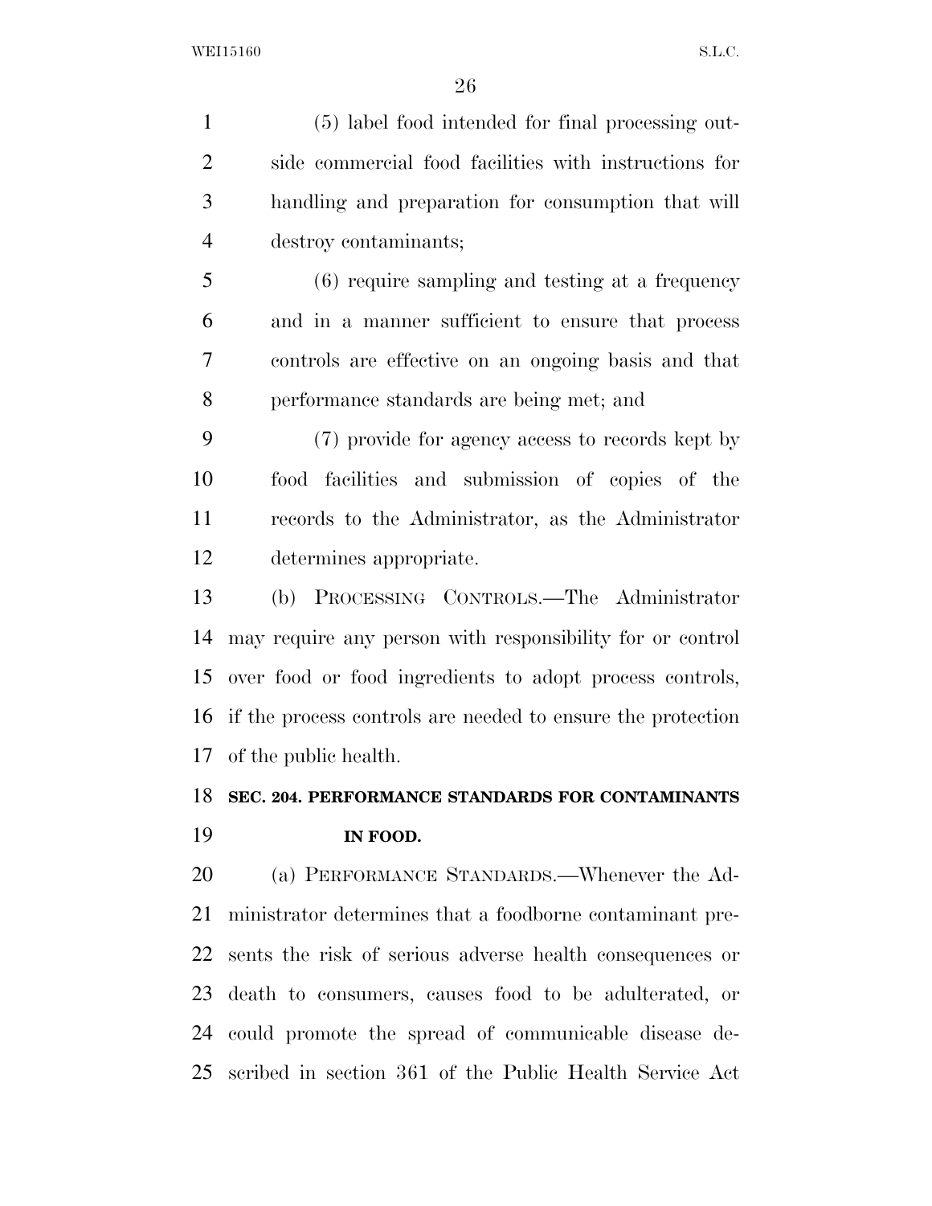(5) label food intended for final processing outside commercial food facilities with instructions for handling and preparation for consumption that will destroy contaminants;

(6) require sampling and testing at a frequency and in a manner sufficient to ensure that process controls are effective on an ongoing basis and that performance standards are being met; and

(7) provide for agency access to records kept by food facilities and submission of copies of the records to the Administrator, as the Administrator determines appropriate.

(b) PROCESSING CONTROLS.—The Administrator may require any person with responsibility for or control over food or food ingredients to adopt process controls, if the process controls are needed to ensure the protection of the public health.

**SEC. 204. PERFORMANCE STANDARDS FOR CONTAMINANTS IN FOOD.**

(a) PERFORMANCE STANDARDS.—Whenever the Administrator determines that a foodborne contaminant presents the risk of serious adverse health consequences or death to consumers, causes food to be adulterated, or could promote the spread of communicable disease described in section 361 of the Public Health Service Act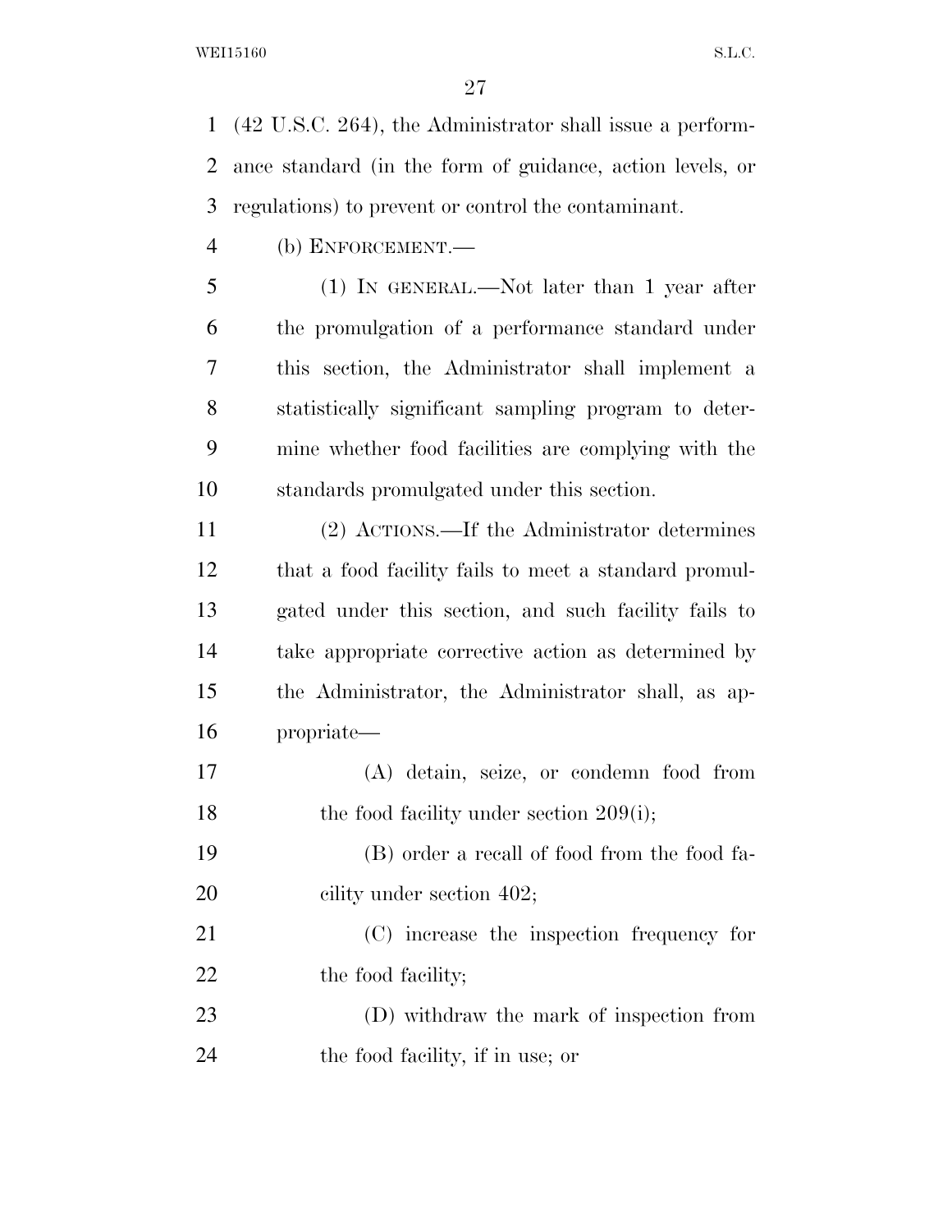(42 U.S.C. 264), the Administrator shall issue a performance standard (in the form of guidance, action levels, or regulations) to prevent or control the contaminant.

(b) ENFORCEMENT.—

(1) IN GENERAL.—Not later than 1 year after the promulgation of a performance standard under this section, the Administrator shall implement a statistically significant sampling program to determine whether food facilities are complying with the standards promulgated under this section.

(2) ACTIONS.—If the Administrator determines that a food facility fails to meet a standard promulgated under this section, and such facility fails to take appropriate corrective action as determined by the Administrator, the Administrator shall, as appropriate—

(A) detain, seize, or condemn food from the food facility under section 209(i);

(B) order a recall of food from the food facility under section 402;

(C) increase the inspection frequency for the food facility;

(D) withdraw the mark of inspection from the food facility, if in use; or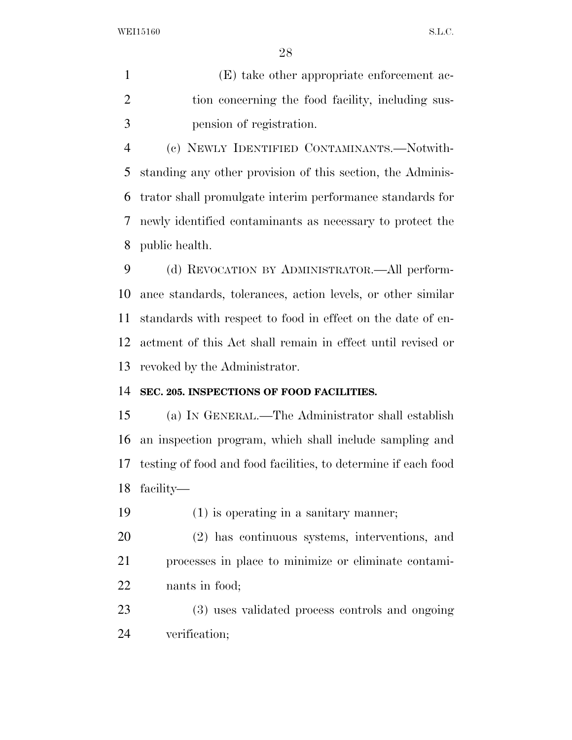(E) take other appropriate enforcement action concerning the food facility, including suspension of registration.

(c) NEWLY IDENTIFIED CONTAMINANTS.—Notwithstanding any other provision of this section, the Administrator shall promulgate interim performance standards for newly identified contaminants as necessary to protect the public health.

(d) REVOCATION BY ADMINISTRATOR.—All performance standards, tolerances, action levels, or other similar standards with respect to food in effect on the date of enactment of this Act shall remain in effect until revised or revoked by the Administrator.

**SEC. 205. INSPECTIONS OF FOOD FACILITIES.**

(a) IN GENERAL.—The Administrator shall establish an inspection program, which shall include sampling and testing of food and food facilities, to determine if each food facility—

(1) is operating in a sanitary manner;

(2) has continuous systems, interventions, and processes in place to minimize or eliminate contaminants in food;

(3) uses validated process controls and ongoing verification;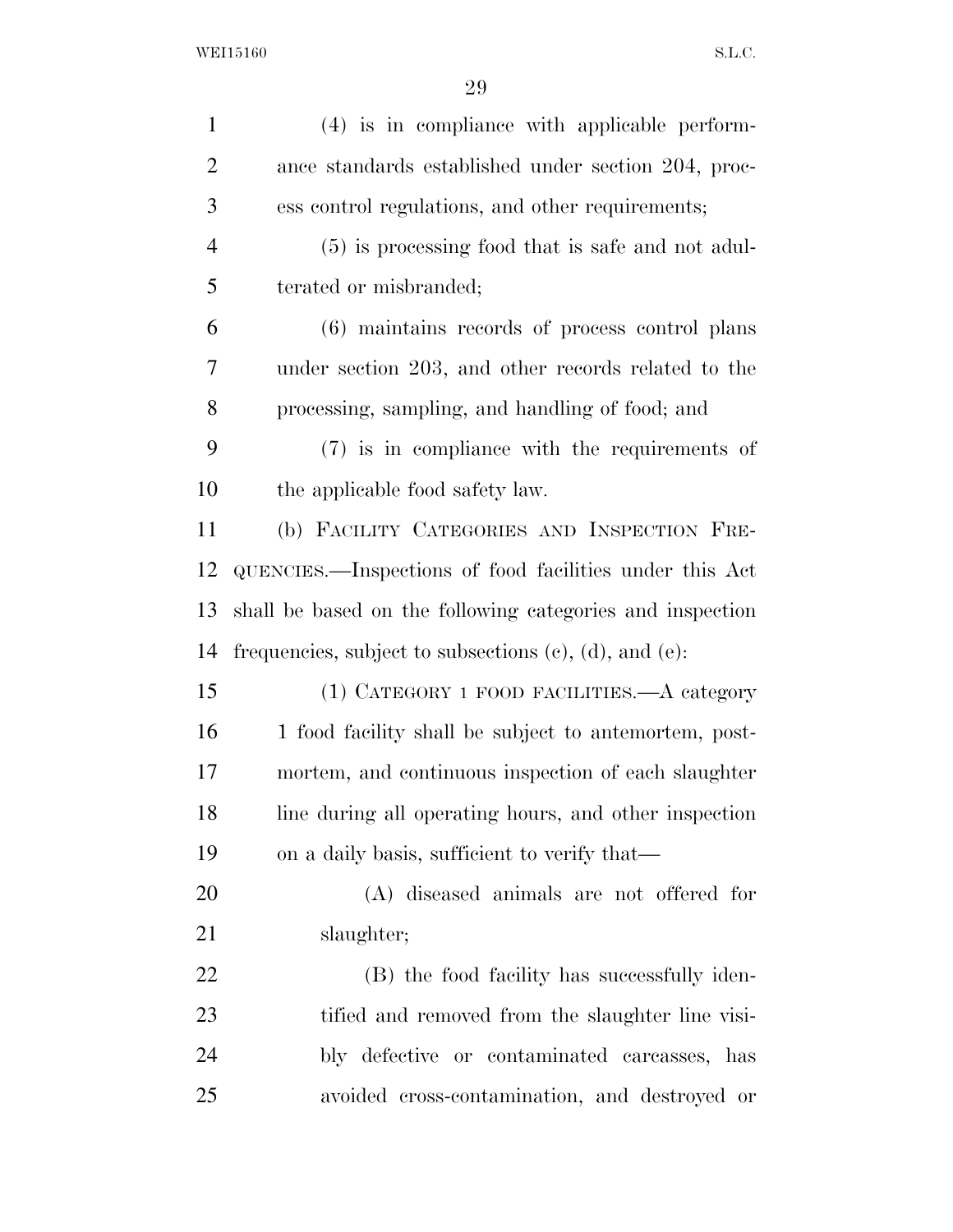(4) is in compliance with applicable performance standards established under section 204, process control regulations, and other requirements;

(5) is processing food that is safe and not adulterated or misbranded;

(6) maintains records of process control plans under section 203, and other records related to the processing, sampling, and handling of food; and

(7) is in compliance with the requirements of the applicable food safety law.

(b) FACILITY CATEGORIES AND INSPECTION FREQUENCIES.—Inspections of food facilities under this Act shall be based on the following categories and inspection frequencies, subject to subsections (c), (d), and (e):

(1) CATEGORY 1 FOOD FACILITIES.—A category 1 food facility shall be subject to antemortem, postmortem, and continuous inspection of each slaughter line during all operating hours, and other inspection on a daily basis, sufficient to verify that—

(A) diseased animals are not offered for slaughter;

(B) the food facility has successfully identified and removed from the slaughter line visibly defective or contaminated carcasses, has avoided cross-contamination, and destroyed or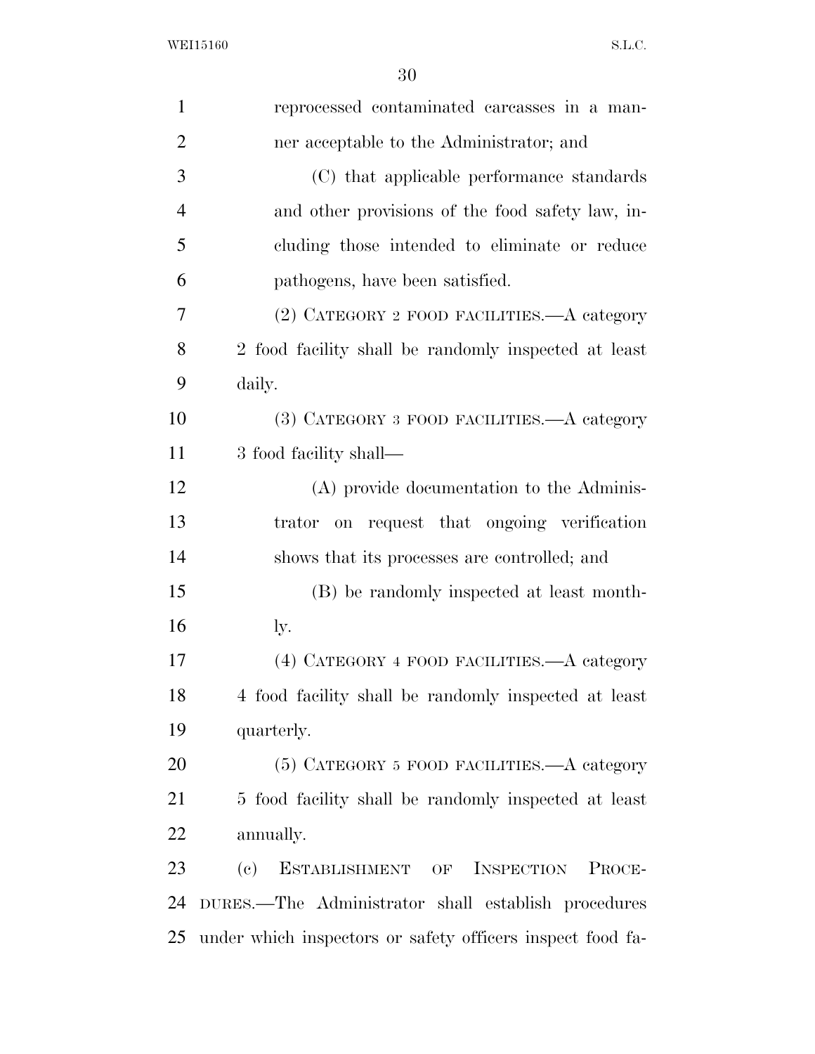reprocessed contaminated carcasses in a manner acceptable to the Administrator; and

(C) that applicable performance standards and other provisions of the food safety law, including those intended to eliminate or reduce pathogens, have been satisfied.

(2) CATEGORY 2 FOOD FACILITIES.—A category 2 food facility shall be randomly inspected at least daily.

(3) CATEGORY 3 FOOD FACILITIES.—A category 3 food facility shall—

(A) provide documentation to the Administrator on request that ongoing verification shows that its processes are controlled; and

(B) be randomly inspected at least monthly.

(4) CATEGORY 4 FOOD FACILITIES.—A category 4 food facility shall be randomly inspected at least quarterly.

(5) CATEGORY 5 FOOD FACILITIES.—A category 5 food facility shall be randomly inspected at least annually.

(c) ESTABLISHMENT OF INSPECTION PROCEDURES.—The Administrator shall establish procedures under which inspectors or safety officers inspect food fa-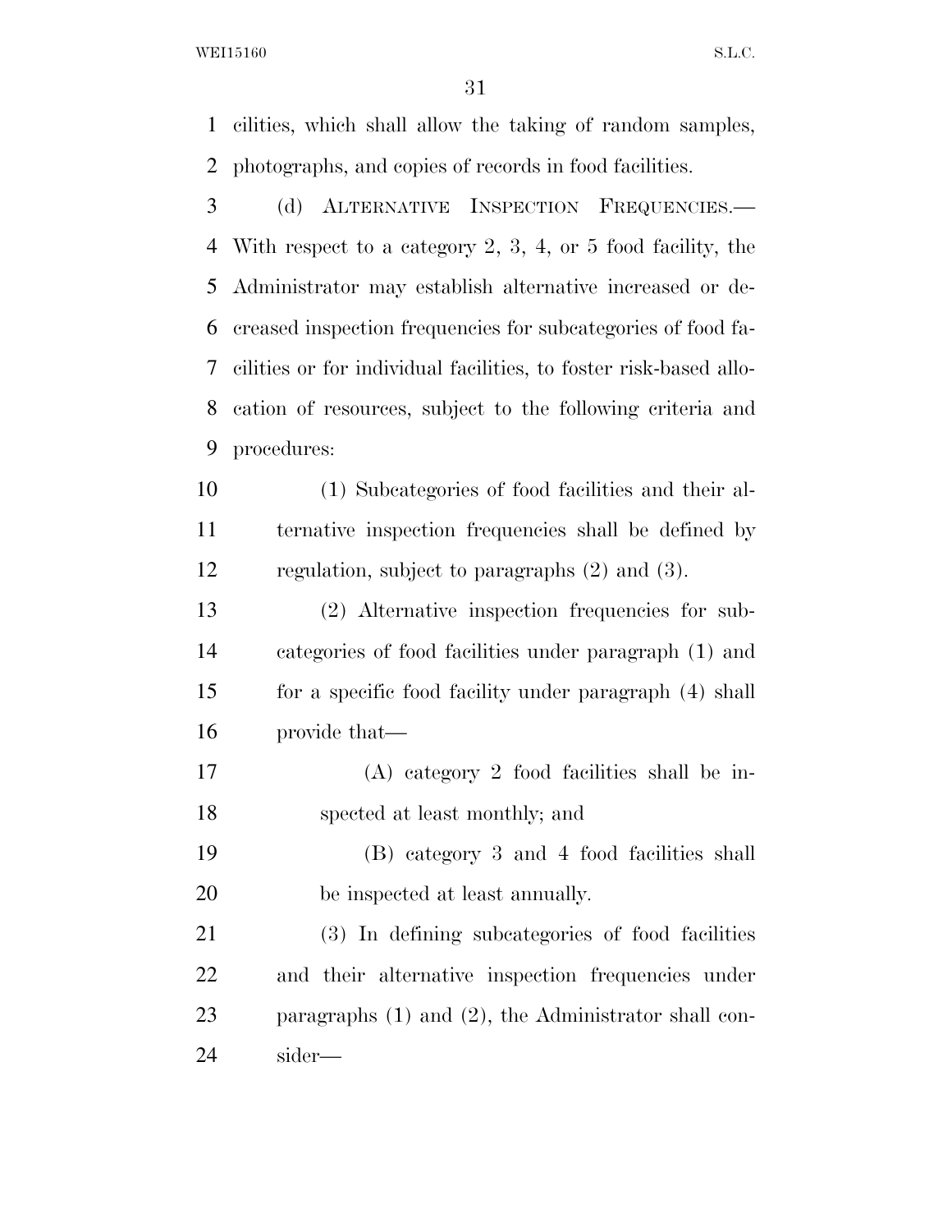cilities, which shall allow the taking of random samples, photographs, and copies of records in food facilities.

(d) ALTERNATIVE INSPECTION FREQUENCIES.— With respect to a category 2, 3, 4, or 5 food facility, the Administrator may establish alternative increased or decreased inspection frequencies for subcategories of food facilities or for individual facilities, to foster risk-based allocation of resources, subject to the following criteria and procedures:

(1) Subcategories of food facilities and their alternative inspection frequencies shall be defined by regulation, subject to paragraphs (2) and (3).

(2) Alternative inspection frequencies for subcategories of food facilities under paragraph (1) and for a specific food facility under paragraph (4) shall provide that—

(A) category 2 food facilities shall be inspected at least monthly; and

(B) category 3 and 4 food facilities shall be inspected at least annually.

(3) In defining subcategories of food facilities and their alternative inspection frequencies under paragraphs (1) and (2), the Administrator shall consider—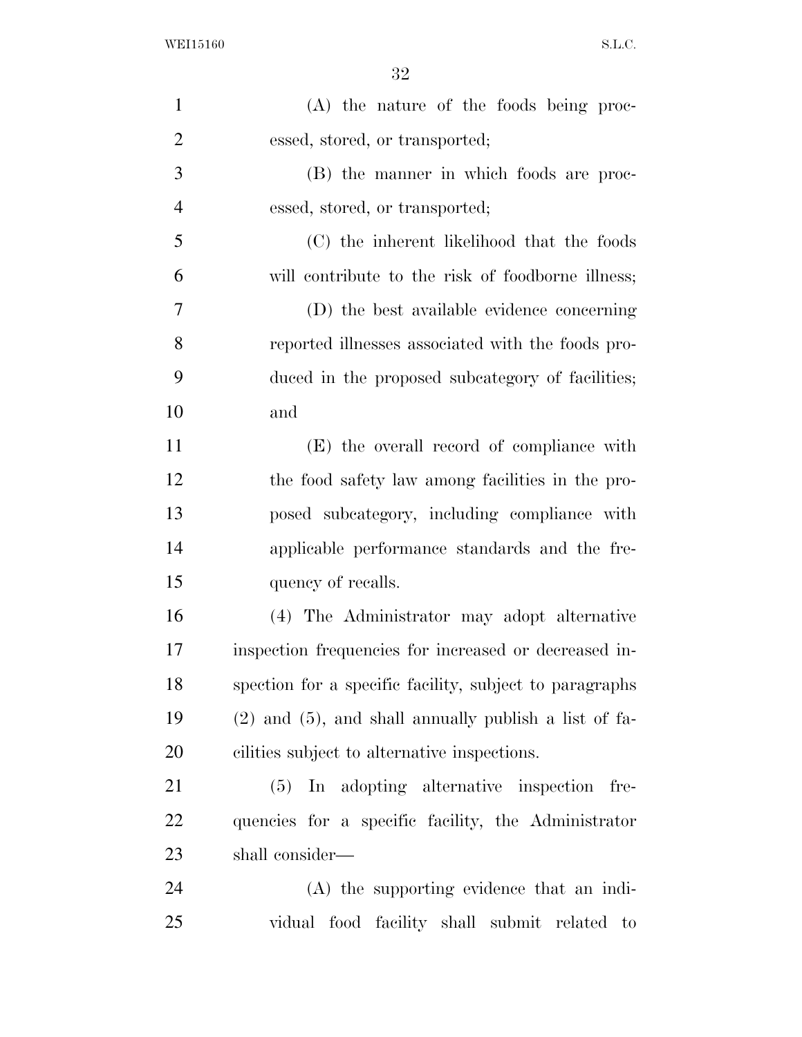(A) the nature of the foods being processed, stored, or transported;

(B) the manner in which foods are processed, stored, or transported;

(C) the inherent likelihood that the foods will contribute to the risk of foodborne illness;

(D) the best available evidence concerning reported illnesses associated with the foods produced in the proposed subcategory of facilities; and

(E) the overall record of compliance with the food safety law among facilities in the proposed subcategory, including compliance with applicable performance standards and the frequency of recalls.

(4) The Administrator may adopt alternative inspection frequencies for increased or decreased inspection for a specific facility, subject to paragraphs (2) and (5), and shall annually publish a list of facilities subject to alternative inspections.

(5) In adopting alternative inspection frequencies for a specific facility, the Administrator shall consider—

(A) the supporting evidence that an individual food facility shall submit related to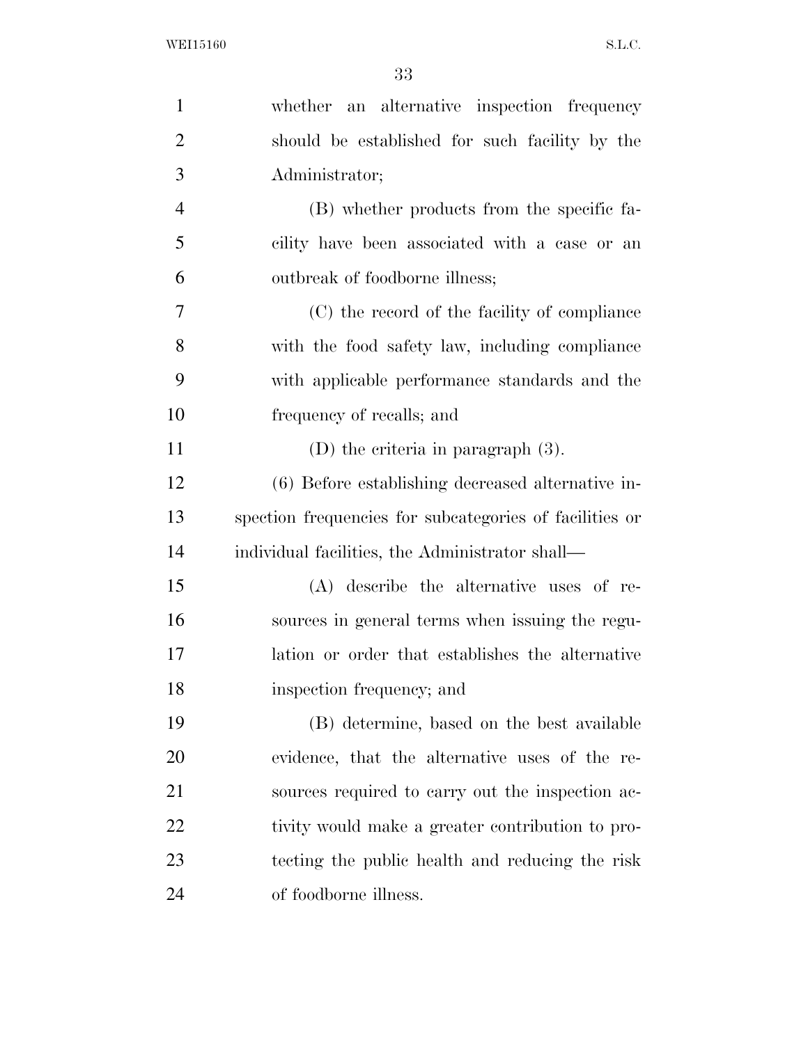whether an alternative inspection frequency should be established for such facility by the Administrator;

(B) whether products from the specific facility have been associated with a case or an outbreak of foodborne illness;

(C) the record of the facility of compliance with the food safety law, including compliance with applicable performance standards and the frequency of recalls; and

(D) the criteria in paragraph (3).

(6) Before establishing decreased alternative inspection frequencies for subcategories of facilities or individual facilities, the Administrator shall—

(A) describe the alternative uses of resources in general terms when issuing the regulation or order that establishes the alternative inspection frequency; and

(B) determine, based on the best available evidence, that the alternative uses of the resources required to carry out the inspection activity would make a greater contribution to protecting the public health and reducing the risk of foodborne illness.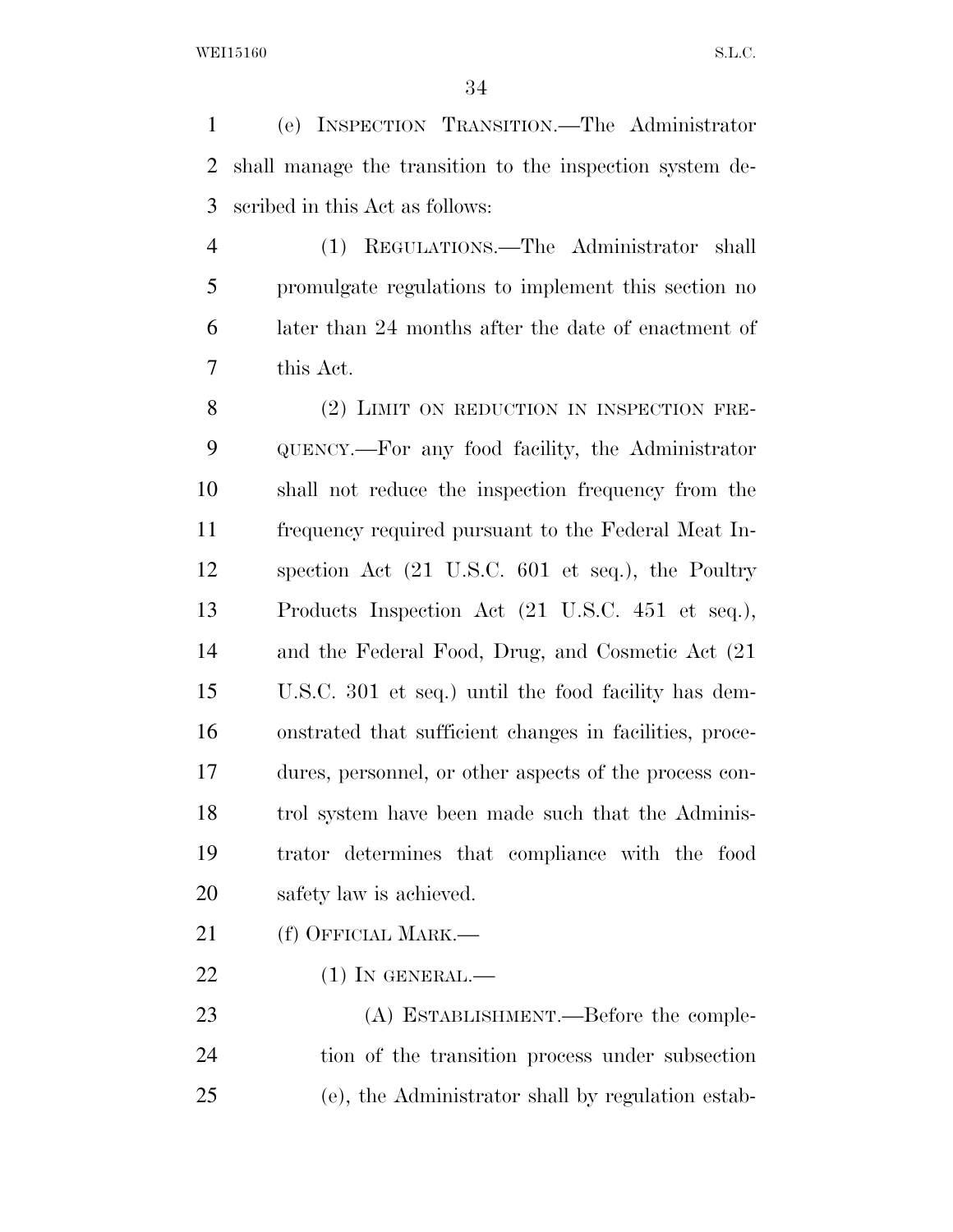(e) INSPECTION TRANSITION.—The Administrator shall manage the transition to the inspection system described in this Act as follows:

(1) REGULATIONS.—The Administrator shall promulgate regulations to implement this section no later than 24 months after the date of enactment of this Act.

(2) LIMIT ON REDUCTION IN INSPECTION FREQUENCY.—For any food facility, the Administrator shall not reduce the inspection frequency from the frequency required pursuant to the Federal Meat Inspection Act (21 U.S.C. 601 et seq.), the Poultry Products Inspection Act (21 U.S.C. 451 et seq.), and the Federal Food, Drug, and Cosmetic Act (21 U.S.C. 301 et seq.) until the food facility has demonstrated that sufficient changes in facilities, procedures, personnel, or other aspects of the process control system have been made such that the Administrator determines that compliance with the food safety law is achieved.

(f) OFFICIAL MARK.—

(1) IN GENERAL.—

(A) ESTABLISHMENT.—Before the completion of the transition process under subsection (e), the Administrator shall by regulation estab-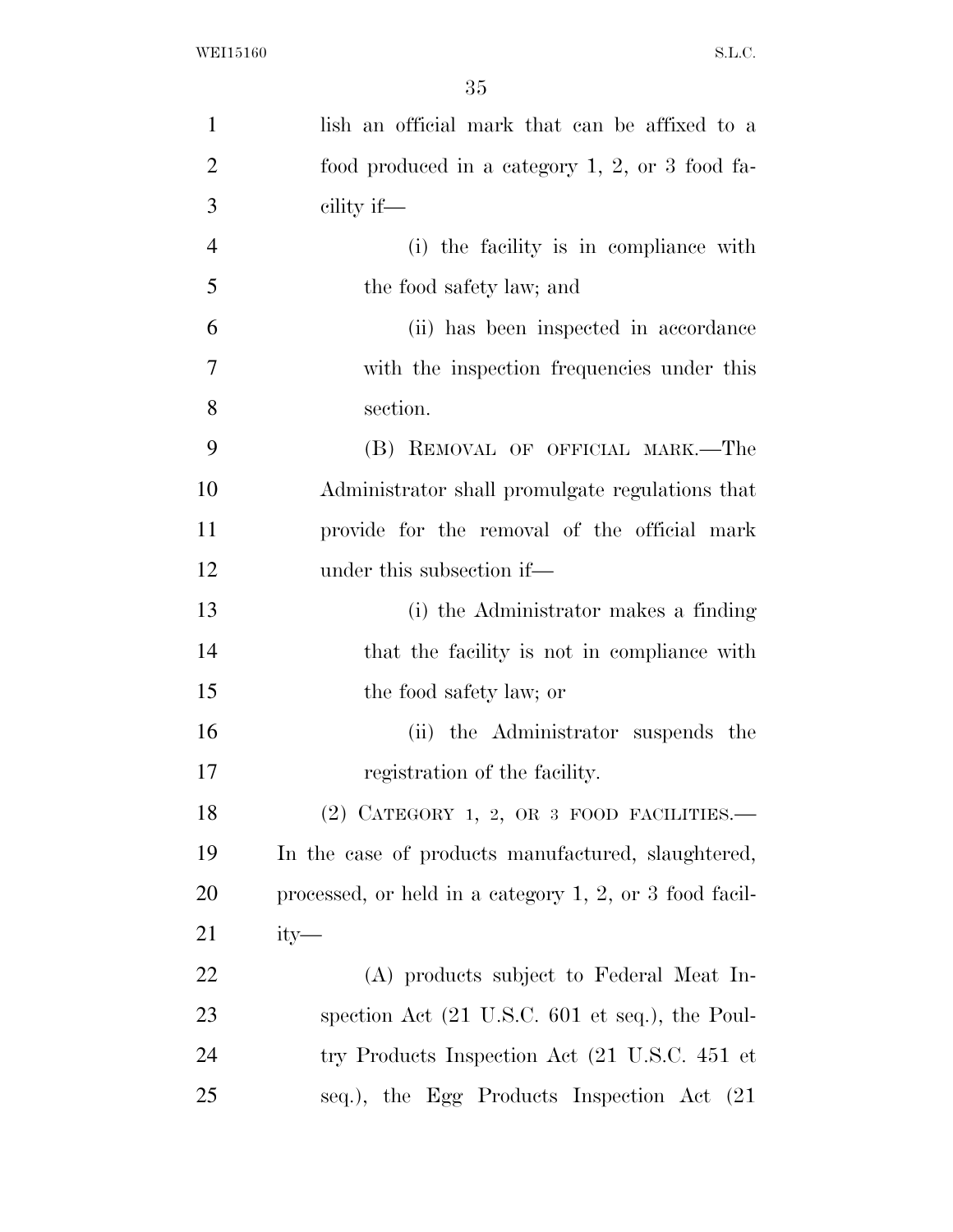lish an official mark that can be affixed to a food produced in a category 1, 2, or 3 food facility if—

(i) the facility is in compliance with the food safety law; and

(ii) has been inspected in accordance with the inspection frequencies under this section.

(B) REMOVAL OF OFFICIAL MARK.—The Administrator shall promulgate regulations that provide for the removal of the official mark under this subsection if—

(i) the Administrator makes a finding that the facility is not in compliance with the food safety law; or

(ii) the Administrator suspends the registration of the facility.

(2) CATEGORY 1, 2, OR 3 FOOD FACILITIES.— In the case of products manufactured, slaughtered, processed, or held in a category 1, 2, or 3 food facility—

(A) products subject to Federal Meat Inspection Act (21 U.S.C. 601 et seq.), the Poultry Products Inspection Act (21 U.S.C. 451 et seq.), the Egg Products Inspection Act (21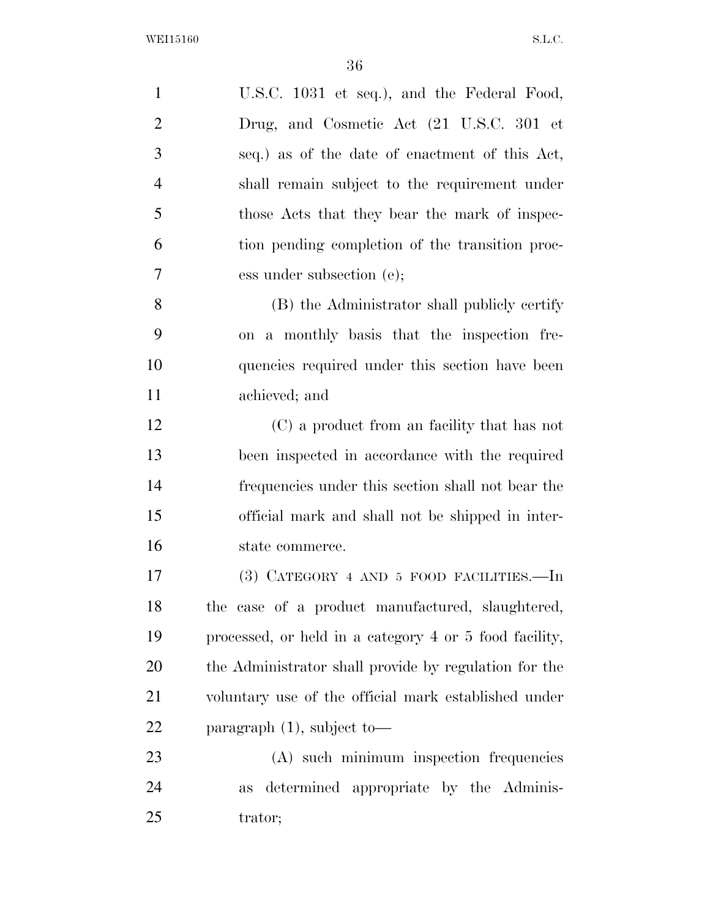U.S.C. 1031 et seq.), and the Federal Food, Drug, and Cosmetic Act (21 U.S.C. 301 et seq.) as of the date of enactment of this Act, shall remain subject to the requirement under those Acts that they bear the mark of inspection pending completion of the transition process under subsection (e);

(B) the Administrator shall publicly certify on a monthly basis that the inspection frequencies required under this section have been achieved; and

(C) a product from an facility that has not been inspected in accordance with the required frequencies under this section shall not bear the official mark and shall not be shipped in interstate commerce.

(3) CATEGORY 4 AND 5 FOOD FACILITIES.—In the case of a product manufactured, slaughtered, processed, or held in a category 4 or 5 food facility, the Administrator shall provide by regulation for the voluntary use of the official mark established under paragraph (1), subject to—

(A) such minimum inspection frequencies as determined appropriate by the Administrator;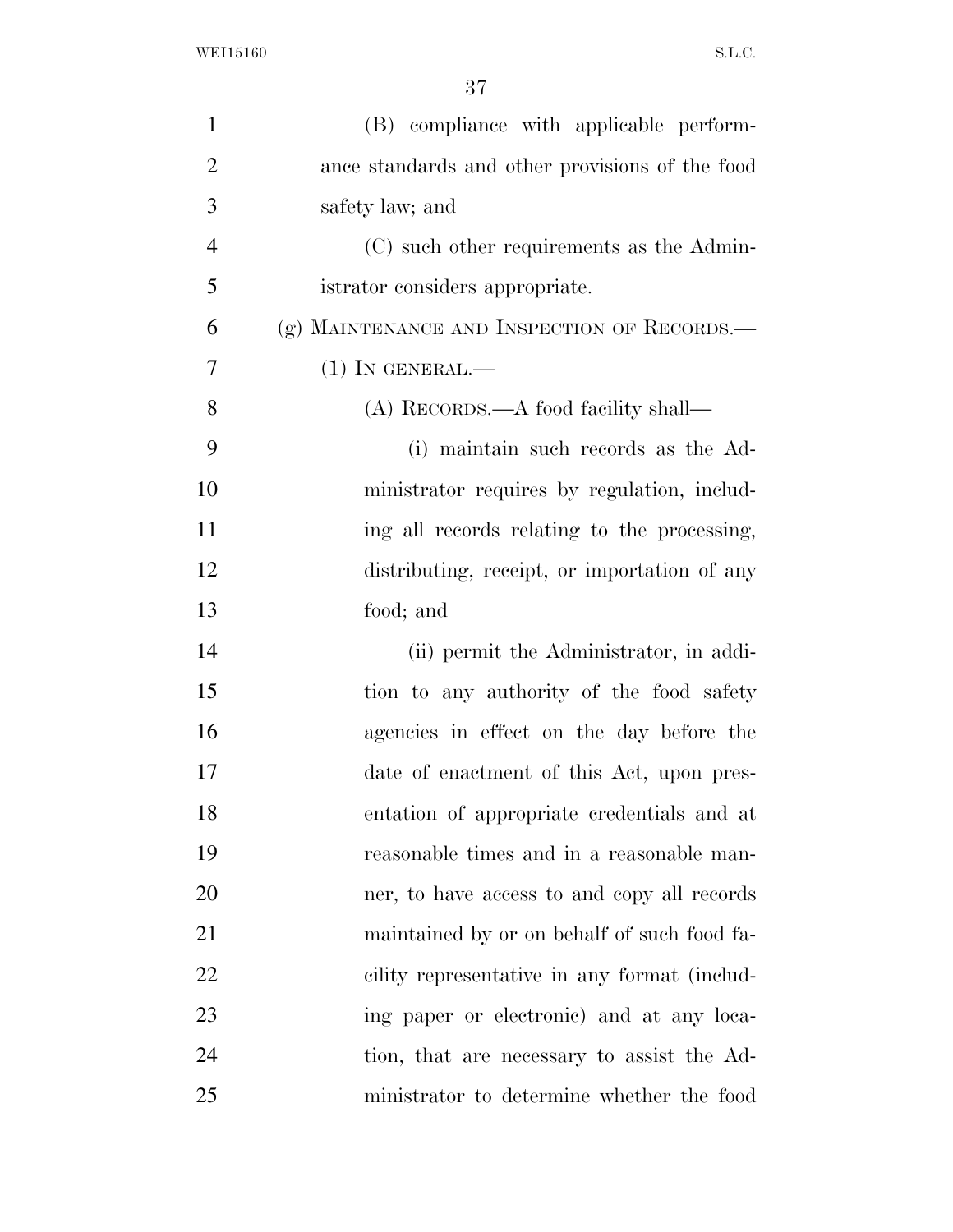(B) compliance with applicable performance standards and other provisions of the food safety law; and

(C) such other requirements as the Administrator considers appropriate.

(g) MAINTENANCE AND INSPECTION OF RECORDS.—

(1) IN GENERAL.—

(A) RECORDS.—A food facility shall—

(i) maintain such records as the Administrator requires by regulation, including all records relating to the processing, distributing, receipt, or importation of any food; and

(ii) permit the Administrator, in addition to any authority of the food safety agencies in effect on the day before the date of enactment of this Act, upon presentation of appropriate credentials and at reasonable times and in a reasonable manner, to have access to and copy all records maintained by or on behalf of such food facility representative in any format (including paper or electronic) and at any location, that are necessary to assist the Administrator to determine whether the food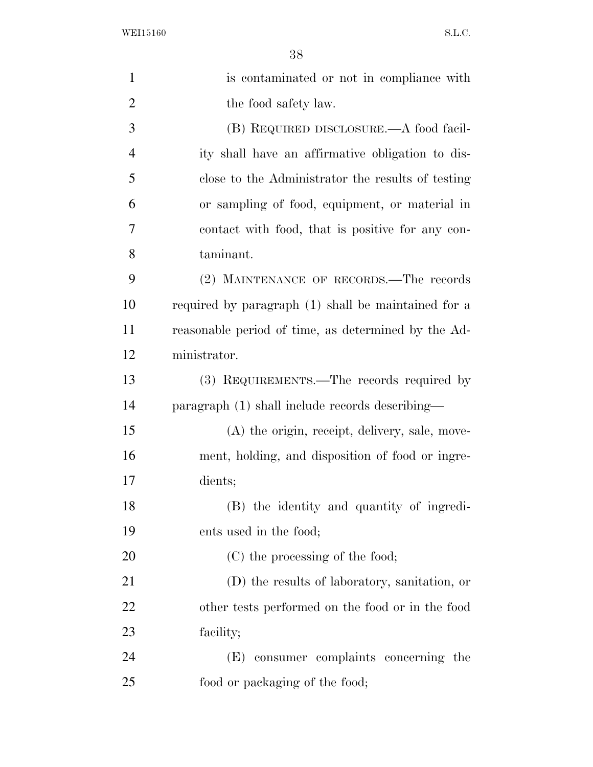is contaminated or not in compliance with the food safety law.

(B) REQUIRED DISCLOSURE.—A food facility shall have an affirmative obligation to disclose to the Administrator the results of testing or sampling of food, equipment, or material in contact with food, that is positive for any contaminant.

(2) MAINTENANCE OF RECORDS.—The records required by paragraph (1) shall be maintained for a reasonable period of time, as determined by the Administrator.

(3) REQUIREMENTS.—The records required by paragraph (1) shall include records describing—

(A) the origin, receipt, delivery, sale, movement, holding, and disposition of food or ingredients;

(B) the identity and quantity of ingredients used in the food;

(C) the processing of the food;

(D) the results of laboratory, sanitation, or other tests performed on the food or in the food facility;

(E) consumer complaints concerning the food or packaging of the food;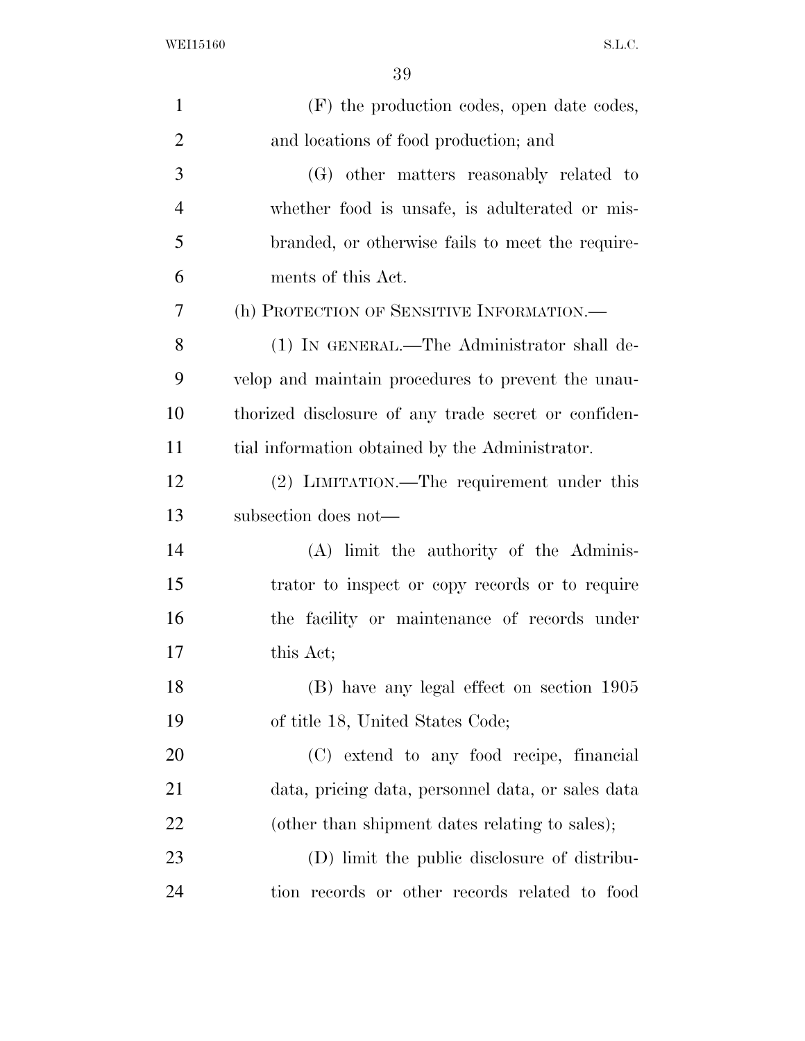(F) the production codes, open date codes, and locations of food production; and

(G) other matters reasonably related to whether food is unsafe, is adulterated or misbranded, or otherwise fails to meet the requirements of this Act.

(h) PROTECTION OF SENSITIVE INFORMATION.—

(1) IN GENERAL.—The Administrator shall develop and maintain procedures to prevent the unauthorized disclosure of any trade secret or confidential information obtained by the Administrator.

(2) LIMITATION.—The requirement under this subsection does not—

(A) limit the authority of the Administrator to inspect or copy records or to require the facility or maintenance of records under this Act;

(B) have any legal effect on section 1905 of title 18, United States Code;

(C) extend to any food recipe, financial data, pricing data, personnel data, or sales data (other than shipment dates relating to sales);

(D) limit the public disclosure of distribution records or other records related to food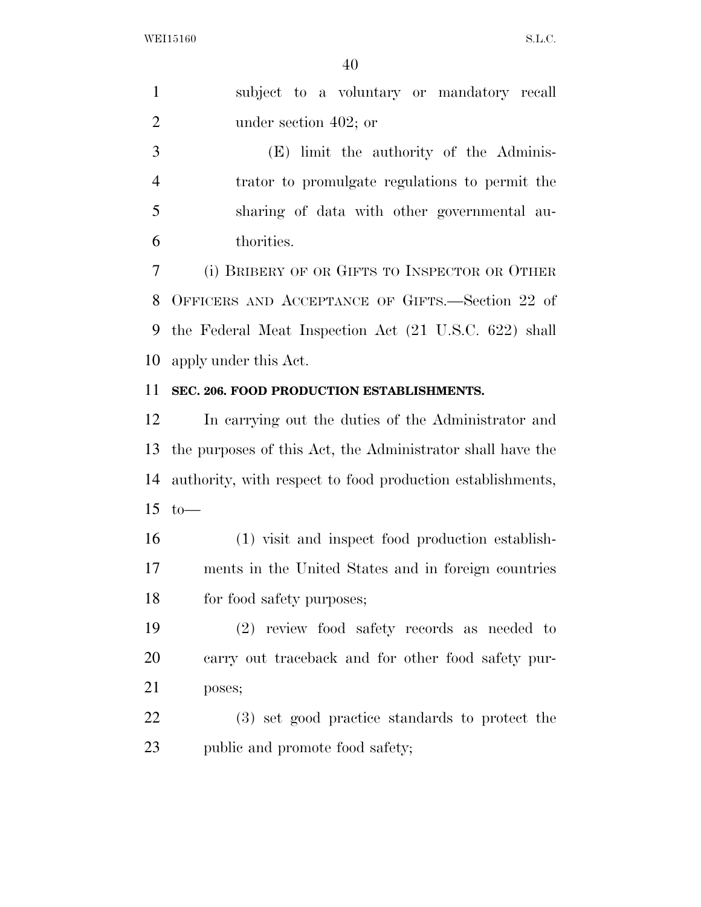subject to a voluntary or mandatory recall under section 402; or

(E) limit the authority of the Administrator to promulgate regulations to permit the sharing of data with other governmental authorities.

(i) BRIBERY OF OR GIFTS TO INSPECTOR OR OTHER OFFICERS AND ACCEPTANCE OF GIFTS.—Section 22 of the Federal Meat Inspection Act (21 U.S.C. 622) shall apply under this Act.

**SEC. 206. FOOD PRODUCTION ESTABLISHMENTS.**

In carrying out the duties of the Administrator and the purposes of this Act, the Administrator shall have the authority, with respect to food production establishments, to—

(1) visit and inspect food production establishments in the United States and in foreign countries for food safety purposes;

(2) review food safety records as needed to carry out traceback and for other food safety purposes;

(3) set good practice standards to protect the public and promote food safety;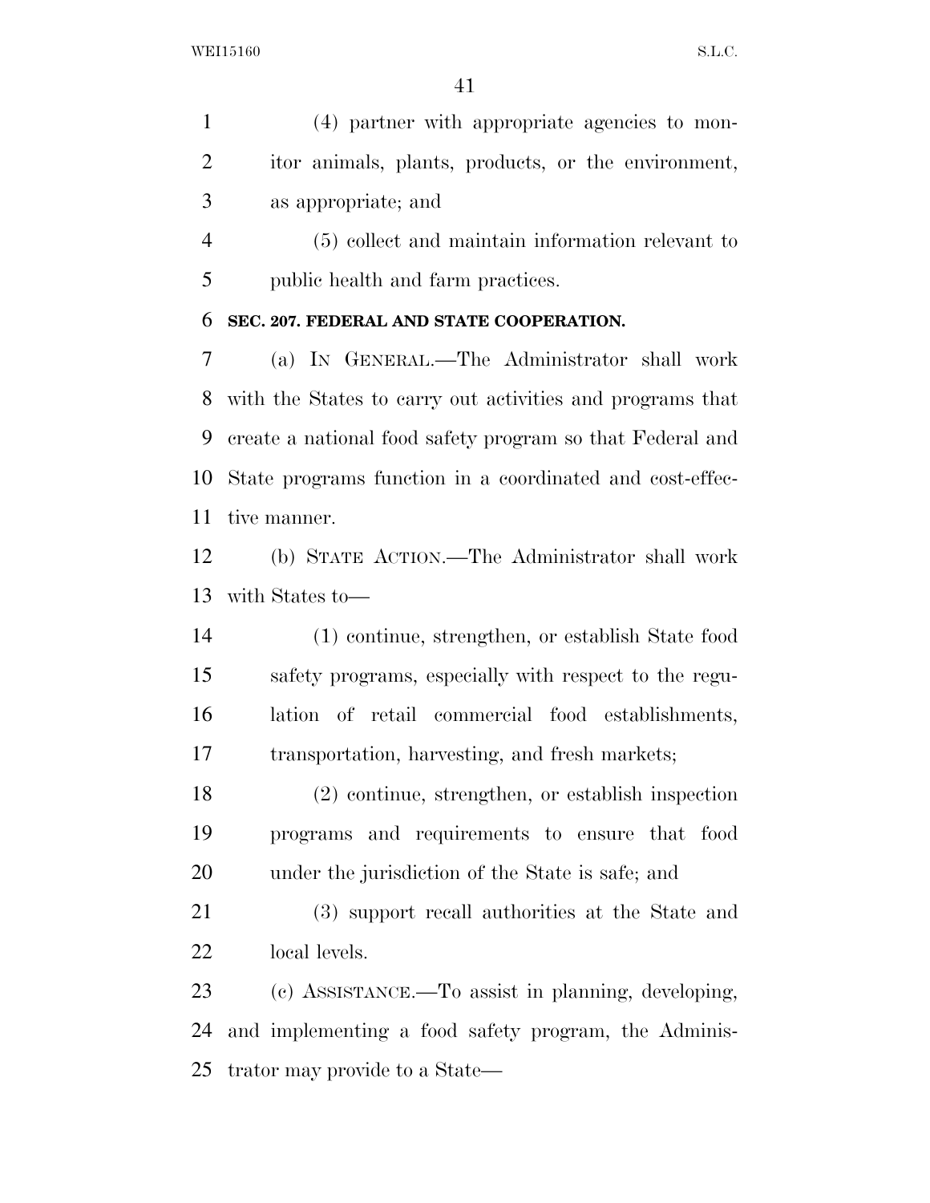(4) partner with appropriate agencies to monitor animals, plants, products, or the environment, as appropriate; and

(5) collect and maintain information relevant to public health and farm practices.

**SEC. 207. FEDERAL AND STATE COOPERATION.**

(a) IN GENERAL.—The Administrator shall work with the States to carry out activities and programs that create a national food safety program so that Federal and State programs function in a coordinated and cost-effective manner.

(b) STATE ACTION.—The Administrator shall work with States to—

(1) continue, strengthen, or establish State food safety programs, especially with respect to the regulation of retail commercial food establishments, transportation, harvesting, and fresh markets;

(2) continue, strengthen, or establish inspection programs and requirements to ensure that food under the jurisdiction of the State is safe; and

(3) support recall authorities at the State and local levels.

(c) ASSISTANCE.—To assist in planning, developing, and implementing a food safety program, the Administrator may provide to a State—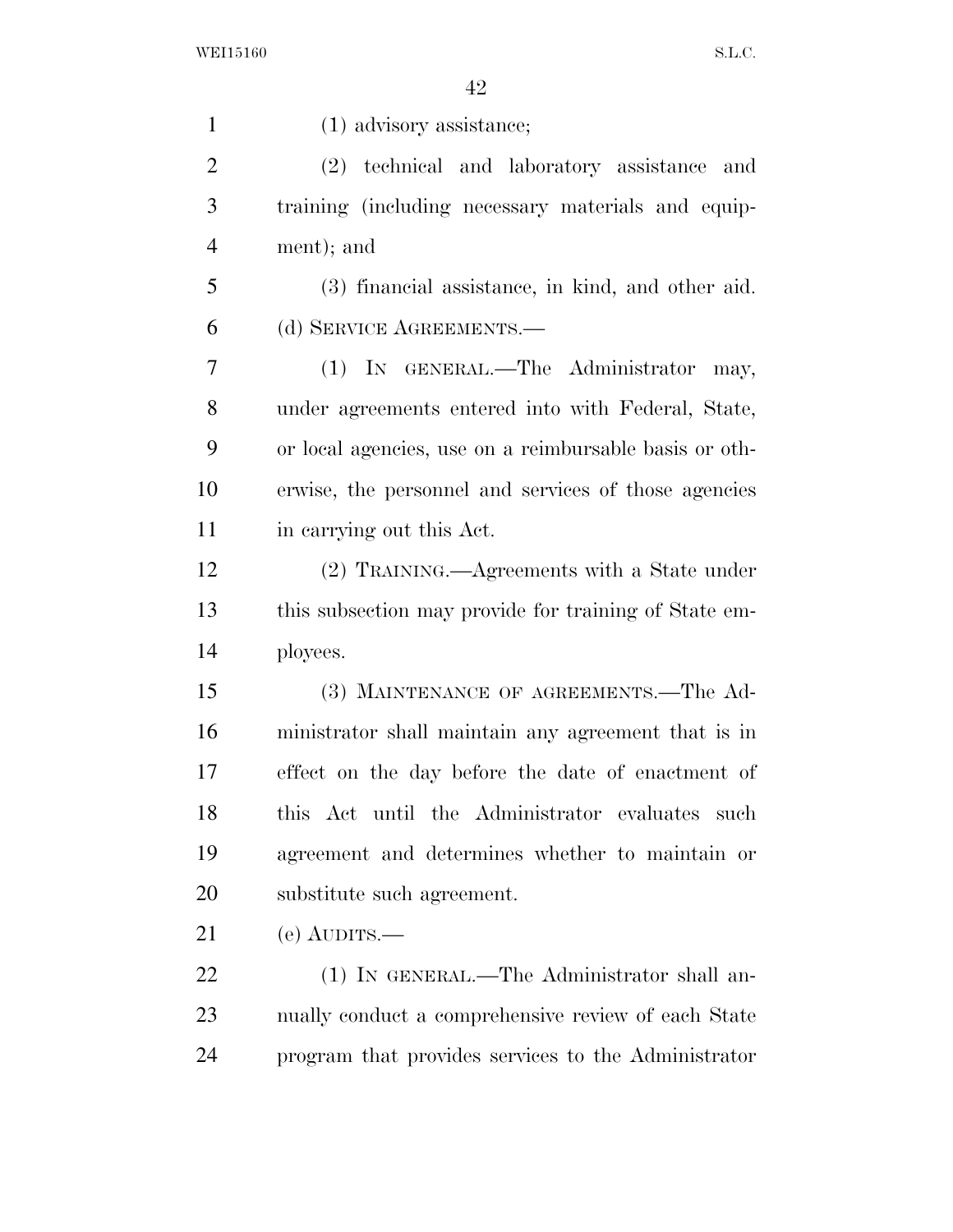(1) advisory assistance;

(2) technical and laboratory assistance and training (including necessary materials and equipment); and

(3) financial assistance, in kind, and other aid.

(d) SERVICE AGREEMENTS.—

(1) IN GENERAL.—The Administrator may, under agreements entered into with Federal, State, or local agencies, use on a reimbursable basis or otherwise, the personnel and services of those agencies in carrying out this Act.

(2) TRAINING.—Agreements with a State under this subsection may provide for training of State employees.

(3) MAINTENANCE OF AGREEMENTS.—The Administrator shall maintain any agreement that is in effect on the day before the date of enactment of this Act until the Administrator evaluates such agreement and determines whether to maintain or substitute such agreement.

(e) AUDITS.—

(1) IN GENERAL.—The Administrator shall annually conduct a comprehensive review of each State program that provides services to the Administrator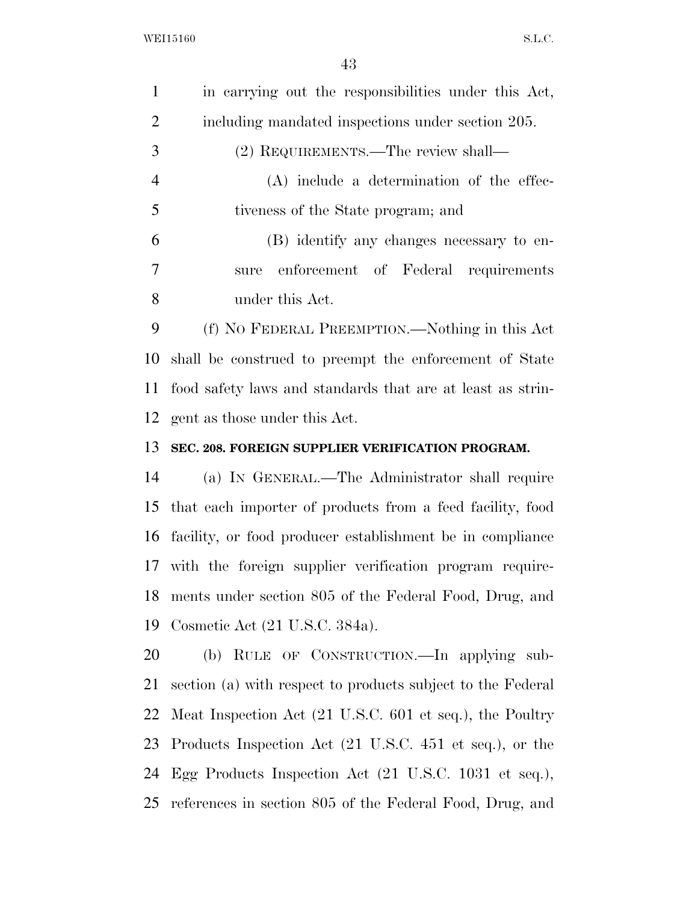in carrying out the responsibilities under this Act, including mandated inspections under section 205.

(2) REQUIREMENTS.—The review shall—

(A) include a determination of the effectiveness of the State program; and

(B) identify any changes necessary to ensure enforcement of Federal requirements under this Act.

(f) NO FEDERAL PREEMPTION.—Nothing in this Act shall be construed to preempt the enforcement of State food safety laws and standards that are at least as stringent as those under this Act.

**SEC. 208. FOREIGN SUPPLIER VERIFICATION PROGRAM.**

(a) IN GENERAL.—The Administrator shall require that each importer of products from a feed facility, food facility, or food producer establishment be in compliance with the foreign supplier verification program requirements under section 805 of the Federal Food, Drug, and Cosmetic Act (21 U.S.C. 384a).

(b) RULE OF CONSTRUCTION.—In applying subsection (a) with respect to products subject to the Federal Meat Inspection Act (21 U.S.C. 601 et seq.), the Poultry Products Inspection Act (21 U.S.C. 451 et seq.), or the Egg Products Inspection Act (21 U.S.C. 1031 et seq.), references in section 805 of the Federal Food, Drug, and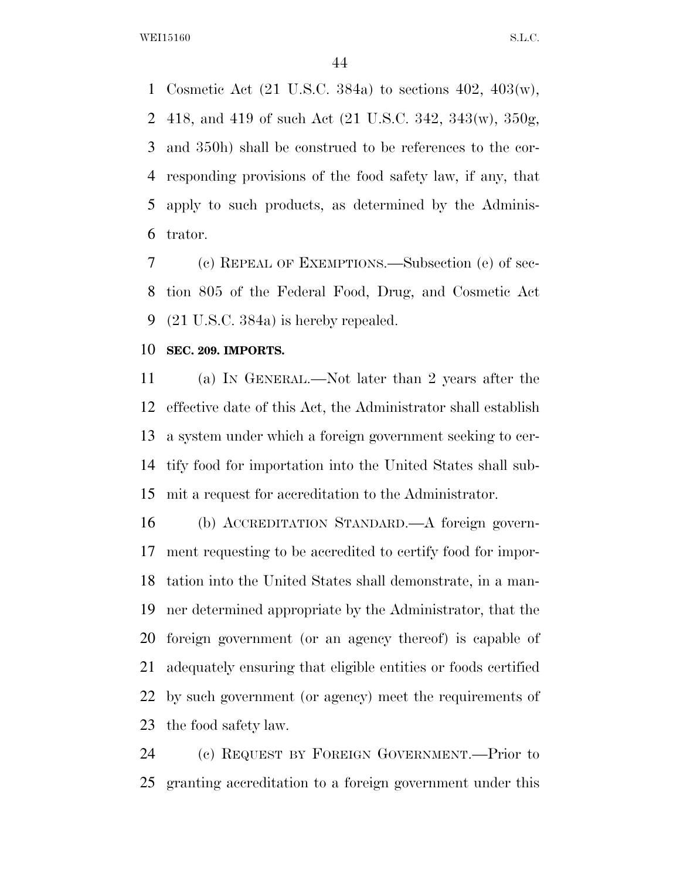Cosmetic Act (21 U.S.C. 384a) to sections 402, 403(w), 418, and 419 of such Act (21 U.S.C. 342, 343(w), 350g, and 350h) shall be construed to be references to the corresponding provisions of the food safety law, if any, that apply to such products, as determined by the Administrator.

(c) REPEAL OF EXEMPTIONS.—Subsection (e) of section 805 of the Federal Food, Drug, and Cosmetic Act (21 U.S.C. 384a) is hereby repealed.

**SEC. 209. IMPORTS.**

(a) IN GENERAL.—Not later than 2 years after the effective date of this Act, the Administrator shall establish a system under which a foreign government seeking to certify food for importation into the United States shall submit a request for accreditation to the Administrator.

(b) ACCREDITATION STANDARD.—A foreign government requesting to be accredited to certify food for importation into the United States shall demonstrate, in a manner determined appropriate by the Administrator, that the foreign government (or an agency thereof) is capable of adequately ensuring that eligible entities or foods certified by such government (or agency) meet the requirements of the food safety law.

(c) REQUEST BY FOREIGN GOVERNMENT.—Prior to granting accreditation to a foreign government under this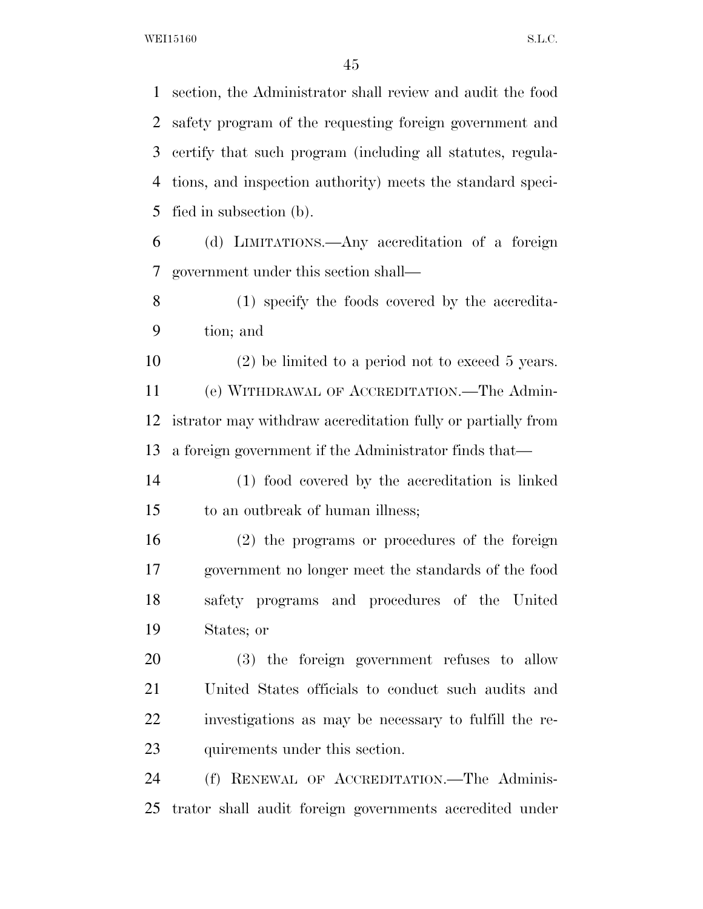section, the Administrator shall review and audit the food safety program of the requesting foreign government and certify that such program (including all statutes, regulations, and inspection authority) meets the standard specified in subsection (b).

(d) LIMITATIONS.—Any accreditation of a foreign government under this section shall—

(1) specify the foods covered by the accreditation; and

(2) be limited to a period not to exceed 5 years.

(e) WITHDRAWAL OF ACCREDITATION.—The Administrator may withdraw accreditation fully or partially from a foreign government if the Administrator finds that—

(1) food covered by the accreditation is linked to an outbreak of human illness;

(2) the programs or procedures of the foreign government no longer meet the standards of the food safety programs and procedures of the United States; or

(3) the foreign government refuses to allow United States officials to conduct such audits and investigations as may be necessary to fulfill the requirements under this section.

(f) RENEWAL OF ACCREDITATION.—The Administrator shall audit foreign governments accredited under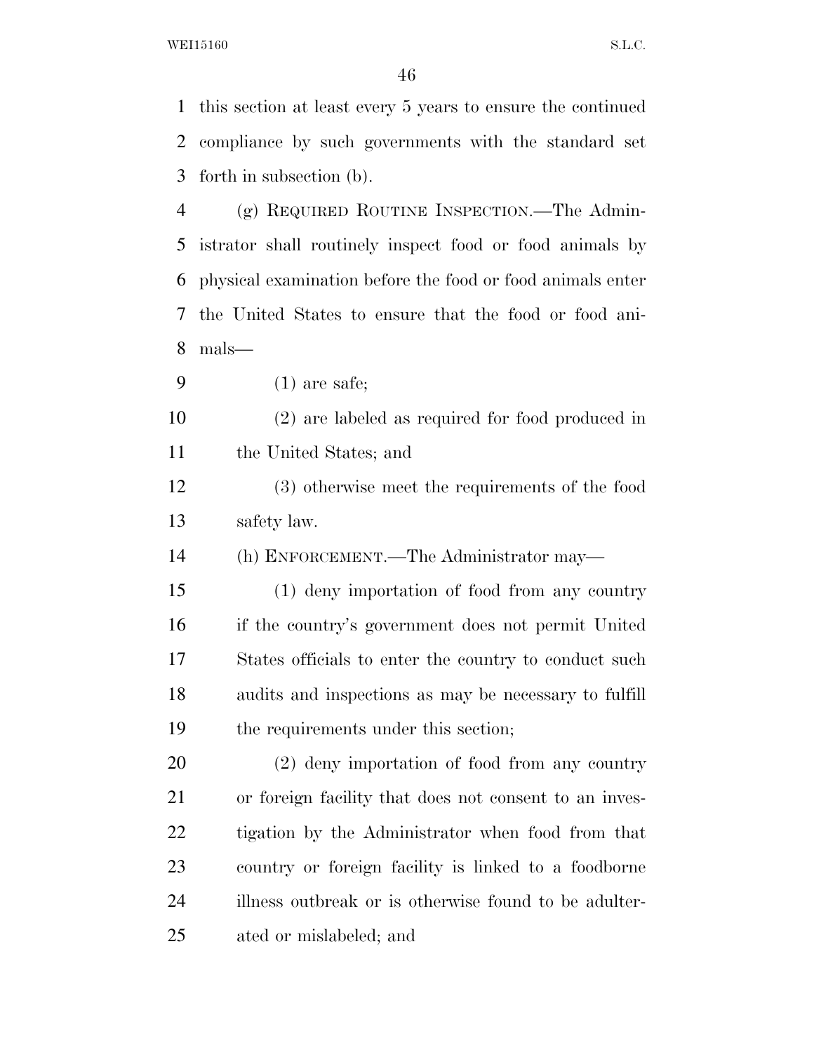this section at least every 5 years to ensure the continued compliance by such governments with the standard set forth in subsection (b).

(g) REQUIRED ROUTINE INSPECTION.—The Administrator shall routinely inspect food or food animals by physical examination before the food or food animals enter the United States to ensure that the food or food animals—

(1) are safe;

(2) are labeled as required for food produced in the United States; and

(3) otherwise meet the requirements of the food safety law.

(h) ENFORCEMENT.—The Administrator may—

(1) deny importation of food from any country if the country's government does not permit United States officials to enter the country to conduct such audits and inspections as may be necessary to fulfill the requirements under this section;

(2) deny importation of food from any country or foreign facility that does not consent to an investigation by the Administrator when food from that country or foreign facility is linked to a foodborne illness outbreak or is otherwise found to be adulterated or mislabeled; and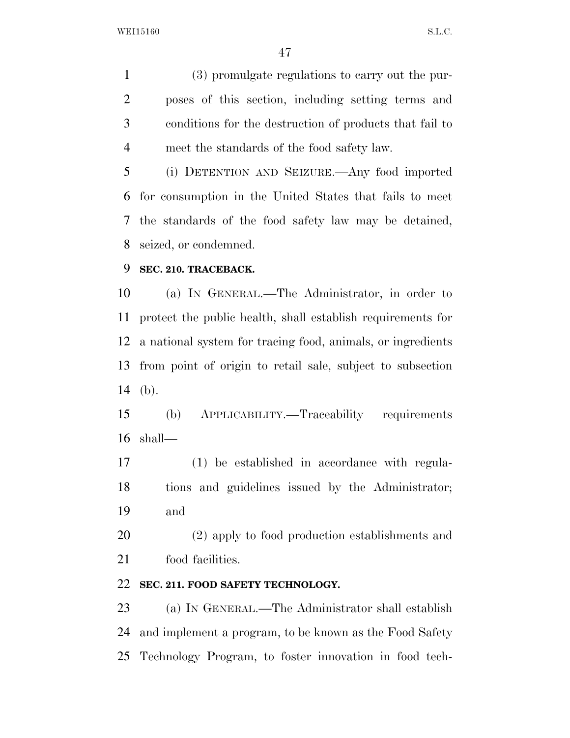(3) promulgate regulations to carry out the purposes of this section, including setting terms and conditions for the destruction of products that fail to meet the standards of the food safety law.

(i) DETENTION AND SEIZURE.—Any food imported for consumption in the United States that fails to meet the standards of the food safety law may be detained, seized, or condemned.

### SEC. 210. TRACEBACK.

(a) IN GENERAL.—The Administrator, in order to protect the public health, shall establish requirements for a national system for tracing food, animals, or ingredients from point of origin to retail sale, subject to subsection (b).

(b) APPLICABILITY.—Traceability requirements shall—

(1) be established in accordance with regulations and guidelines issued by the Administrator; and

(2) apply to food production establishments and food facilities.

### SEC. 211. FOOD SAFETY TECHNOLOGY.

(a) IN GENERAL.—The Administrator shall establish and implement a program, to be known as the Food Safety Technology Program, to foster innovation in food tech-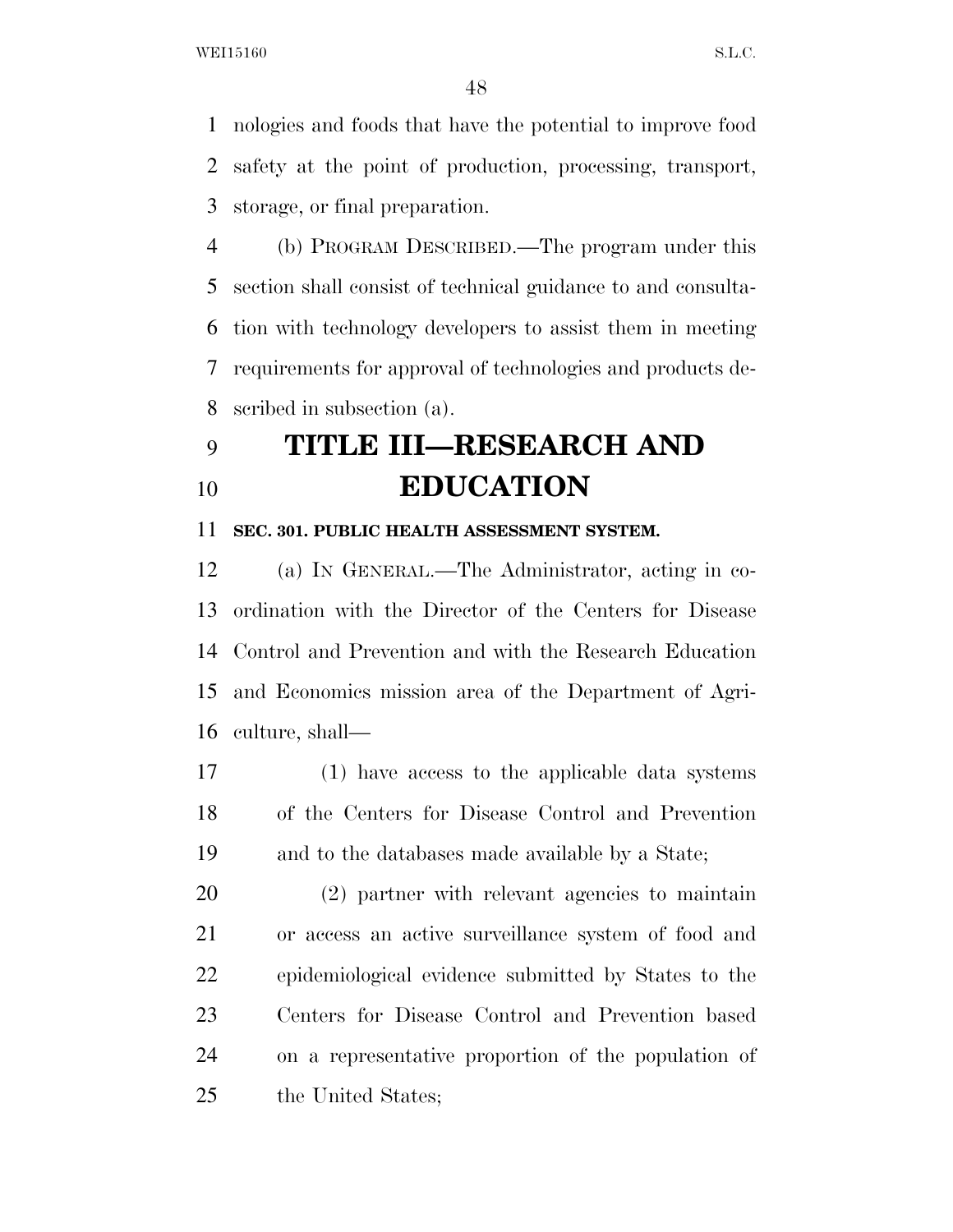nologies and foods that have the potential to improve food safety at the point of production, processing, transport, storage, or final preparation.

(b) PROGRAM DESCRIBED.—The program under this section shall consist of technical guidance to and consultation with technology developers to assist them in meeting requirements for approval of technologies and products described in subsection (a).

# TITLE III—RESEARCH AND EDUCATION

**SEC. 301. PUBLIC HEALTH ASSESSMENT SYSTEM.**

(a) IN GENERAL.—The Administrator, acting in coordination with the Director of the Centers for Disease Control and Prevention and with the Research Education and Economics mission area of the Department of Agriculture, shall—

(1) have access to the applicable data systems of the Centers for Disease Control and Prevention and to the databases made available by a State;

(2) partner with relevant agencies to maintain or access an active surveillance system of food and epidemiological evidence submitted by States to the Centers for Disease Control and Prevention based on a representative proportion of the population of the United States;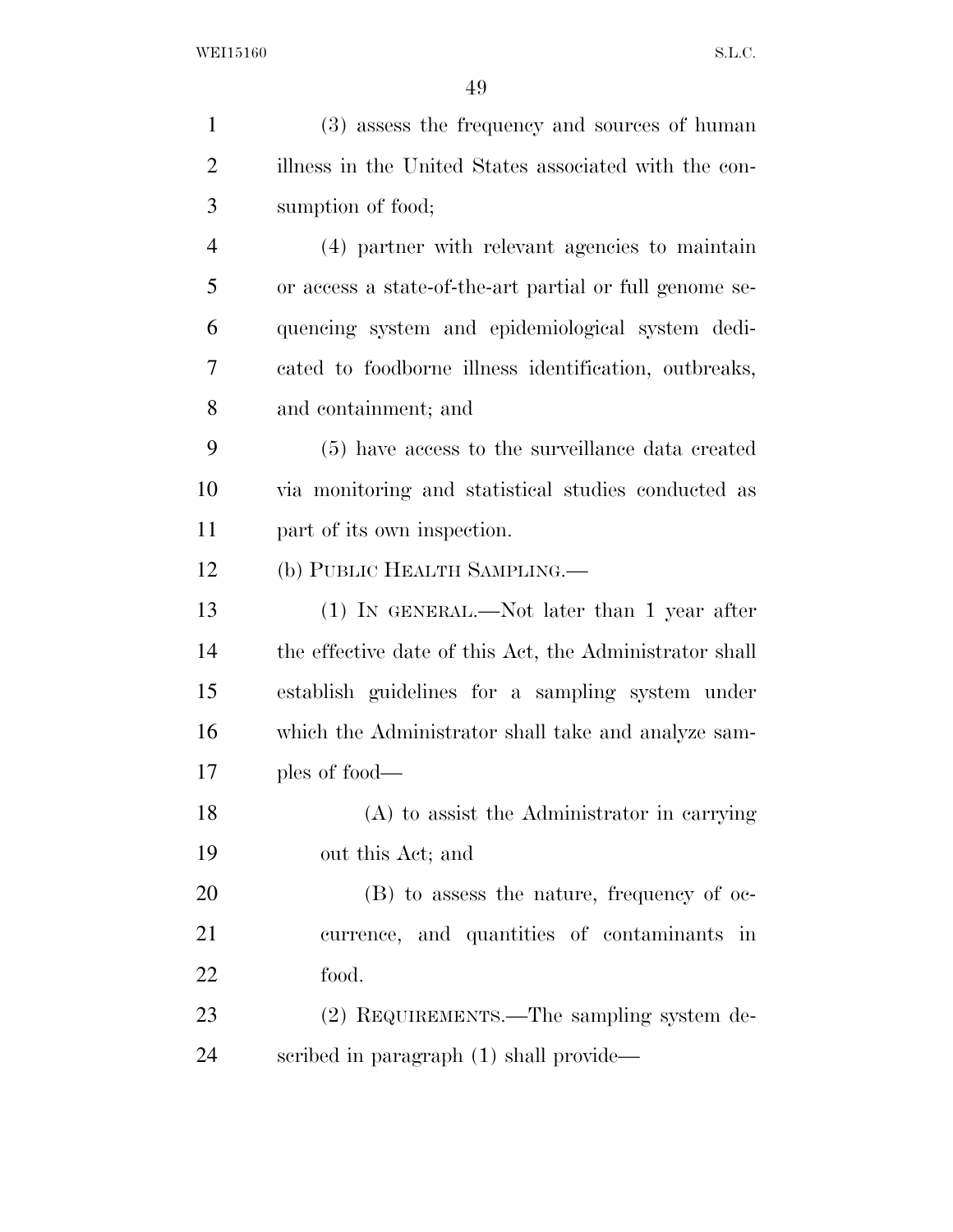(3) assess the frequency and sources of human illness in the United States associated with the consumption of food;

(4) partner with relevant agencies to maintain or access a state-of-the-art partial or full genome sequencing system and epidemiological system dedicated to foodborne illness identification, outbreaks, and containment; and

(5) have access to the surveillance data created via monitoring and statistical studies conducted as part of its own inspection.

(b) PUBLIC HEALTH SAMPLING.—

(1) IN GENERAL.—Not later than 1 year after the effective date of this Act, the Administrator shall establish guidelines for a sampling system under which the Administrator shall take and analyze samples of food—

(A) to assist the Administrator in carrying out this Act; and

(B) to assess the nature, frequency of occurrence, and quantities of contaminants in food.

(2) REQUIREMENTS.—The sampling system described in paragraph (1) shall provide—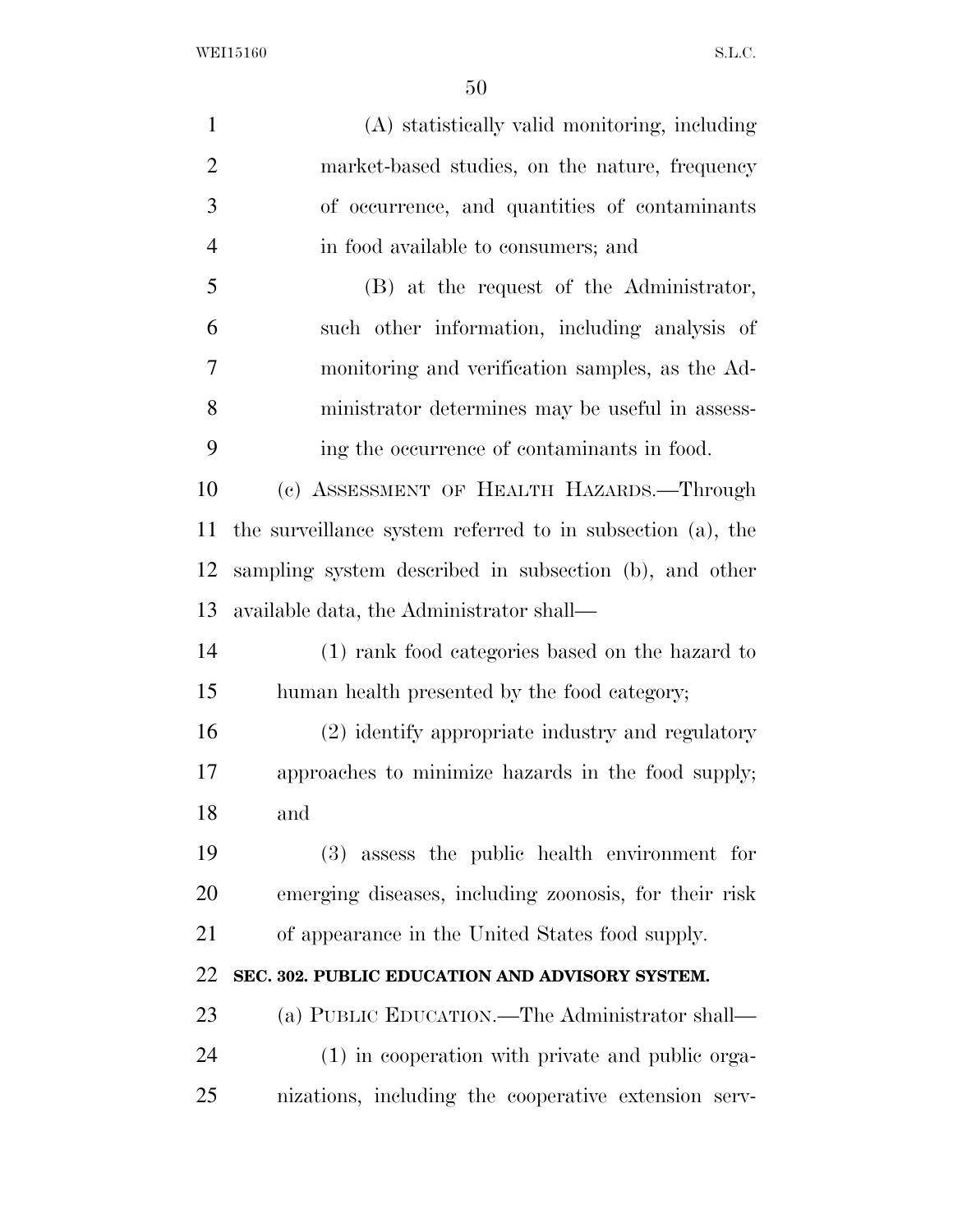(A) statistically valid monitoring, including market-based studies, on the nature, frequency of occurrence, and quantities of contaminants in food available to consumers; and

(B) at the request of the Administrator, such other information, including analysis of monitoring and verification samples, as the Administrator determines may be useful in assessing the occurrence of contaminants in food.

(c) ASSESSMENT OF HEALTH HAZARDS.—Through the surveillance system referred to in subsection (a), the sampling system described in subsection (b), and other available data, the Administrator shall—

(1) rank food categories based on the hazard to human health presented by the food category;

(2) identify appropriate industry and regulatory approaches to minimize hazards in the food supply; and

(3) assess the public health environment for emerging diseases, including zoonosis, for their risk of appearance in the United States food supply.

**SEC. 302. PUBLIC EDUCATION AND ADVISORY SYSTEM.**

(a) PUBLIC EDUCATION.—The Administrator shall—

(1) in cooperation with private and public organizations, including the cooperative extension serv-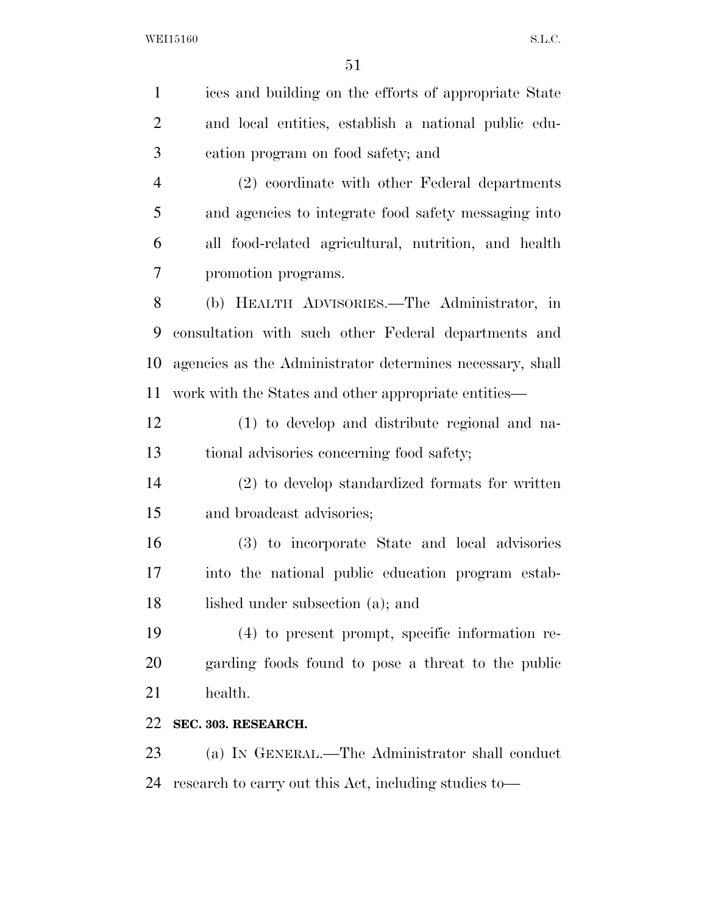ices and building on the efforts of appropriate State and local entities, establish a national public education program on food safety; and

(2) coordinate with other Federal departments and agencies to integrate food safety messaging into all food-related agricultural, nutrition, and health promotion programs.

(b) HEALTH ADVISORIES.—The Administrator, in consultation with such other Federal departments and agencies as the Administrator determines necessary, shall work with the States and other appropriate entities—

(1) to develop and distribute regional and national advisories concerning food safety;

(2) to develop standardized formats for written and broadcast advisories;

(3) to incorporate State and local advisories into the national public education program established under subsection (a); and

(4) to present prompt, specific information regarding foods found to pose a threat to the public health.

**SEC. 303. RESEARCH.**

(a) IN GENERAL.—The Administrator shall conduct research to carry out this Act, including studies to—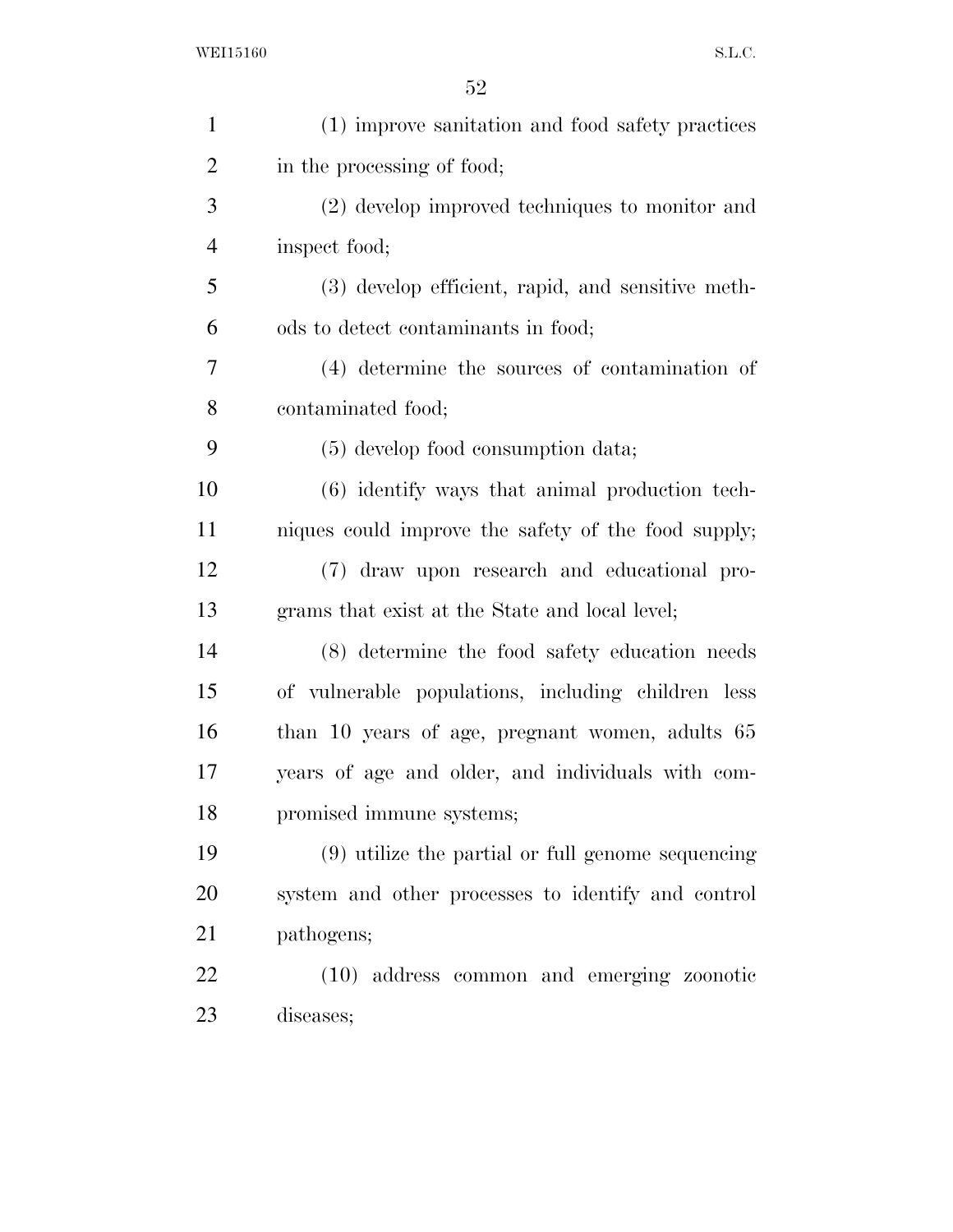(1) improve sanitation and food safety practices in the processing of food;

(2) develop improved techniques to monitor and inspect food;

(3) develop efficient, rapid, and sensitive methods to detect contaminants in food;

(4) determine the sources of contamination of contaminated food;

(5) develop food consumption data;

(6) identify ways that animal production techniques could improve the safety of the food supply;

(7) draw upon research and educational programs that exist at the State and local level;

(8) determine the food safety education needs of vulnerable populations, including children less than 10 years of age, pregnant women, adults 65 years of age and older, and individuals with compromised immune systems;

(9) utilize the partial or full genome sequencing system and other processes to identify and control pathogens;

(10) address common and emerging zoonotic diseases;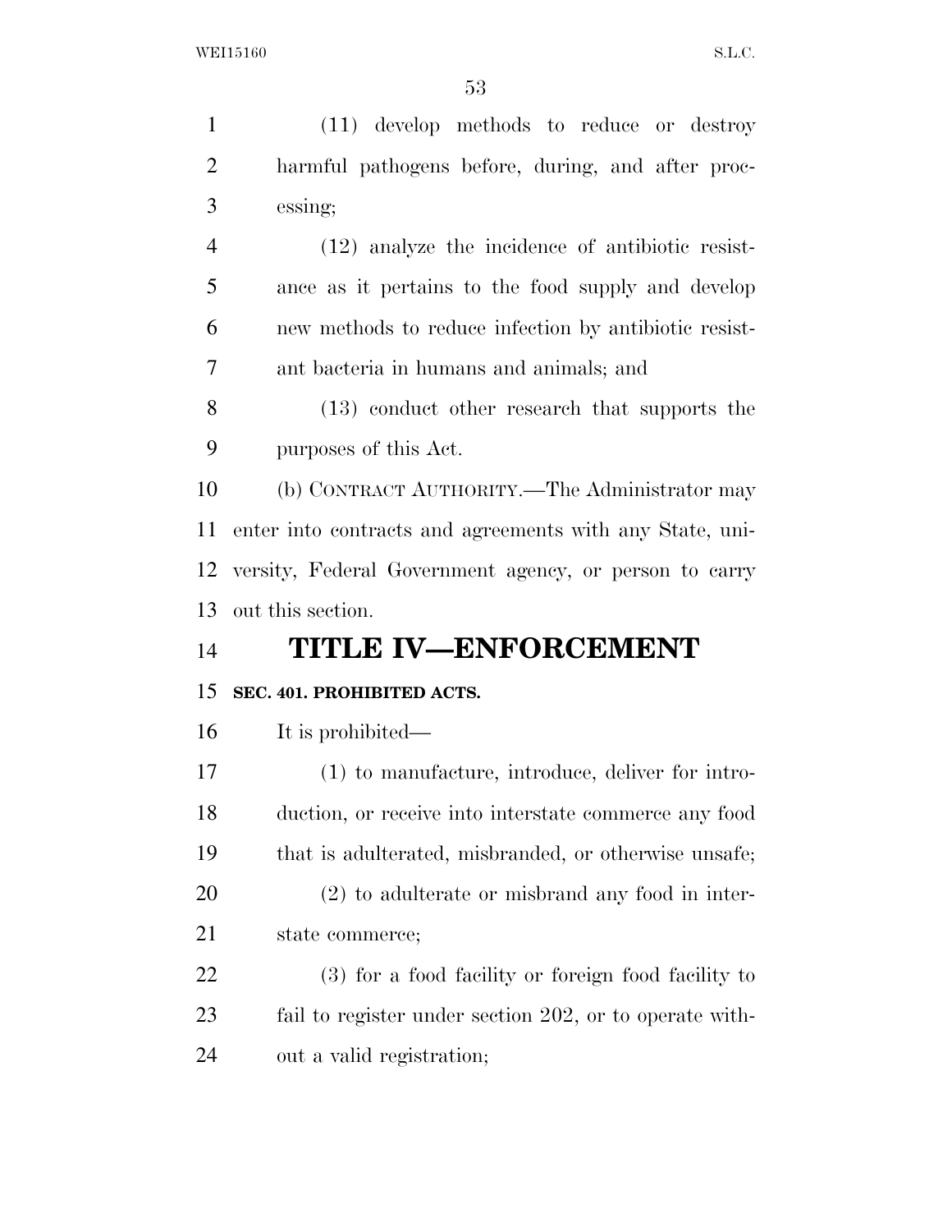(11) develop methods to reduce or destroy harmful pathogens before, during, and after processing;

(12) analyze the incidence of antibiotic resistance as it pertains to the food supply and develop new methods to reduce infection by antibiotic resistant bacteria in humans and animals; and

(13) conduct other research that supports the purposes of this Act.

(b) CONTRACT AUTHORITY.—The Administrator may enter into contracts and agreements with any State, university, Federal Government agency, or person to carry out this section.

# TITLE IV—ENFORCEMENT

### SEC. 401. PROHIBITED ACTS.

It is prohibited—

(1) to manufacture, introduce, deliver for introduction, or receive into interstate commerce any food that is adulterated, misbranded, or otherwise unsafe;

(2) to adulterate or misbrand any food in interstate commerce;

(3) for a food facility or foreign food facility to fail to register under section 202, or to operate without a valid registration;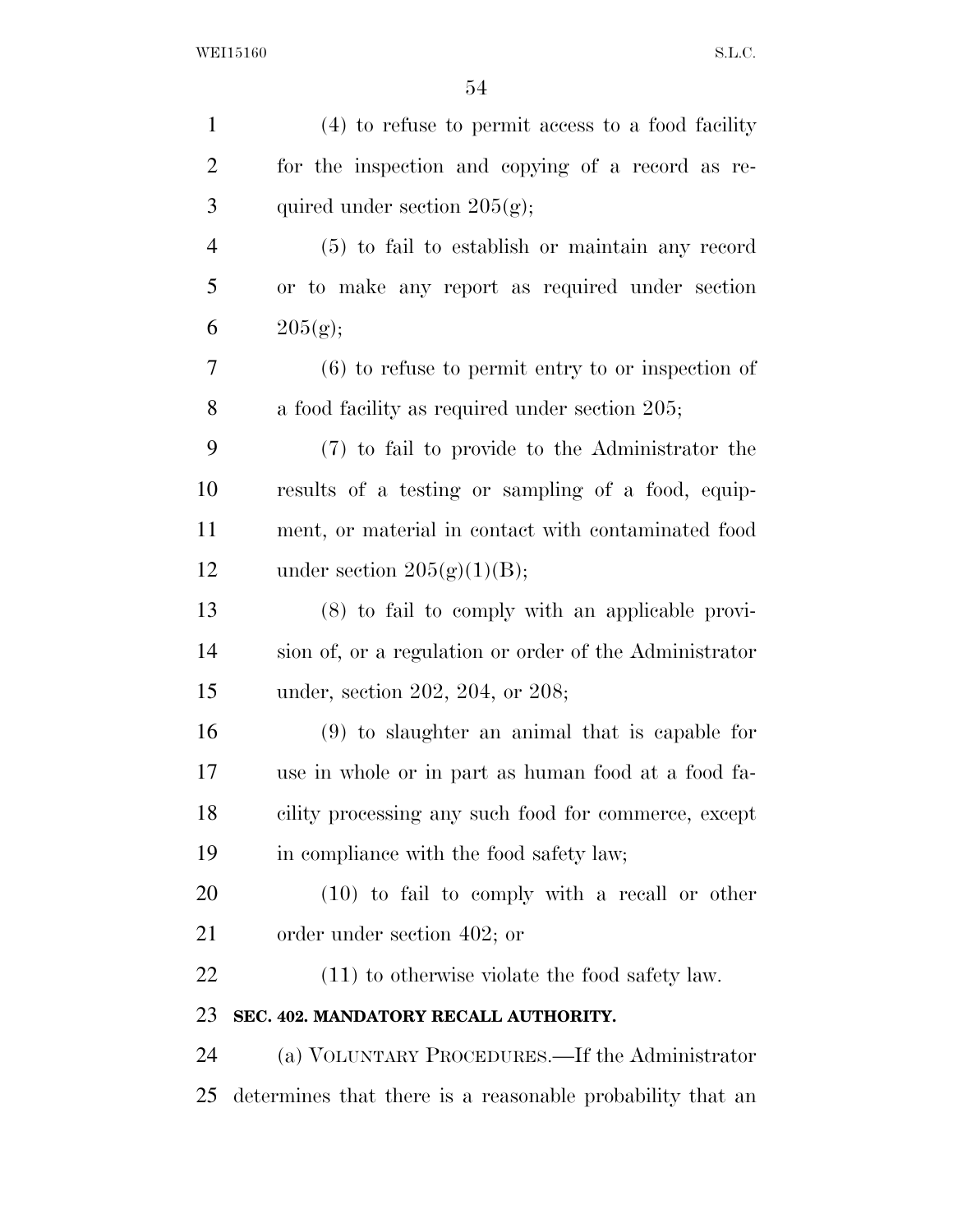(4) to refuse to permit access to a food facility for the inspection and copying of a record as required under section 205(g);

(5) to fail to establish or maintain any record or to make any report as required under section 205(g);

(6) to refuse to permit entry to or inspection of a food facility as required under section 205;

(7) to fail to provide to the Administrator the results of a testing or sampling of a food, equipment, or material in contact with contaminated food under section 205(g)(1)(B);

(8) to fail to comply with an applicable provision of, or a regulation or order of the Administrator under, section 202, 204, or 208;

(9) to slaughter an animal that is capable for use in whole or in part as human food at a food facility processing any such food for commerce, except in compliance with the food safety law;

(10) to fail to comply with a recall or other order under section 402; or

(11) to otherwise violate the food safety law.

**SEC. 402. MANDATORY RECALL AUTHORITY.**

(a) VOLUNTARY PROCEDURES.—If the Administrator determines that there is a reasonable probability that an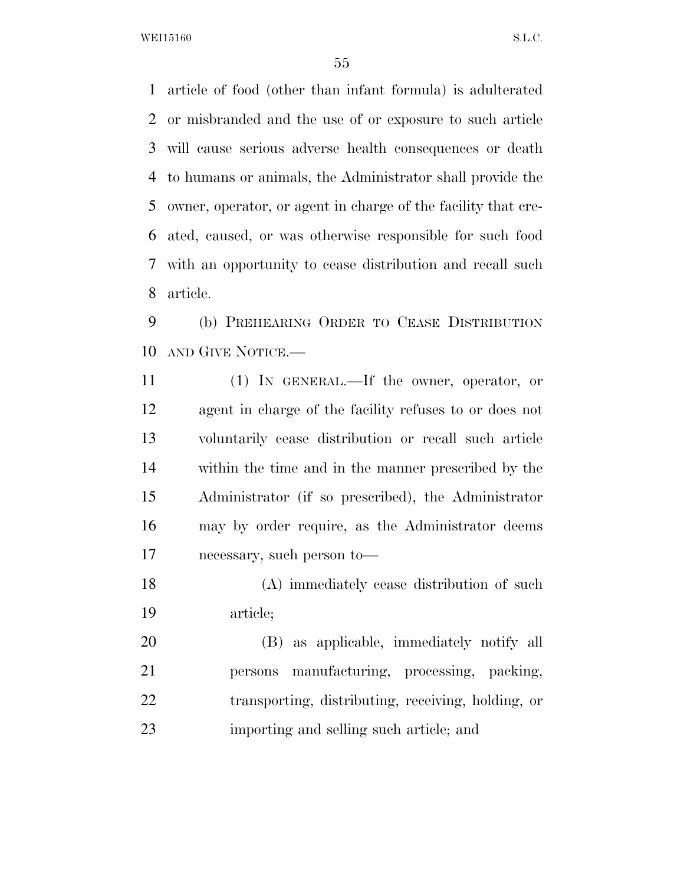article of food (other than infant formula) is adulterated or misbranded and the use of or exposure to such article will cause serious adverse health consequences or death to humans or animals, the Administrator shall provide the owner, operator, or agent in charge of the facility that created, caused, or was otherwise responsible for such food with an opportunity to cease distribution and recall such article.

(b) PREHEARING ORDER TO CEASE DISTRIBUTION AND GIVE NOTICE.—

(1) IN GENERAL.—If the owner, operator, or agent in charge of the facility refuses to or does not voluntarily cease distribution or recall such article within the time and in the manner prescribed by the Administrator (if so prescribed), the Administrator may by order require, as the Administrator deems necessary, such person to—

(A) immediately cease distribution of such article;

(B) as applicable, immediately notify all persons manufacturing, processing, packing, transporting, distributing, receiving, holding, or importing and selling such article; and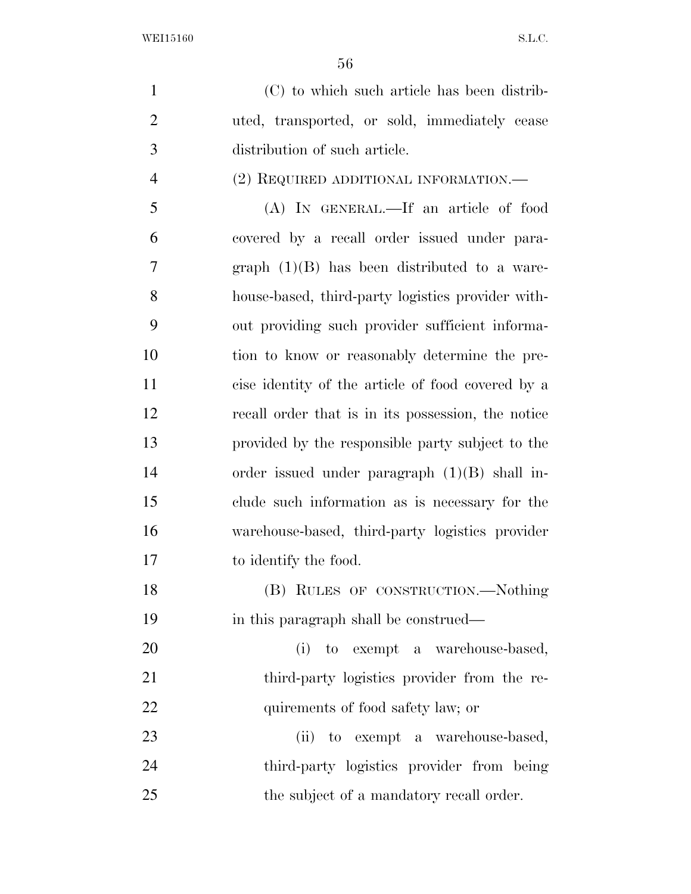(C) to which such article has been distributed, transported, or sold, immediately cease distribution of such article.

(2) REQUIRED ADDITIONAL INFORMATION.—

(A) IN GENERAL.—If an article of food covered by a recall order issued under paragraph (1)(B) has been distributed to a warehouse-based, third-party logistics provider without providing such provider sufficient information to know or reasonably determine the precise identity of the article of food covered by a recall order that is in its possession, the notice provided by the responsible party subject to the order issued under paragraph (1)(B) shall include such information as is necessary for the warehouse-based, third-party logistics provider to identify the food.

(B) RULES OF CONSTRUCTION.—Nothing in this paragraph shall be construed—

(i) to exempt a warehouse-based, third-party logistics provider from the requirements of food safety law; or

(ii) to exempt a warehouse-based, third-party logistics provider from being the subject of a mandatory recall order.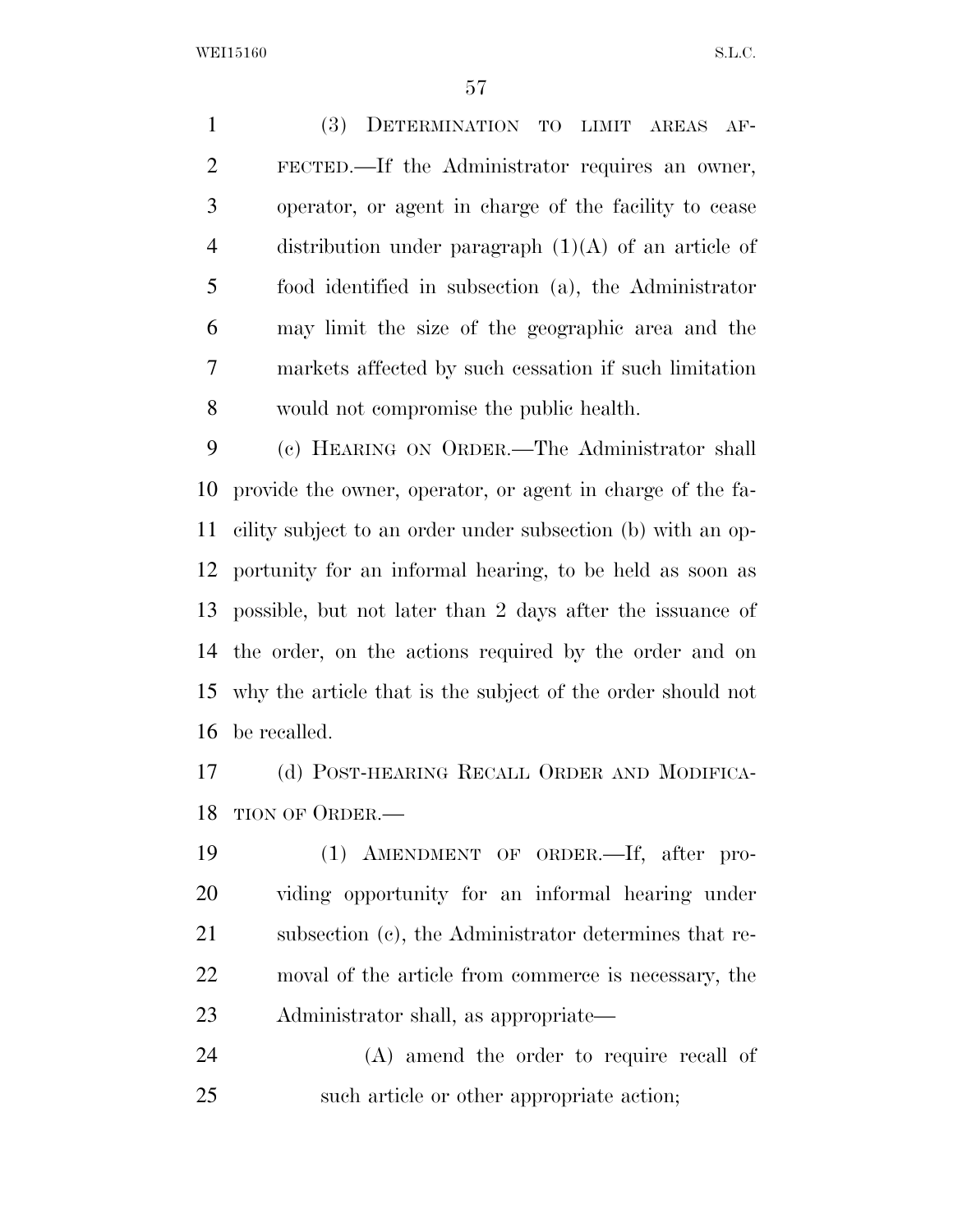(3) DETERMINATION TO LIMIT AREAS AFFECTED.—If the Administrator requires an owner, operator, or agent in charge of the facility to cease distribution under paragraph (1)(A) of an article of food identified in subsection (a), the Administrator may limit the size of the geographic area and the markets affected by such cessation if such limitation would not compromise the public health.

(c) HEARING ON ORDER.—The Administrator shall provide the owner, operator, or agent in charge of the facility subject to an order under subsection (b) with an opportunity for an informal hearing, to be held as soon as possible, but not later than 2 days after the issuance of the order, on the actions required by the order and on why the article that is the subject of the order should not be recalled.

(d) POST-HEARING RECALL ORDER AND MODIFICATION OF ORDER.—

(1) AMENDMENT OF ORDER.—If, after providing opportunity for an informal hearing under subsection (c), the Administrator determines that removal of the article from commerce is necessary, the Administrator shall, as appropriate—

(A) amend the order to require recall of such article or other appropriate action;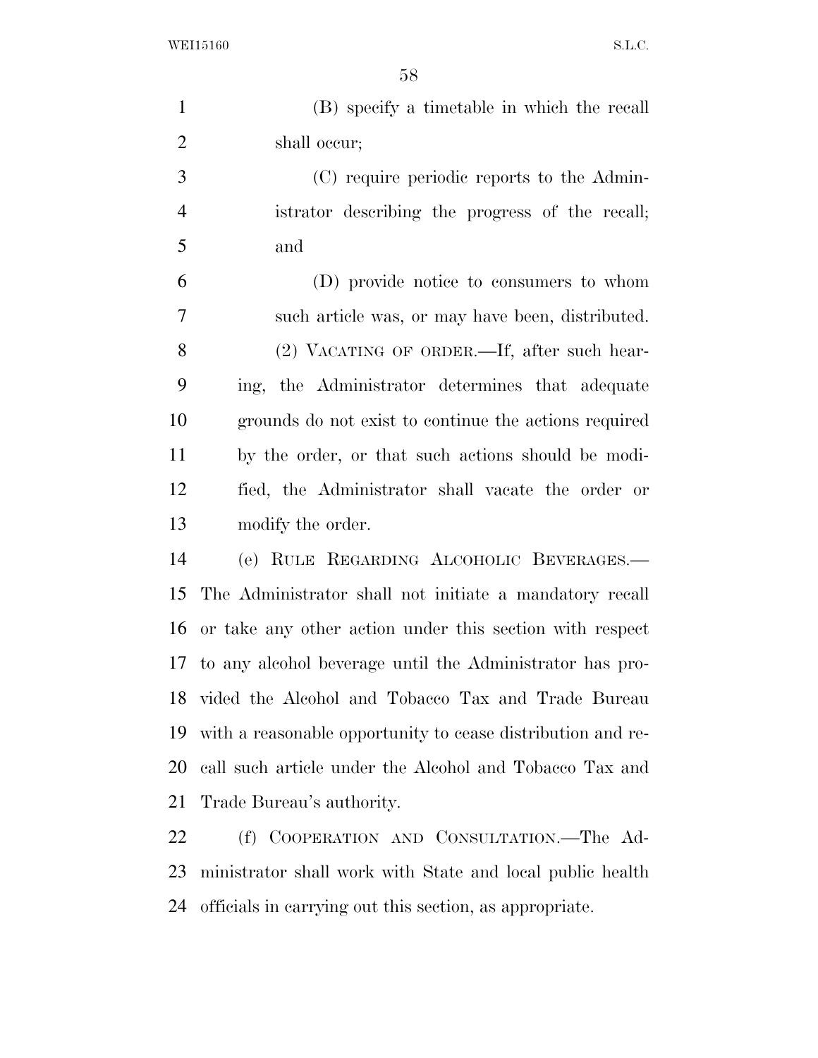(B) specify a timetable in which the recall shall occur;

(C) require periodic reports to the Administrator describing the progress of the recall; and

(D) provide notice to consumers to whom such article was, or may have been, distributed.

(2) VACATING OF ORDER.—If, after such hearing, the Administrator determines that adequate grounds do not exist to continue the actions required by the order, or that such actions should be modified, the Administrator shall vacate the order or modify the order.

(e) RULE REGARDING ALCOHOLIC BEVERAGES.—The Administrator shall not initiate a mandatory recall or take any other action under this section with respect to any alcohol beverage until the Administrator has provided the Alcohol and Tobacco Tax and Trade Bureau with a reasonable opportunity to cease distribution and recall such article under the Alcohol and Tobacco Tax and Trade Bureau's authority.

(f) COOPERATION AND CONSULTATION.—The Administrator shall work with State and local public health officials in carrying out this section, as appropriate.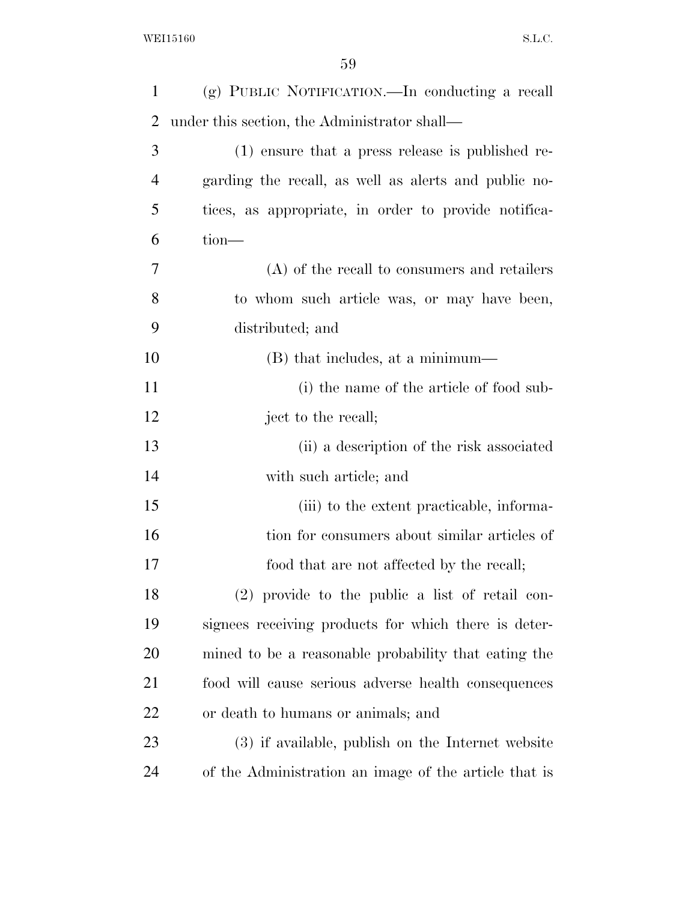(g) PUBLIC NOTIFICATION.—In conducting a recall under this section, the Administrator shall—

(1) ensure that a press release is published regarding the recall, as well as alerts and public notices, as appropriate, in order to provide notification—

(A) of the recall to consumers and retailers to whom such article was, or may have been, distributed; and

(B) that includes, at a minimum—

(i) the name of the article of food subject to the recall;

(ii) a description of the risk associated with such article; and

(iii) to the extent practicable, information for consumers about similar articles of food that are not affected by the recall;

(2) provide to the public a list of retail consignees receiving products for which there is determined to be a reasonable probability that eating the food will cause serious adverse health consequences or death to humans or animals; and

(3) if available, publish on the Internet website of the Administration an image of the article that is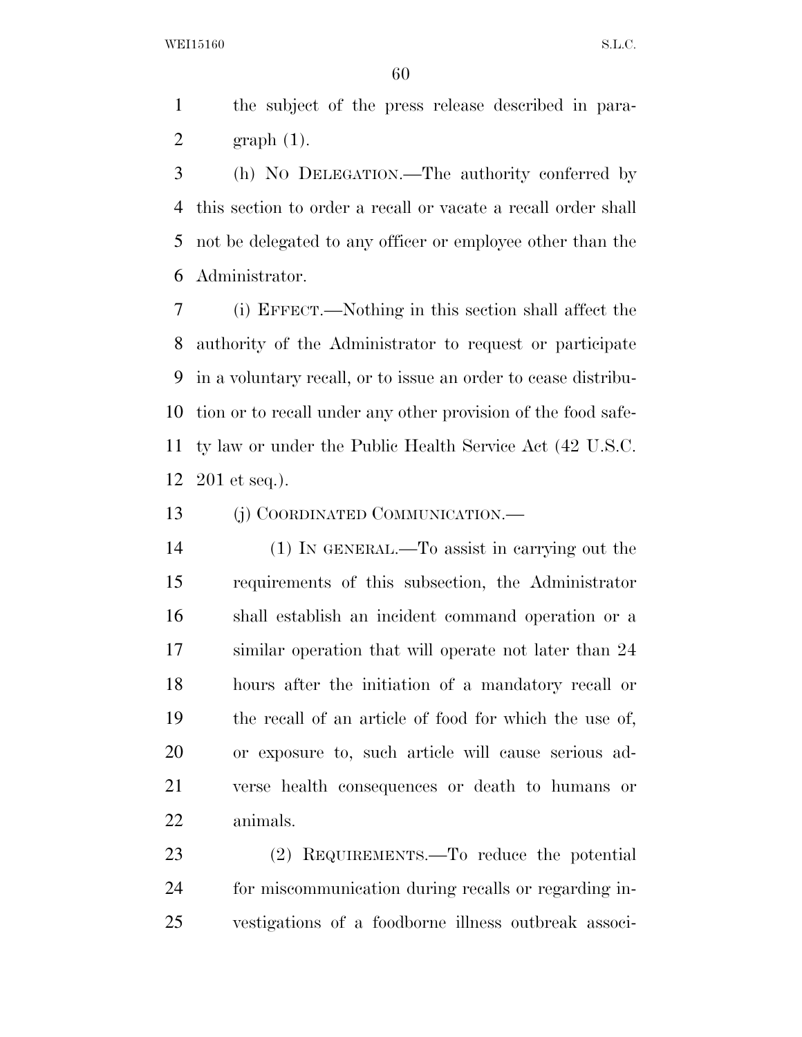the subject of the press release described in paragraph (1).

(h) NO DELEGATION.—The authority conferred by this section to order a recall or vacate a recall order shall not be delegated to any officer or employee other than the Administrator.

(i) EFFECT.—Nothing in this section shall affect the authority of the Administrator to request or participate in a voluntary recall, or to issue an order to cease distribution or to recall under any other provision of the food safety law or under the Public Health Service Act (42 U.S.C. 201 et seq.).

(j) COORDINATED COMMUNICATION.—

(1) IN GENERAL.—To assist in carrying out the requirements of this subsection, the Administrator shall establish an incident command operation or a similar operation that will operate not later than 24 hours after the initiation of a mandatory recall or the recall of an article of food for which the use of, or exposure to, such article will cause serious adverse health consequences or death to humans or animals.

(2) REQUIREMENTS.—To reduce the potential for miscommunication during recalls or regarding investigations of a foodborne illness outbreak associ-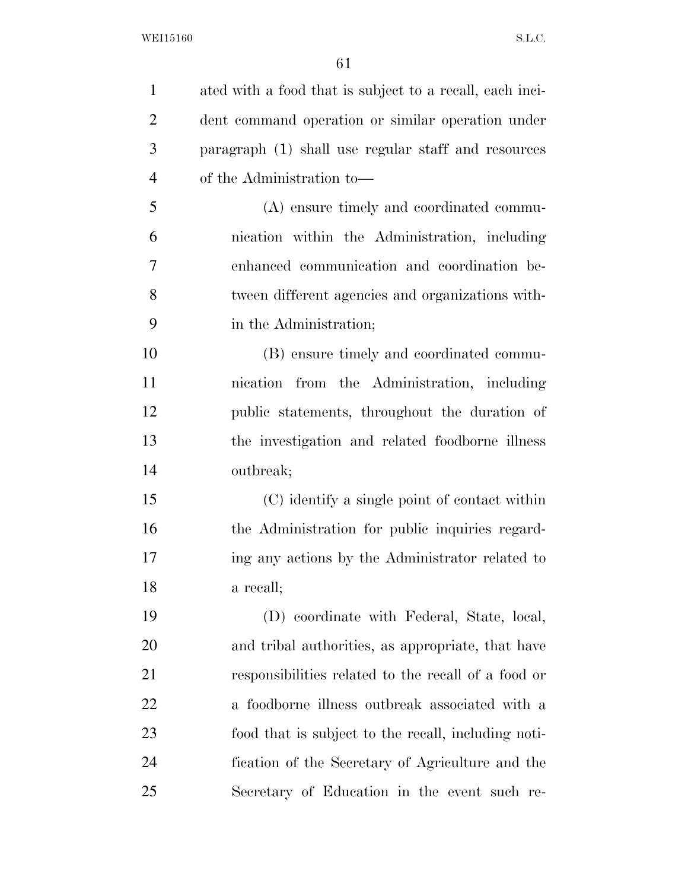ated with a food that is subject to a recall, each incident command operation or similar operation under paragraph (1) shall use regular staff and resources of the Administration to—

(A) ensure timely and coordinated communication within the Administration, including enhanced communication and coordination between different agencies and organizations within the Administration;

(B) ensure timely and coordinated communication from the Administration, including public statements, throughout the duration of the investigation and related foodborne illness outbreak;

(C) identify a single point of contact within the Administration for public inquiries regarding any actions by the Administrator related to a recall;

(D) coordinate with Federal, State, local, and tribal authorities, as appropriate, that have responsibilities related to the recall of a food or a foodborne illness outbreak associated with a food that is subject to the recall, including notification of the Secretary of Agriculture and the Secretary of Education in the event such re-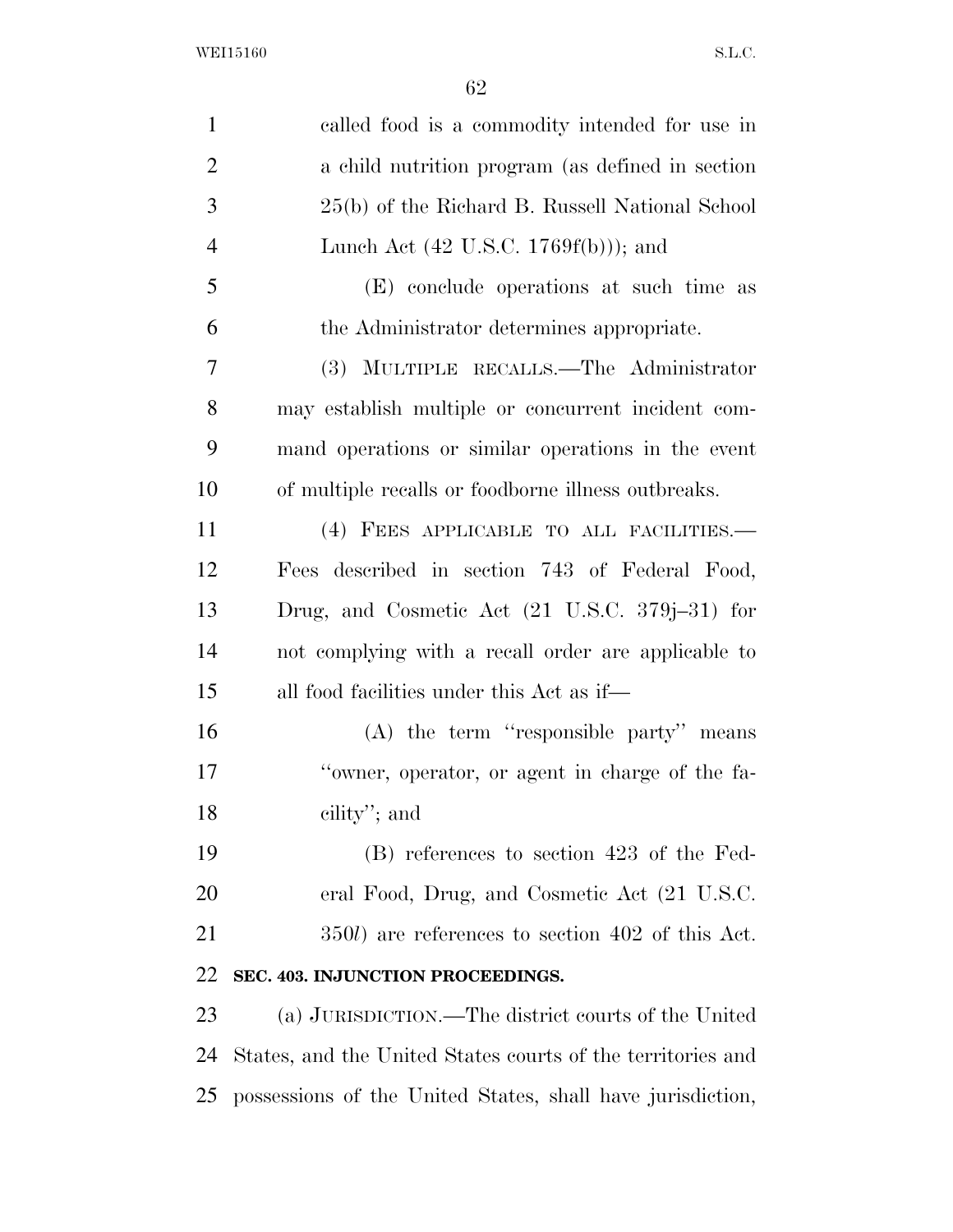called food is a commodity intended for use in a child nutrition program (as defined in section 25(b) of the Richard B. Russell National School Lunch Act (42 U.S.C. 1769f(b))); and

(E) conclude operations at such time as the Administrator determines appropriate.

(3) MULTIPLE RECALLS.—The Administrator may establish multiple or concurrent incident command operations or similar operations in the event of multiple recalls or foodborne illness outbreaks.

(4) FEES APPLICABLE TO ALL FACILITIES.—Fees described in section 743 of Federal Food, Drug, and Cosmetic Act (21 U.S.C. 379j–31) for not complying with a recall order are applicable to all food facilities under this Act as if—

(A) the term ''responsible party'' means ''owner, operator, or agent in charge of the facility''; and

(B) references to section 423 of the Federal Food, Drug, and Cosmetic Act (21 U.S.C. 350*l*) are references to section 402 of this Act.

**SEC. 403. INJUNCTION PROCEEDINGS.**

(a) JURISDICTION.—The district courts of the United States, and the United States courts of the territories and possessions of the United States, shall have jurisdiction,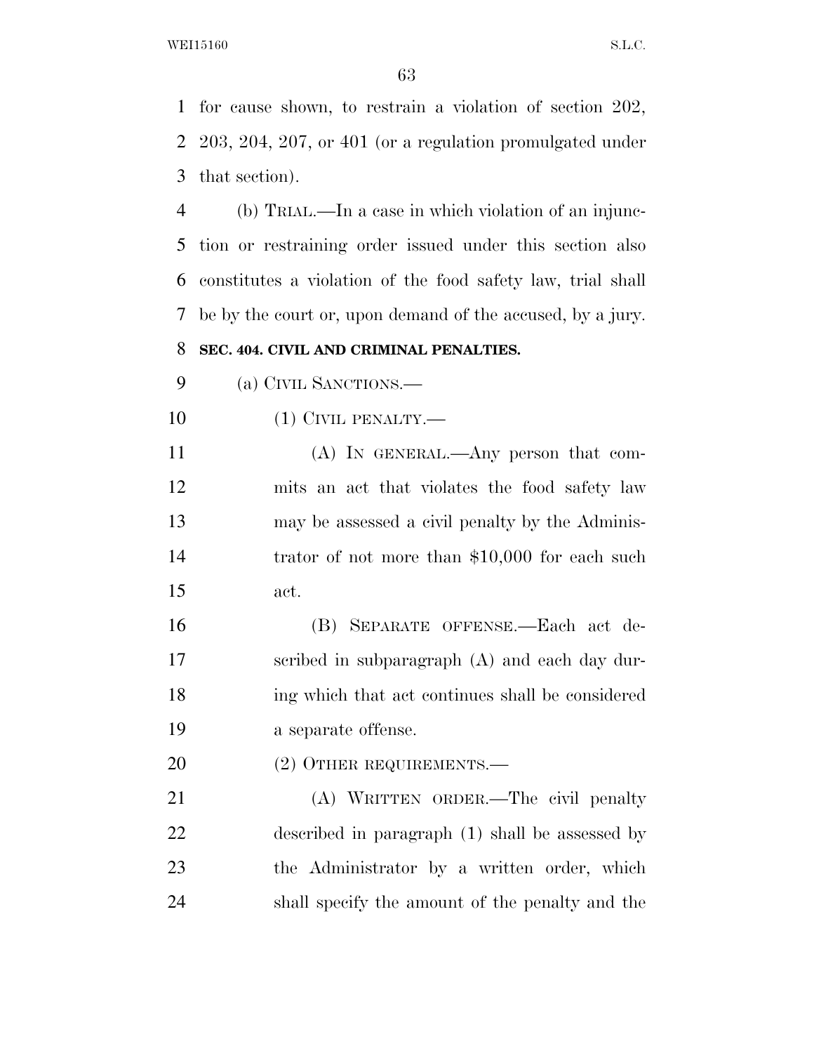for cause shown, to restrain a violation of section 202, 203, 204, 207, or 401 (or a regulation promulgated under that section).

(b) TRIAL.—In a case in which violation of an injunction or restraining order issued under this section also constitutes a violation of the food safety law, trial shall be by the court or, upon demand of the accused, by a jury.

**SEC. 404. CIVIL AND CRIMINAL PENALTIES.**

(a) CIVIL SANCTIONS.—

(1) CIVIL PENALTY.—

(A) IN GENERAL.—Any person that commits an act that violates the food safety law may be assessed a civil penalty by the Administrator of not more than $10,000 for each such act.

(B) SEPARATE OFFENSE.—Each act described in subparagraph (A) and each day during which that act continues shall be considered a separate offense.

(2) OTHER REQUIREMENTS.—

(A) WRITTEN ORDER.—The civil penalty described in paragraph (1) shall be assessed by the Administrator by a written order, which shall specify the amount of the penalty and the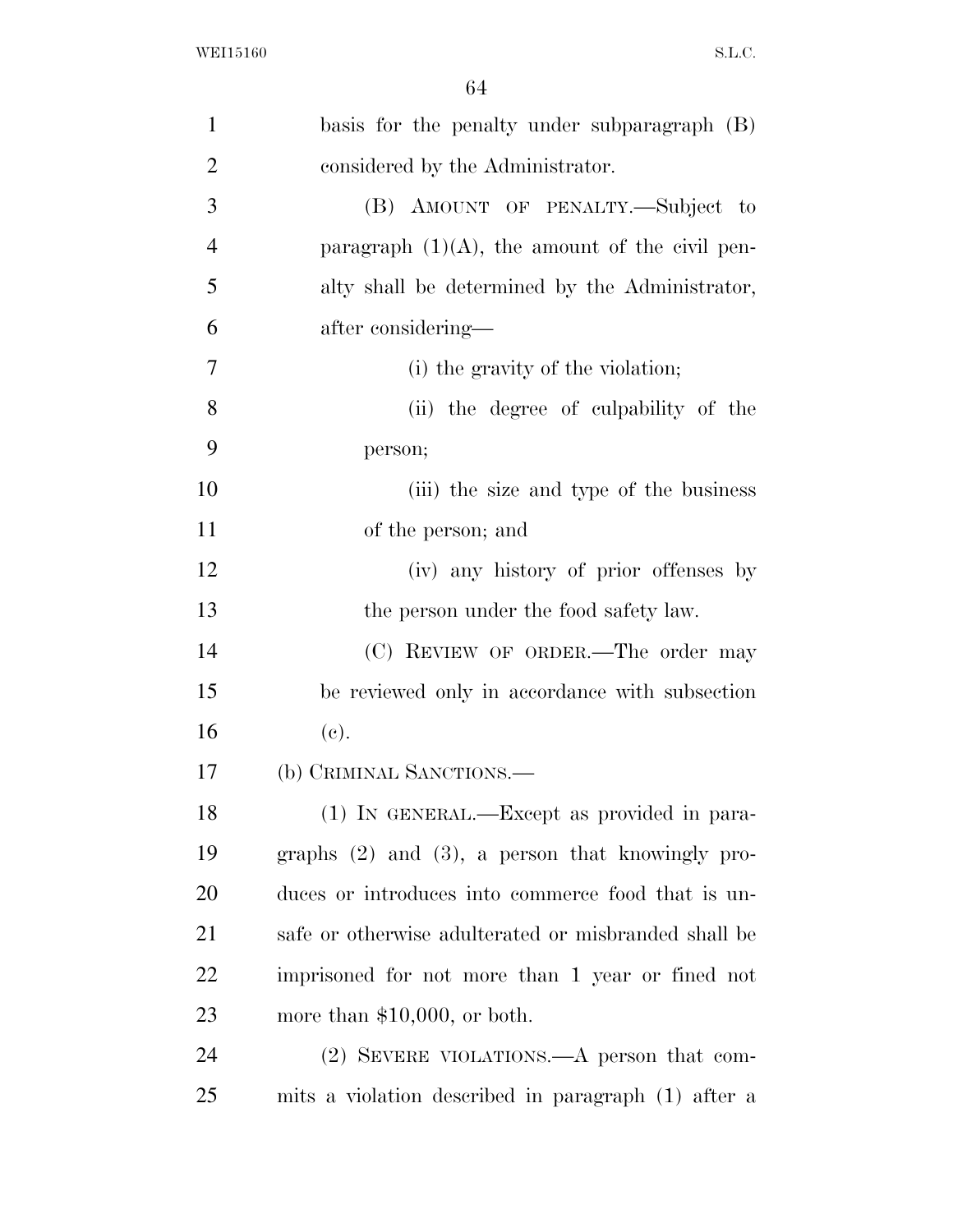basis for the penalty under subparagraph (B) considered by the Administrator.

(B) AMOUNT OF PENALTY.—Subject to paragraph (1)(A), the amount of the civil penalty shall be determined by the Administrator, after considering—

(i) the gravity of the violation;

(ii) the degree of culpability of the person;

(iii) the size and type of the business of the person; and

(iv) any history of prior offenses by the person under the food safety law.

(C) REVIEW OF ORDER.—The order may be reviewed only in accordance with subsection (c).

(b) CRIMINAL SANCTIONS.—

(1) IN GENERAL.—Except as provided in paragraphs (2) and (3), a person that knowingly produces or introduces into commerce food that is unsafe or otherwise adulterated or misbranded shall be imprisoned for not more than 1 year or fined not more than $10,000, or both.

(2) SEVERE VIOLATIONS.—A person that commits a violation described in paragraph (1) after a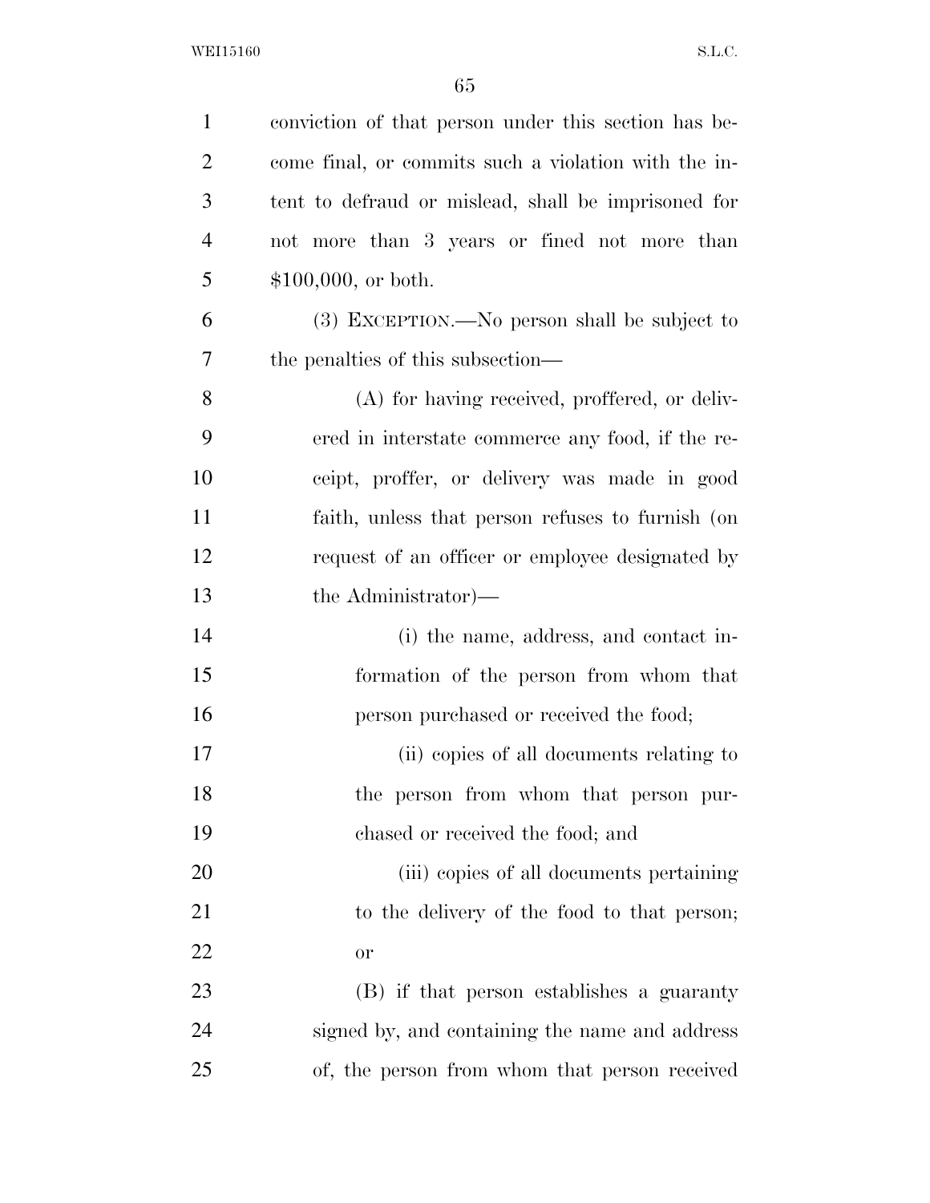conviction of that person under this section has become final, or commits such a violation with the intent to defraud or mislead, shall be imprisoned for not more than 3 years or fined not more than $100,000, or both.

(3) EXCEPTION.—No person shall be subject to the penalties of this subsection—

(A) for having received, proffered, or delivered in interstate commerce any food, if the receipt, proffer, or delivery was made in good faith, unless that person refuses to furnish (on request of an officer or employee designated by the Administrator)—

(i) the name, address, and contact information of the person from whom that person purchased or received the food;

(ii) copies of all documents relating to the person from whom that person purchased or received the food; and

(iii) copies of all documents pertaining to the delivery of the food to that person; or

(B) if that person establishes a guaranty signed by, and containing the name and address of, the person from whom that person received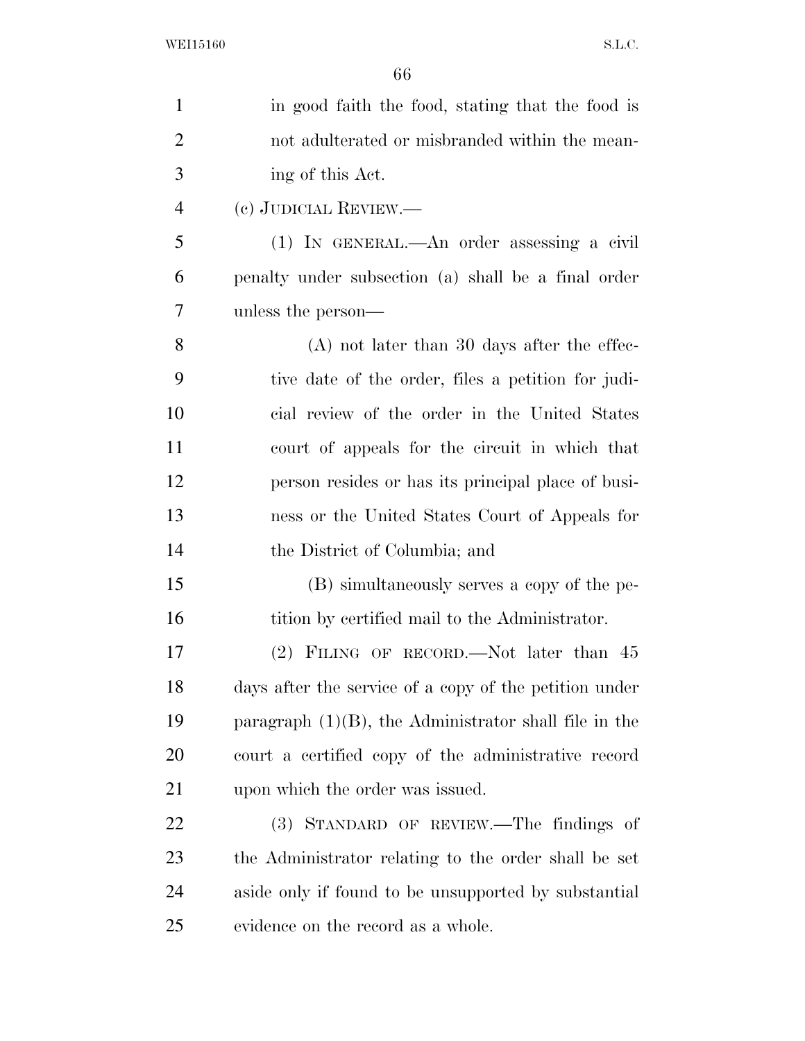in good faith the food, stating that the food is not adulterated or misbranded within the meaning of this Act.

(c) JUDICIAL REVIEW.—

(1) IN GENERAL.—An order assessing a civil penalty under subsection (a) shall be a final order unless the person—

(A) not later than 30 days after the effective date of the order, files a petition for judicial review of the order in the United States court of appeals for the circuit in which that person resides or has its principal place of business or the United States Court of Appeals for the District of Columbia; and

(B) simultaneously serves a copy of the petition by certified mail to the Administrator.

(2) FILING OF RECORD.—Not later than 45 days after the service of a copy of the petition under paragraph (1)(B), the Administrator shall file in the court a certified copy of the administrative record upon which the order was issued.

(3) STANDARD OF REVIEW.—The findings of the Administrator relating to the order shall be set aside only if found to be unsupported by substantial evidence on the record as a whole.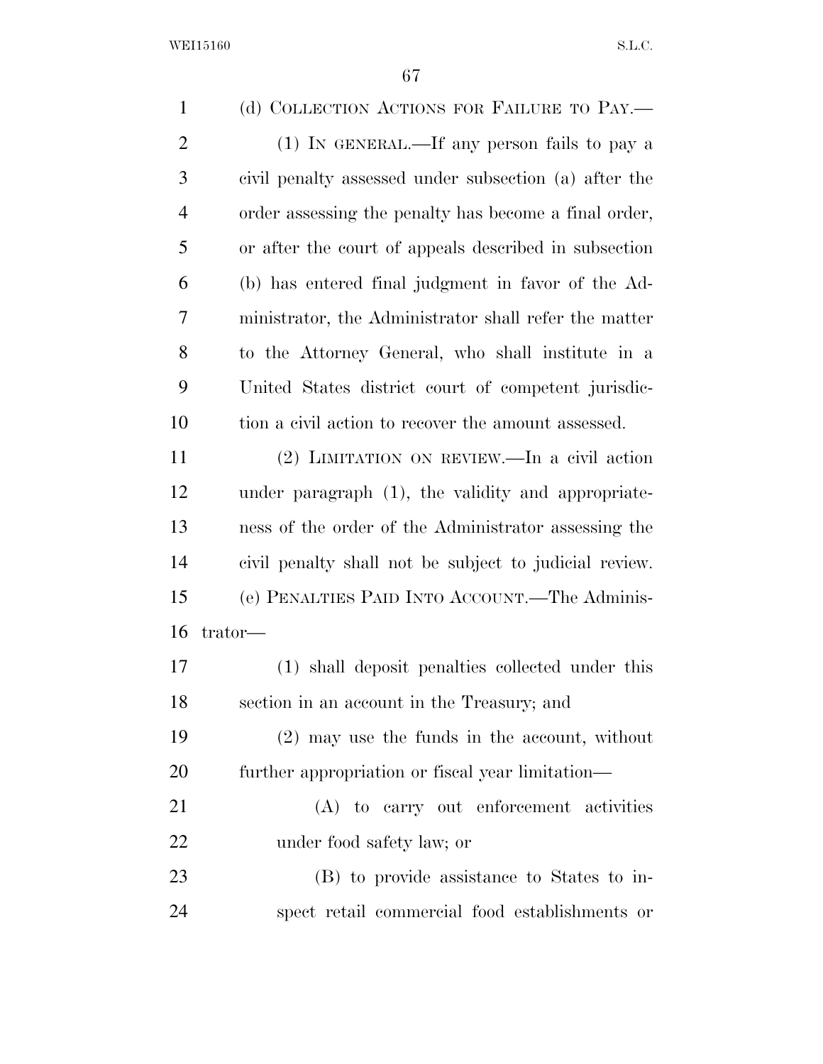(d) COLLECTION ACTIONS FOR FAILURE TO PAY.—

(1) IN GENERAL.—If any person fails to pay a civil penalty assessed under subsection (a) after the order assessing the penalty has become a final order, or after the court of appeals described in subsection (b) has entered final judgment in favor of the Administrator, the Administrator shall refer the matter to the Attorney General, who shall institute in a United States district court of competent jurisdiction a civil action to recover the amount assessed.

(2) LIMITATION ON REVIEW.—In a civil action under paragraph (1), the validity and appropriateness of the order of the Administrator assessing the civil penalty shall not be subject to judicial review.

(e) PENALTIES PAID INTO ACCOUNT.—The Administrator—

(1) shall deposit penalties collected under this section in an account in the Treasury; and

(2) may use the funds in the account, without further appropriation or fiscal year limitation—

(A) to carry out enforcement activities under food safety law; or

(B) to provide assistance to States to inspect retail commercial food establishments or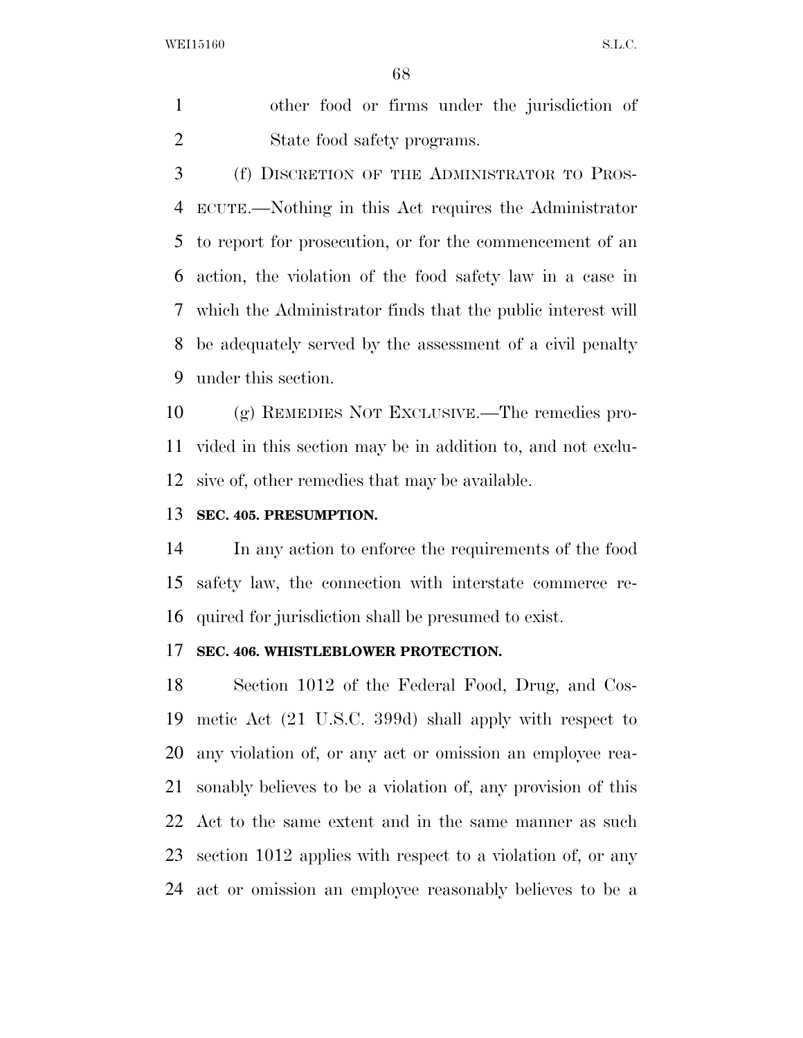other food or firms under the jurisdiction of State food safety programs.

(f) DISCRETION OF THE ADMINISTRATOR TO PROSECUTE.—Nothing in this Act requires the Administrator to report for prosecution, or for the commencement of an action, the violation of the food safety law in a case in which the Administrator finds that the public interest will be adequately served by the assessment of a civil penalty under this section.

(g) REMEDIES NOT EXCLUSIVE.—The remedies provided in this section may be in addition to, and not exclusive of, other remedies that may be available.

### SEC. 405. PRESUMPTION.

In any action to enforce the requirements of the food safety law, the connection with interstate commerce required for jurisdiction shall be presumed to exist.

### SEC. 406. WHISTLEBLOWER PROTECTION.

Section 1012 of the Federal Food, Drug, and Cosmetic Act (21 U.S.C. 399d) shall apply with respect to any violation of, or any act or omission an employee reasonably believes to be a violation of, any provision of this Act to the same extent and in the same manner as such section 1012 applies with respect to a violation of, or any act or omission an employee reasonably believes to be a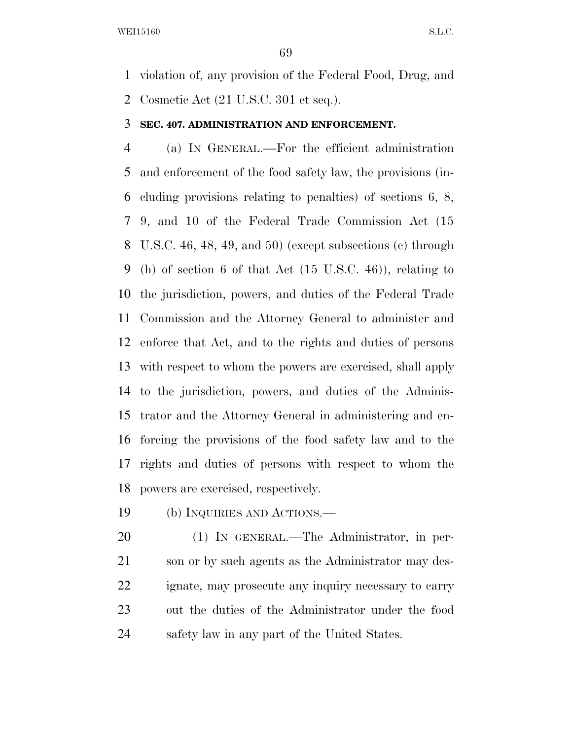violation of, any provision of the Federal Food, Drug, and Cosmetic Act (21 U.S.C. 301 et seq.).

**SEC. 407. ADMINISTRATION AND ENFORCEMENT.**

(a) IN GENERAL.—For the efficient administration and enforcement of the food safety law, the provisions (including provisions relating to penalties) of sections 6, 8, 9, and 10 of the Federal Trade Commission Act (15 U.S.C. 46, 48, 49, and 50) (except subsections (c) through (h) of section 6 of that Act (15 U.S.C. 46)), relating to the jurisdiction, powers, and duties of the Federal Trade Commission and the Attorney General to administer and enforce that Act, and to the rights and duties of persons with respect to whom the powers are exercised, shall apply to the jurisdiction, powers, and duties of the Administrator and the Attorney General in administering and enforcing the provisions of the food safety law and to the rights and duties of persons with respect to whom the powers are exercised, respectively.

(b) INQUIRIES AND ACTIONS.—

(1) IN GENERAL.—The Administrator, in person or by such agents as the Administrator may designate, may prosecute any inquiry necessary to carry out the duties of the Administrator under the food safety law in any part of the United States.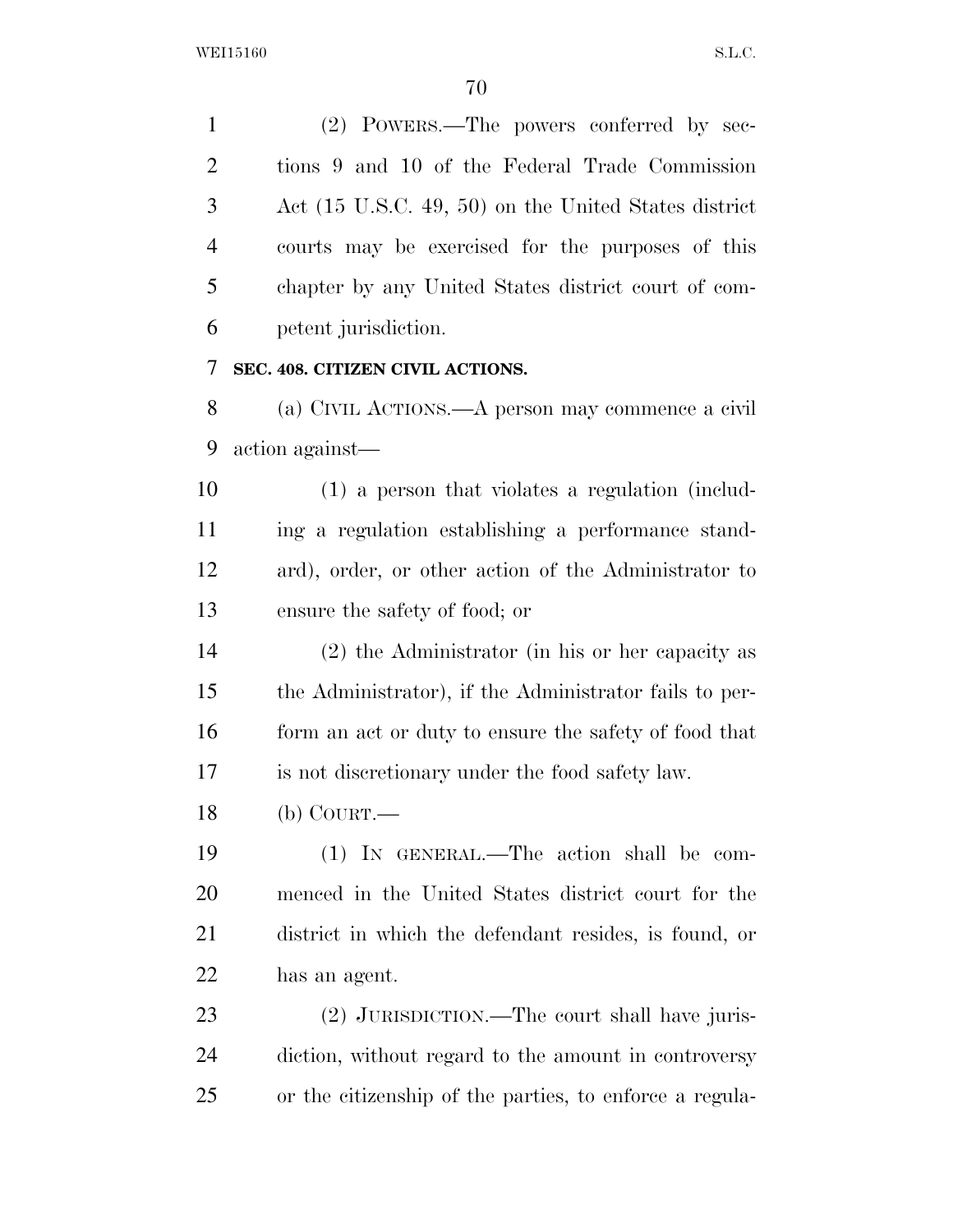(2) POWERS.—The powers conferred by sections 9 and 10 of the Federal Trade Commission Act (15 U.S.C. 49, 50) on the United States district courts may be exercised for the purposes of this chapter by any United States district court of competent jurisdiction.

**SEC. 408. CITIZEN CIVIL ACTIONS.**

(a) CIVIL ACTIONS.—A person may commence a civil action against—

(1) a person that violates a regulation (including a regulation establishing a performance standard), order, or other action of the Administrator to ensure the safety of food; or

(2) the Administrator (in his or her capacity as the Administrator), if the Administrator fails to perform an act or duty to ensure the safety of food that is not discretionary under the food safety law.

(b) COURT.—

(1) IN GENERAL.—The action shall be commenced in the United States district court for the district in which the defendant resides, is found, or has an agent.

(2) JURISDICTION.—The court shall have jurisdiction, without regard to the amount in controversy or the citizenship of the parties, to enforce a regula-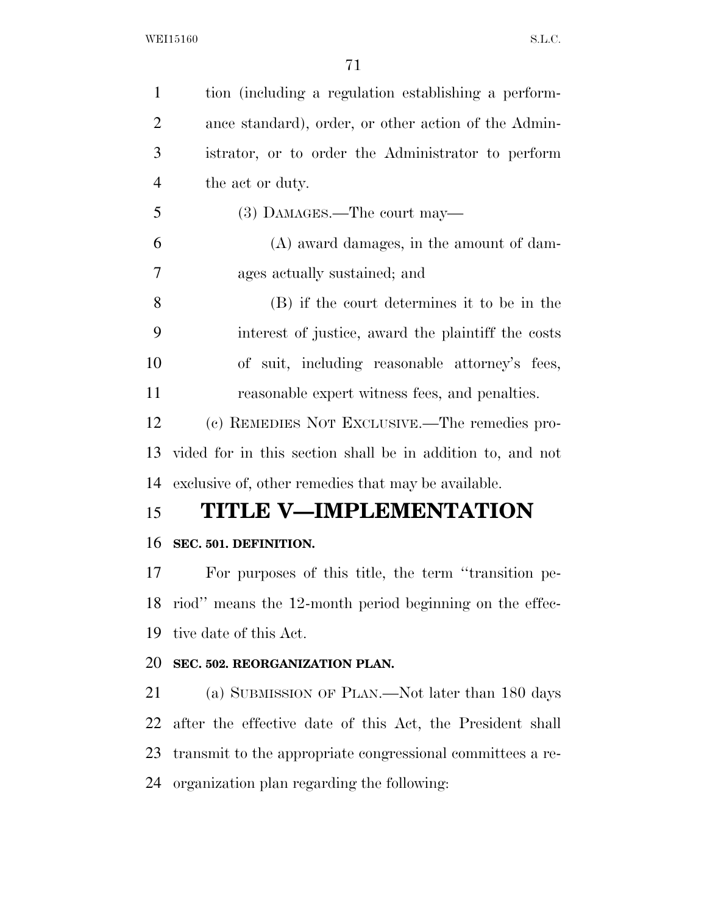tion (including a regulation establishing a performance standard), order, or other action of the Administrator, or to order the Administrator to perform the act or duty.

(3) DAMAGES.—The court may—

(A) award damages, in the amount of damages actually sustained; and

(B) if the court determines it to be in the interest of justice, award the plaintiff the costs of suit, including reasonable attorney's fees, reasonable expert witness fees, and penalties.

(c) REMEDIES NOT EXCLUSIVE.—The remedies provided for in this section shall be in addition to, and not exclusive of, other remedies that may be available.

# TITLE V—IMPLEMENTATION

### SEC. 501. DEFINITION.

For purposes of this title, the term ''transition period'' means the 12-month period beginning on the effective date of this Act.

### SEC. 502. REORGANIZATION PLAN.

(a) SUBMISSION OF PLAN.—Not later than 180 days after the effective date of this Act, the President shall transmit to the appropriate congressional committees a reorganization plan regarding the following: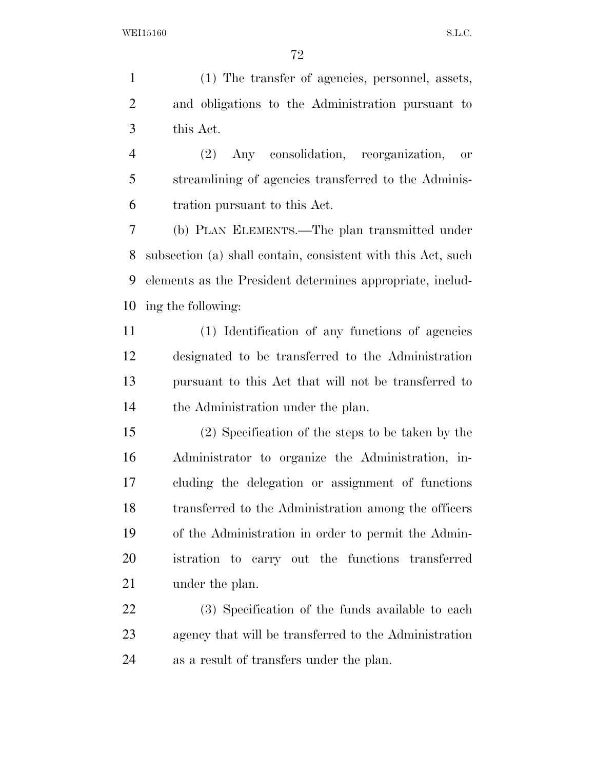(1) The transfer of agencies, personnel, assets, and obligations to the Administration pursuant to this Act.

(2) Any consolidation, reorganization, or streamlining of agencies transferred to the Administration pursuant to this Act.

(b) PLAN ELEMENTS.—The plan transmitted under subsection (a) shall contain, consistent with this Act, such elements as the President determines appropriate, including the following:

(1) Identification of any functions of agencies designated to be transferred to the Administration pursuant to this Act that will not be transferred to the Administration under the plan.

(2) Specification of the steps to be taken by the Administrator to organize the Administration, including the delegation or assignment of functions transferred to the Administration among the officers of the Administration in order to permit the Administration to carry out the functions transferred under the plan.

(3) Specification of the funds available to each agency that will be transferred to the Administration as a result of transfers under the plan.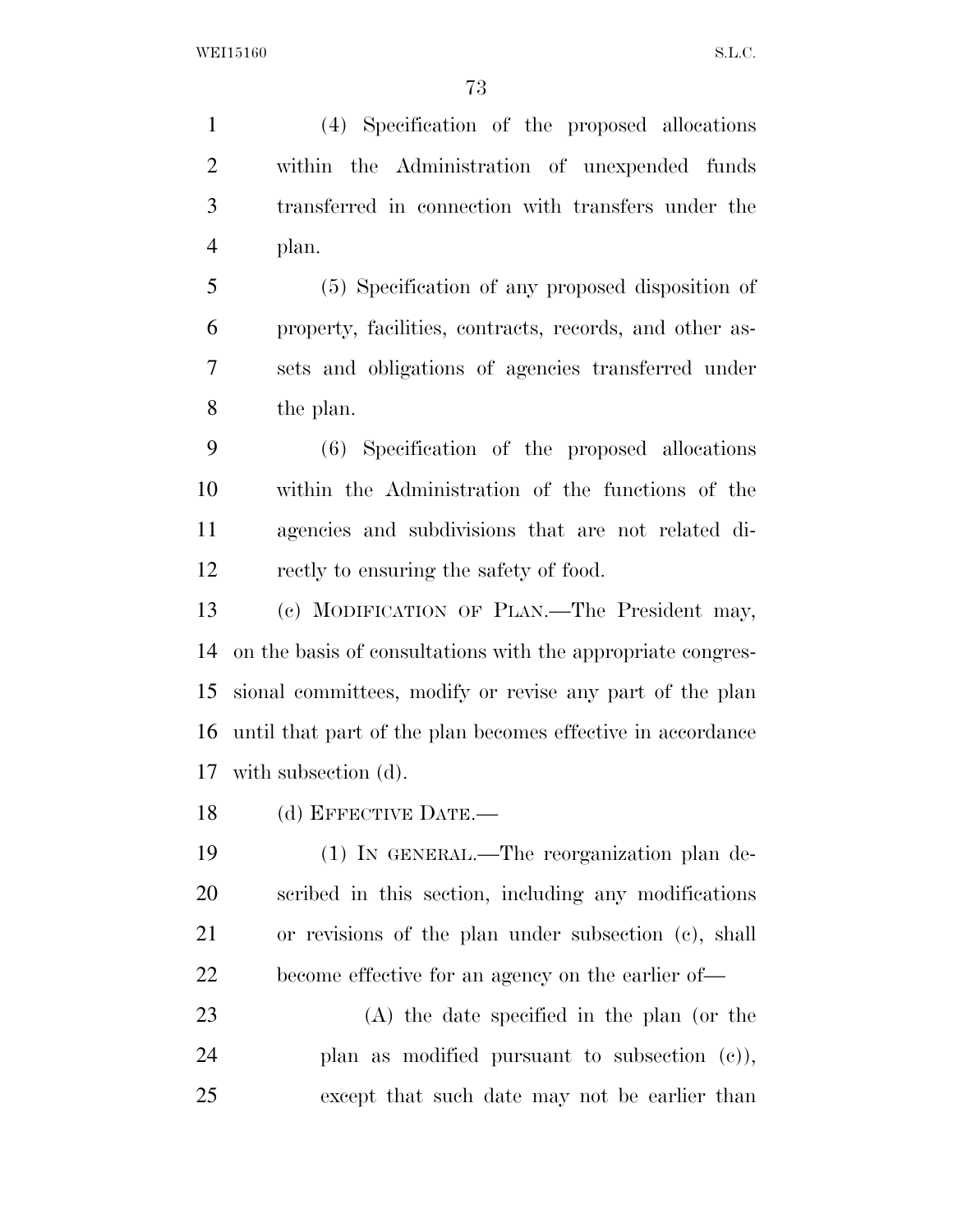(4) Specification of the proposed allocations within the Administration of unexpended funds transferred in connection with transfers under the plan.

(5) Specification of any proposed disposition of property, facilities, contracts, records, and other assets and obligations of agencies transferred under the plan.

(6) Specification of the proposed allocations within the Administration of the functions of the agencies and subdivisions that are not related directly to ensuring the safety of food.

(c) MODIFICATION OF PLAN.—The President may, on the basis of consultations with the appropriate congressional committees, modify or revise any part of the plan until that part of the plan becomes effective in accordance with subsection (d).

(d) EFFECTIVE DATE.—

(1) IN GENERAL.—The reorganization plan described in this section, including any modifications or revisions of the plan under subsection (c), shall become effective for an agency on the earlier of—

(A) the date specified in the plan (or the plan as modified pursuant to subsection (c)), except that such date may not be earlier than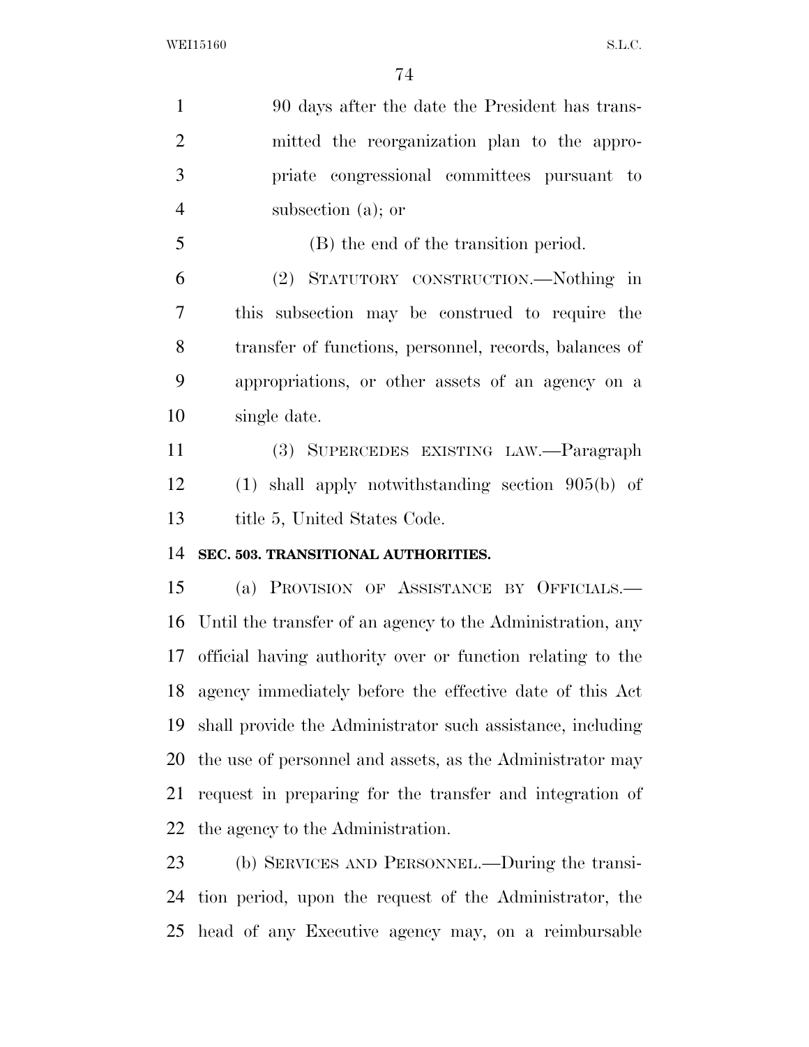90 days after the date the President has transmitted the reorganization plan to the appropriate congressional committees pursuant to subsection (a); or

(B) the end of the transition period.

(2) STATUTORY CONSTRUCTION.—Nothing in this subsection may be construed to require the transfer of functions, personnel, records, balances of appropriations, or other assets of an agency on a single date.

(3) SUPERCEDES EXISTING LAW.—Paragraph (1) shall apply notwithstanding section 905(b) of title 5, United States Code.

**SEC. 503. TRANSITIONAL AUTHORITIES.**

(a) PROVISION OF ASSISTANCE BY OFFICIALS.—Until the transfer of an agency to the Administration, any official having authority over or function relating to the agency immediately before the effective date of this Act shall provide the Administrator such assistance, including the use of personnel and assets, as the Administrator may request in preparing for the transfer and integration of the agency to the Administration.

(b) SERVICES AND PERSONNEL.—During the transition period, upon the request of the Administrator, the head of any Executive agency may, on a reimbursable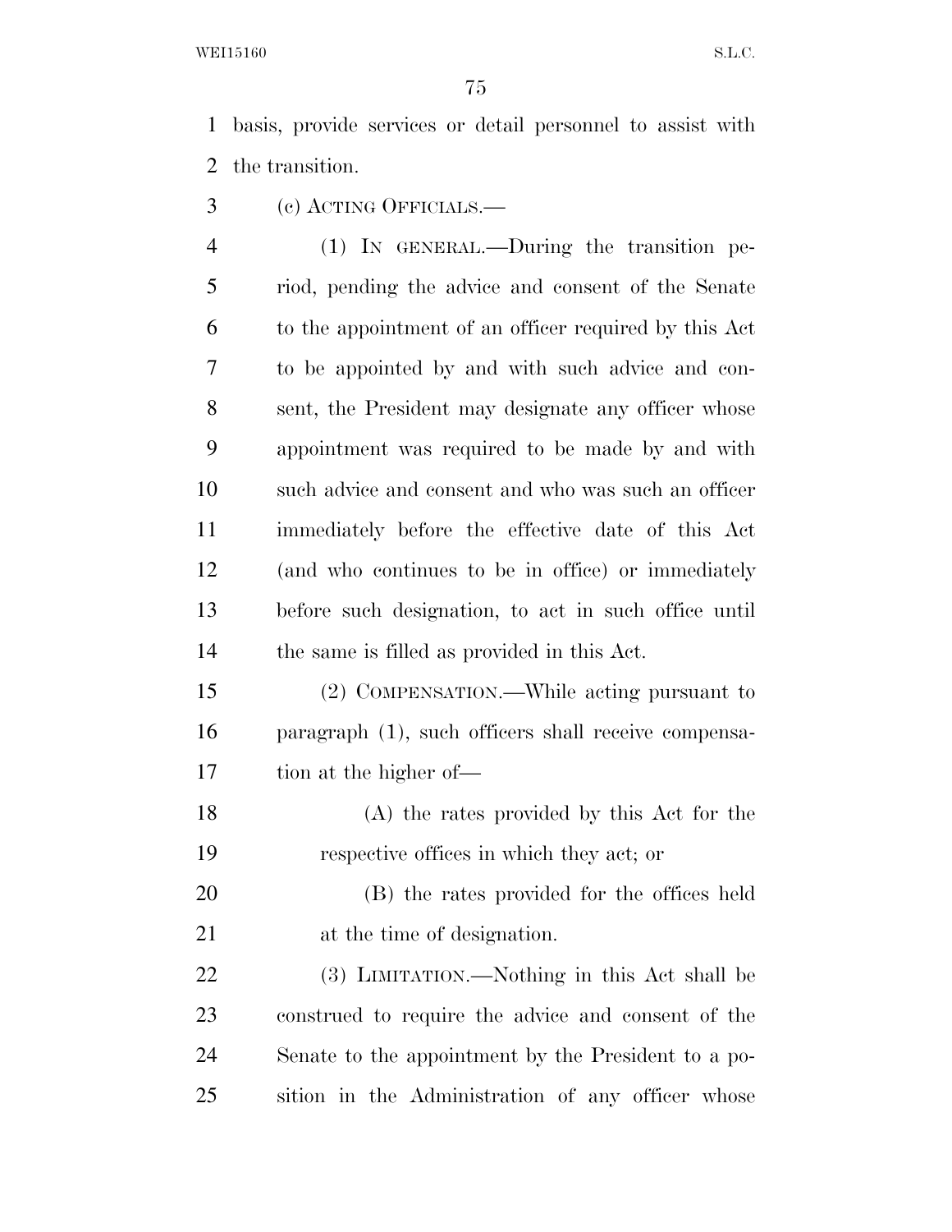basis, provide services or detail personnel to assist with the transition.

(c) ACTING OFFICIALS.—

(1) IN GENERAL.—During the transition period, pending the advice and consent of the Senate to the appointment of an officer required by this Act to be appointed by and with such advice and consent, the President may designate any officer whose appointment was required to be made by and with such advice and consent and who was such an officer immediately before the effective date of this Act (and who continues to be in office) or immediately before such designation, to act in such office until the same is filled as provided in this Act.

(2) COMPENSATION.—While acting pursuant to paragraph (1), such officers shall receive compensation at the higher of—

(A) the rates provided by this Act for the respective offices in which they act; or

(B) the rates provided for the offices held at the time of designation.

(3) LIMITATION.—Nothing in this Act shall be construed to require the advice and consent of the Senate to the appointment by the President to a position in the Administration of any officer whose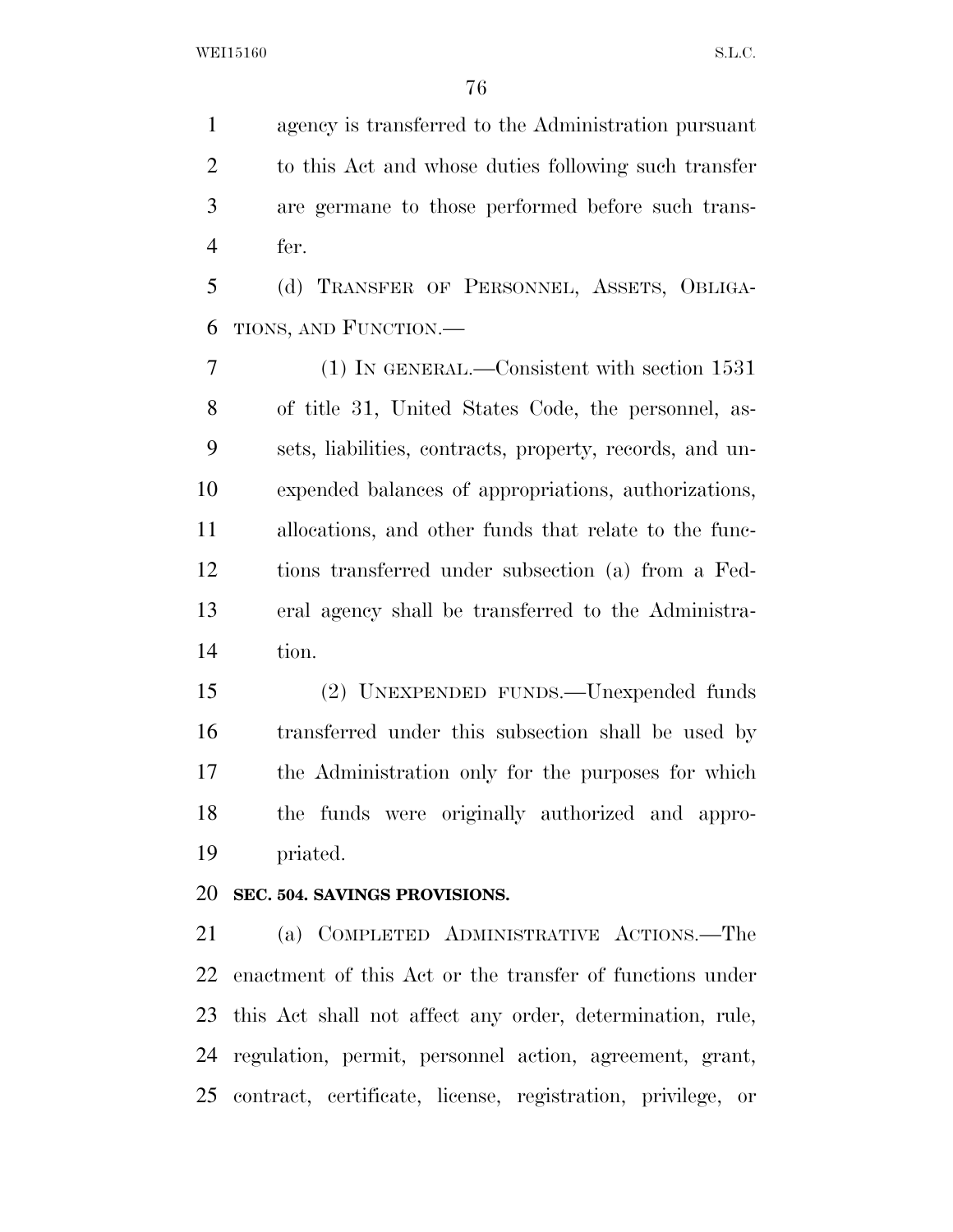agency is transferred to the Administration pursuant to this Act and whose duties following such transfer are germane to those performed before such transfer.

(d) TRANSFER OF PERSONNEL, ASSETS, OBLIGATIONS, AND FUNCTION.—

(1) IN GENERAL.—Consistent with section 1531 of title 31, United States Code, the personnel, assets, liabilities, contracts, property, records, and unexpended balances of appropriations, authorizations, allocations, and other funds that relate to the functions transferred under subsection (a) from a Federal agency shall be transferred to the Administration.

(2) UNEXPENDED FUNDS.—Unexpended funds transferred under this subsection shall be used by the Administration only for the purposes for which the funds were originally authorized and appropriated.

**SEC. 504. SAVINGS PROVISIONS.**

(a) COMPLETED ADMINISTRATIVE ACTIONS.—The enactment of this Act or the transfer of functions under this Act shall not affect any order, determination, rule, regulation, permit, personnel action, agreement, grant, contract, certificate, license, registration, privilege, or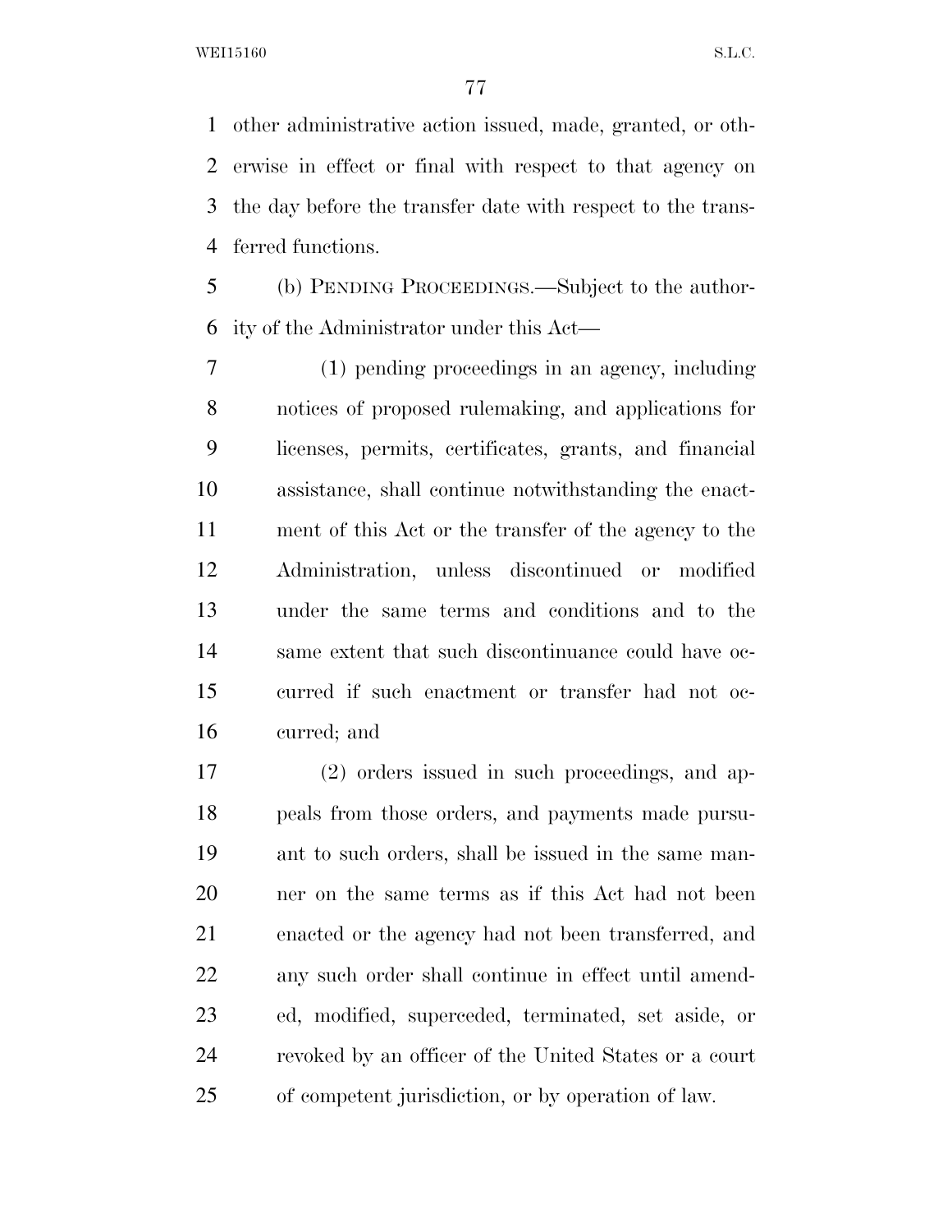other administrative action issued, made, granted, or otherwise in effect or final with respect to that agency on the day before the transfer date with respect to the transferred functions.

(b) PENDING PROCEEDINGS.—Subject to the authority of the Administrator under this Act—

(1) pending proceedings in an agency, including notices of proposed rulemaking, and applications for licenses, permits, certificates, grants, and financial assistance, shall continue notwithstanding the enactment of this Act or the transfer of the agency to the Administration, unless discontinued or modified under the same terms and conditions and to the same extent that such discontinuance could have occurred if such enactment or transfer had not occurred; and

(2) orders issued in such proceedings, and appeals from those orders, and payments made pursuant to such orders, shall be issued in the same manner on the same terms as if this Act had not been enacted or the agency had not been transferred, and any such order shall continue in effect until amended, modified, superceded, terminated, set aside, or revoked by an officer of the United States or a court of competent jurisdiction, or by operation of law.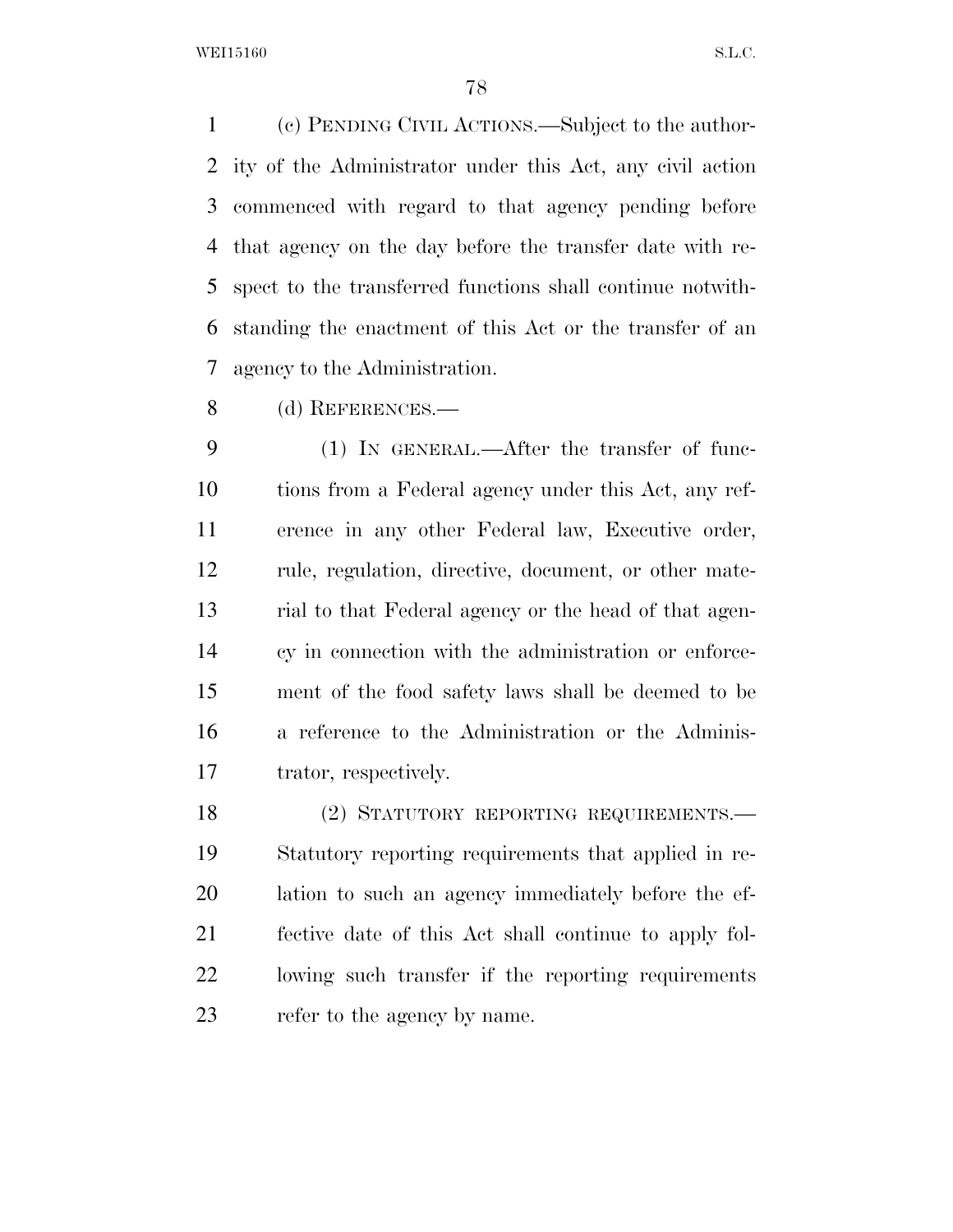(c) PENDING CIVIL ACTIONS.—Subject to the authority of the Administrator under this Act, any civil action commenced with regard to that agency pending before that agency on the day before the transfer date with respect to the transferred functions shall continue notwithstanding the enactment of this Act or the transfer of an agency to the Administration.

(d) REFERENCES.—

(1) IN GENERAL.—After the transfer of functions from a Federal agency under this Act, any reference in any other Federal law, Executive order, rule, regulation, directive, document, or other material to that Federal agency or the head of that agency in connection with the administration or enforcement of the food safety laws shall be deemed to be a reference to the Administration or the Administrator, respectively.

(2) STATUTORY REPORTING REQUIREMENTS.—Statutory reporting requirements that applied in relation to such an agency immediately before the effective date of this Act shall continue to apply following such transfer if the reporting requirements refer to the agency by name.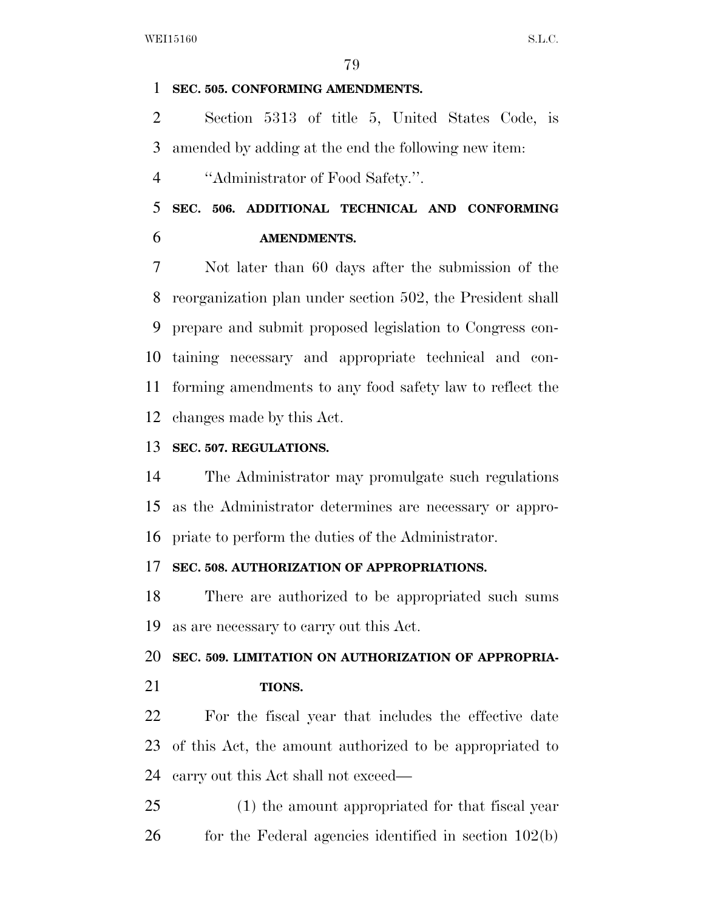**SEC. 505. CONFORMING AMENDMENTS.**

Section 5313 of title 5, United States Code, is amended by adding at the end the following new item:

''Administrator of Food Safety.''.

**SEC. 506. ADDITIONAL TECHNICAL AND CONFORMING AMENDMENTS.**

Not later than 60 days after the submission of the reorganization plan under section 502, the President shall prepare and submit proposed legislation to Congress containing necessary and appropriate technical and conforming amendments to any food safety law to reflect the changes made by this Act.

**SEC. 507. REGULATIONS.**

The Administrator may promulgate such regulations as the Administrator determines are necessary or appropriate to perform the duties of the Administrator.

**SEC. 508. AUTHORIZATION OF APPROPRIATIONS.**

There are authorized to be appropriated such sums as are necessary to carry out this Act.

**SEC. 509. LIMITATION ON AUTHORIZATION OF APPROPRIATIONS.**

For the fiscal year that includes the effective date of this Act, the amount authorized to be appropriated to carry out this Act shall not exceed—

(1) the amount appropriated for that fiscal year for the Federal agencies identified in section 102(b)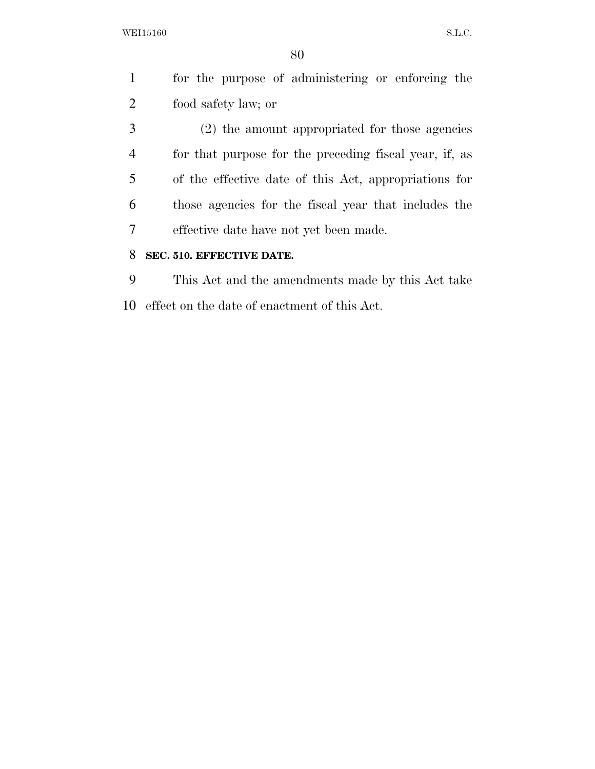for the purpose of administering or enforcing the food safety law; or

(2) the amount appropriated for those agencies for that purpose for the preceding fiscal year, if, as of the effective date of this Act, appropriations for those agencies for the fiscal year that includes the effective date have not yet been made.

**SEC. 510. EFFECTIVE DATE.**

This Act and the amendments made by this Act take effect on the date of enactment of this Act.